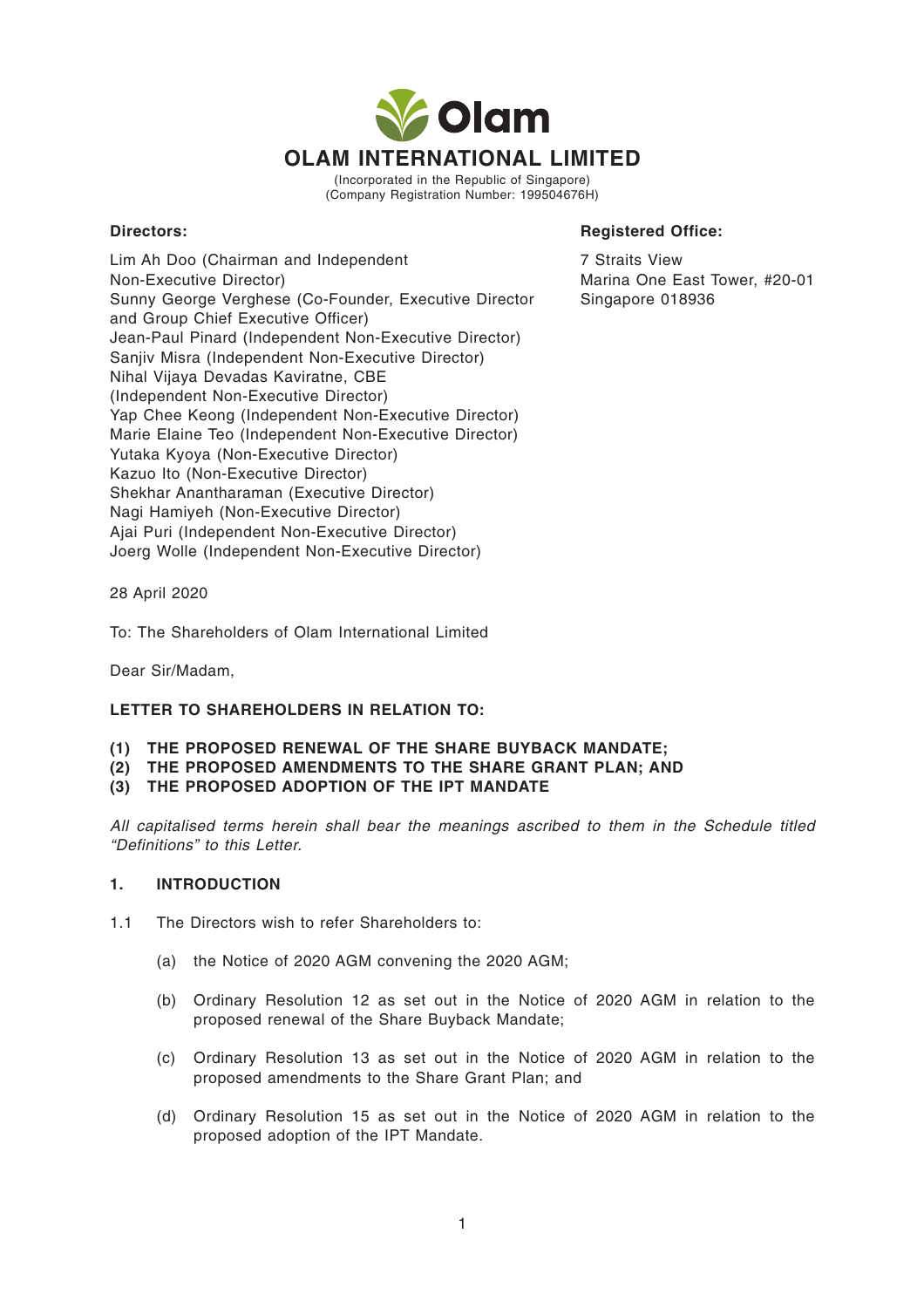# OLAM INTERNATIONAL LIMITED

(Incorporated in the Republic of Singapore)
(Company Registration Number: 199504676H)

**Directors:**

Lim Ah Doo (Chairman and Independent Non-Executive Director)
Sunny George Verghese (Co-Founder, Executive Director and Group Chief Executive Officer)
Jean-Paul Pinard (Independent Non-Executive Director)
Sanjiv Misra (Independent Non-Executive Director)
Nihal Vijaya Devadas Kaviratne, CBE (Independent Non-Executive Director)
Yap Chee Keong (Independent Non-Executive Director)
Marie Elaine Teo (Independent Non-Executive Director)
Yutaka Kyoya (Non-Executive Director)
Kazuo Ito (Non-Executive Director)
Shekhar Anantharaman (Executive Director)
Nagi Hamiyeh (Non-Executive Director)
Ajai Puri (Independent Non-Executive Director)
Joerg Wolle (Independent Non-Executive Director)

**Registered Office:**

7 Straits View
Marina One East Tower, #20-01
Singapore 018936

28 April 2020

To: The Shareholders of Olam International Limited

Dear Sir/Madam,

**LETTER TO SHAREHOLDERS IN RELATION TO:**

**(1) THE PROPOSED RENEWAL OF THE SHARE BUYBACK MANDATE;**
**(2) THE PROPOSED AMENDMENTS TO THE SHARE GRANT PLAN; AND**
**(3) THE PROPOSED ADOPTION OF THE IPT MANDATE**

*All capitalised terms herein shall bear the meanings ascribed to them in the Schedule titled "Definitions" to this Letter.*

## 1. INTRODUCTION

1.1 The Directors wish to refer Shareholders to:

(a) the Notice of 2020 AGM convening the 2020 AGM;

(b) Ordinary Resolution 12 as set out in the Notice of 2020 AGM in relation to the proposed renewal of the Share Buyback Mandate;

(c) Ordinary Resolution 13 as set out in the Notice of 2020 AGM in relation to the proposed amendments to the Share Grant Plan; and

(d) Ordinary Resolution 15 as set out in the Notice of 2020 AGM in relation to the proposed adoption of the IPT Mandate.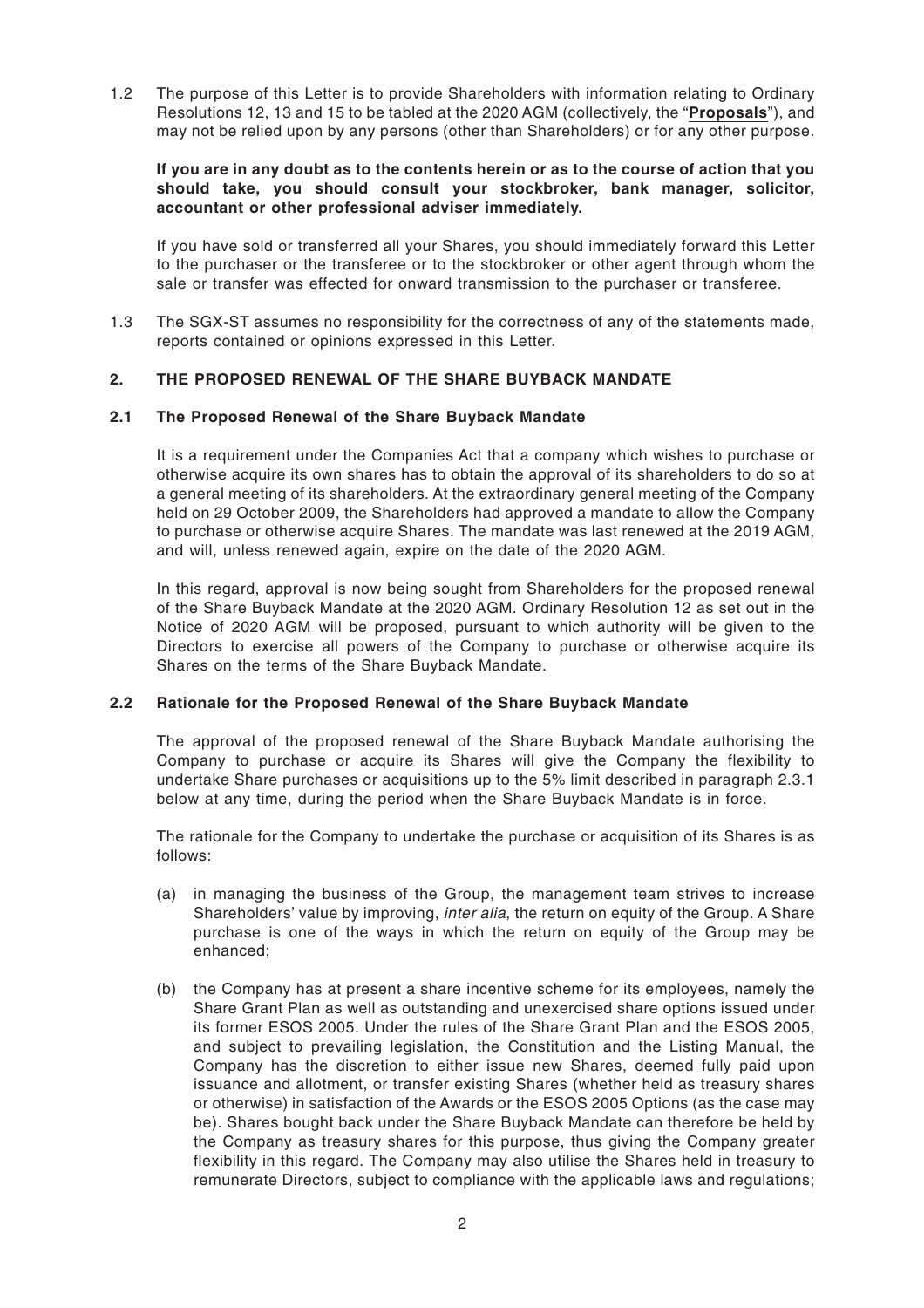1.2 The purpose of this Letter is to provide Shareholders with information relating to Ordinary Resolutions 12, 13 and 15 to be tabled at the 2020 AGM (collectively, the "**Proposals**"), and may not be relied upon by any persons (other than Shareholders) or for any other purpose.

**If you are in any doubt as to the contents herein or as to the course of action that you should take, you should consult your stockbroker, bank manager, solicitor, accountant or other professional adviser immediately.**

If you have sold or transferred all your Shares, you should immediately forward this Letter to the purchaser or the transferee or to the stockbroker or other agent through whom the sale or transfer was effected for onward transmission to the purchaser or transferee.

1.3 The SGX-ST assumes no responsibility for the correctness of any of the statements made, reports contained or opinions expressed in this Letter.

## 2. THE PROPOSED RENEWAL OF THE SHARE BUYBACK MANDATE

### 2.1 The Proposed Renewal of the Share Buyback Mandate

It is a requirement under the Companies Act that a company which wishes to purchase or otherwise acquire its own shares has to obtain the approval of its shareholders to do so at a general meeting of its shareholders. At the extraordinary general meeting of the Company held on 29 October 2009, the Shareholders had approved a mandate to allow the Company to purchase or otherwise acquire Shares. The mandate was last renewed at the 2019 AGM, and will, unless renewed again, expire on the date of the 2020 AGM.

In this regard, approval is now being sought from Shareholders for the proposed renewal of the Share Buyback Mandate at the 2020 AGM. Ordinary Resolution 12 as set out in the Notice of 2020 AGM will be proposed, pursuant to which authority will be given to the Directors to exercise all powers of the Company to purchase or otherwise acquire its Shares on the terms of the Share Buyback Mandate.

### 2.2 Rationale for the Proposed Renewal of the Share Buyback Mandate

The approval of the proposed renewal of the Share Buyback Mandate authorising the Company to purchase or acquire its Shares will give the Company the flexibility to undertake Share purchases or acquisitions up to the 5% limit described in paragraph 2.3.1 below at any time, during the period when the Share Buyback Mandate is in force.

The rationale for the Company to undertake the purchase or acquisition of its Shares is as follows:

(a) in managing the business of the Group, the management team strives to increase Shareholders' value by improving, *inter alia*, the return on equity of the Group. A Share purchase is one of the ways in which the return on equity of the Group may be enhanced;

(b) the Company has at present a share incentive scheme for its employees, namely the Share Grant Plan as well as outstanding and unexercised share options issued under its former ESOS 2005. Under the rules of the Share Grant Plan and the ESOS 2005, and subject to prevailing legislation, the Constitution and the Listing Manual, the Company has the discretion to either issue new Shares, deemed fully paid upon issuance and allotment, or transfer existing Shares (whether held as treasury shares or otherwise) in satisfaction of the Awards or the ESOS 2005 Options (as the case may be). Shares bought back under the Share Buyback Mandate can therefore be held by the Company as treasury shares for this purpose, thus giving the Company greater flexibility in this regard. The Company may also utilise the Shares held in treasury to remunerate Directors, subject to compliance with the applicable laws and regulations;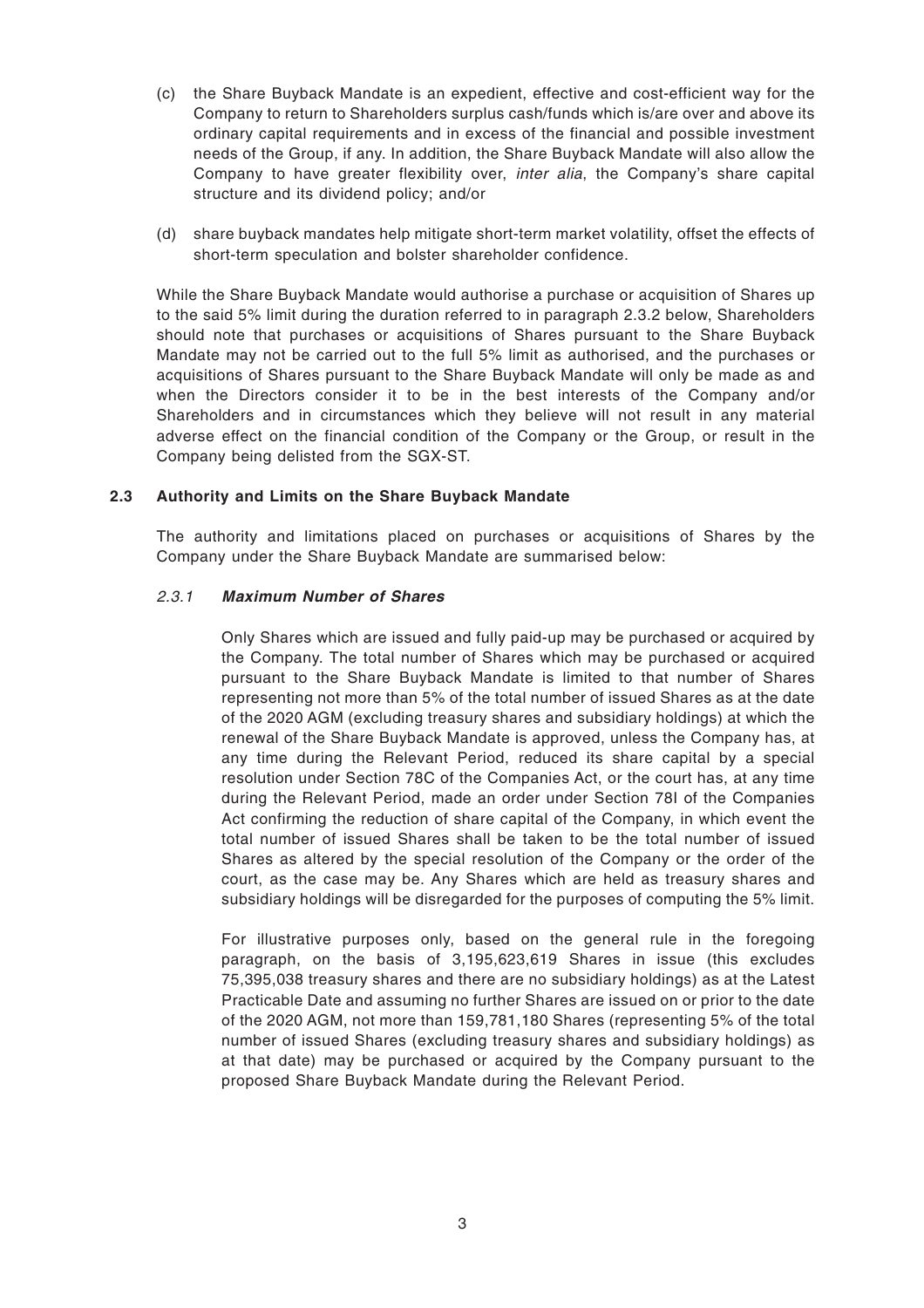(c) the Share Buyback Mandate is an expedient, effective and cost-efficient way for the Company to return to Shareholders surplus cash/funds which is/are over and above its ordinary capital requirements and in excess of the financial and possible investment needs of the Group, if any. In addition, the Share Buyback Mandate will also allow the Company to have greater flexibility over, *inter alia*, the Company's share capital structure and its dividend policy; and/or

(d) share buyback mandates help mitigate short-term market volatility, offset the effects of short-term speculation and bolster shareholder confidence.

While the Share Buyback Mandate would authorise a purchase or acquisition of Shares up to the said 5% limit during the duration referred to in paragraph 2.3.2 below, Shareholders should note that purchases or acquisitions of Shares pursuant to the Share Buyback Mandate may not be carried out to the full 5% limit as authorised, and the purchases or acquisitions of Shares pursuant to the Share Buyback Mandate will only be made as and when the Directors consider it to be in the best interests of the Company and/or Shareholders and in circumstances which they believe will not result in any material adverse effect on the financial condition of the Company or the Group, or result in the Company being delisted from the SGX-ST.

## 2.3 Authority and Limits on the Share Buyback Mandate

The authority and limitations placed on purchases or acquisitions of Shares by the Company under the Share Buyback Mandate are summarised below:

### *2.3.1* ***Maximum Number of Shares***

Only Shares which are issued and fully paid-up may be purchased or acquired by the Company. The total number of Shares which may be purchased or acquired pursuant to the Share Buyback Mandate is limited to that number of Shares representing not more than 5% of the total number of issued Shares as at the date of the 2020 AGM (excluding treasury shares and subsidiary holdings) at which the renewal of the Share Buyback Mandate is approved, unless the Company has, at any time during the Relevant Period, reduced its share capital by a special resolution under Section 78C of the Companies Act, or the court has, at any time during the Relevant Period, made an order under Section 78I of the Companies Act confirming the reduction of share capital of the Company, in which event the total number of issued Shares shall be taken to be the total number of issued Shares as altered by the special resolution of the Company or the order of the court, as the case may be. Any Shares which are held as treasury shares and subsidiary holdings will be disregarded for the purposes of computing the 5% limit.

For illustrative purposes only, based on the general rule in the foregoing paragraph, on the basis of 3,195,623,619 Shares in issue (this excludes 75,395,038 treasury shares and there are no subsidiary holdings) as at the Latest Practicable Date and assuming no further Shares are issued on or prior to the date of the 2020 AGM, not more than 159,781,180 Shares (representing 5% of the total number of issued Shares (excluding treasury shares and subsidiary holdings) as at that date) may be purchased or acquired by the Company pursuant to the proposed Share Buyback Mandate during the Relevant Period.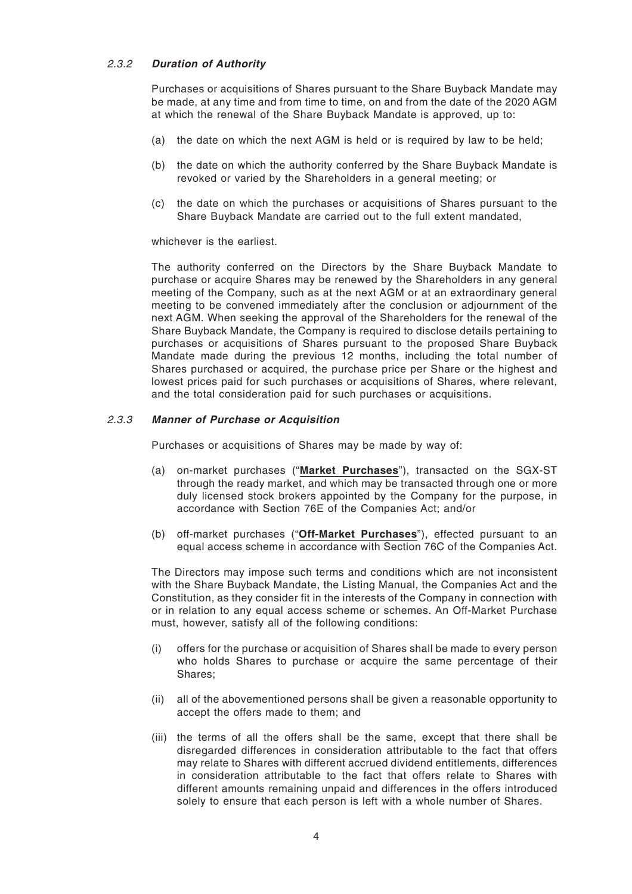#### 2.3.2 ***Duration of Authority***

Purchases or acquisitions of Shares pursuant to the Share Buyback Mandate may be made, at any time and from time to time, on and from the date of the 2020 AGM at which the renewal of the Share Buyback Mandate is approved, up to:

(a) the date on which the next AGM is held or is required by law to be held;

(b) the date on which the authority conferred by the Share Buyback Mandate is revoked or varied by the Shareholders in a general meeting; or

(c) the date on which the purchases or acquisitions of Shares pursuant to the Share Buyback Mandate are carried out to the full extent mandated,

whichever is the earliest.

The authority conferred on the Directors by the Share Buyback Mandate to purchase or acquire Shares may be renewed by the Shareholders in any general meeting of the Company, such as at the next AGM or at an extraordinary general meeting to be convened immediately after the conclusion or adjournment of the next AGM. When seeking the approval of the Shareholders for the renewal of the Share Buyback Mandate, the Company is required to disclose details pertaining to purchases or acquisitions of Shares pursuant to the proposed Share Buyback Mandate made during the previous 12 months, including the total number of Shares purchased or acquired, the purchase price per Share or the highest and lowest prices paid for such purchases or acquisitions of Shares, where relevant, and the total consideration paid for such purchases or acquisitions.

#### 2.3.3 ***Manner of Purchase or Acquisition***

Purchases or acquisitions of Shares may be made by way of:

(a) on-market purchases ("**Market Purchases**"), transacted on the SGX-ST through the ready market, and which may be transacted through one or more duly licensed stock brokers appointed by the Company for the purpose, in accordance with Section 76E of the Companies Act; and/or

(b) off-market purchases ("**Off-Market Purchases**"), effected pursuant to an equal access scheme in accordance with Section 76C of the Companies Act.

The Directors may impose such terms and conditions which are not inconsistent with the Share Buyback Mandate, the Listing Manual, the Companies Act and the Constitution, as they consider fit in the interests of the Company in connection with or in relation to any equal access scheme or schemes. An Off-Market Purchase must, however, satisfy all of the following conditions:

(i) offers for the purchase or acquisition of Shares shall be made to every person who holds Shares to purchase or acquire the same percentage of their Shares;

(ii) all of the abovementioned persons shall be given a reasonable opportunity to accept the offers made to them; and

(iii) the terms of all the offers shall be the same, except that there shall be disregarded differences in consideration attributable to the fact that offers may relate to Shares with different accrued dividend entitlements, differences in consideration attributable to the fact that offers relate to Shares with different amounts remaining unpaid and differences in the offers introduced solely to ensure that each person is left with a whole number of Shares.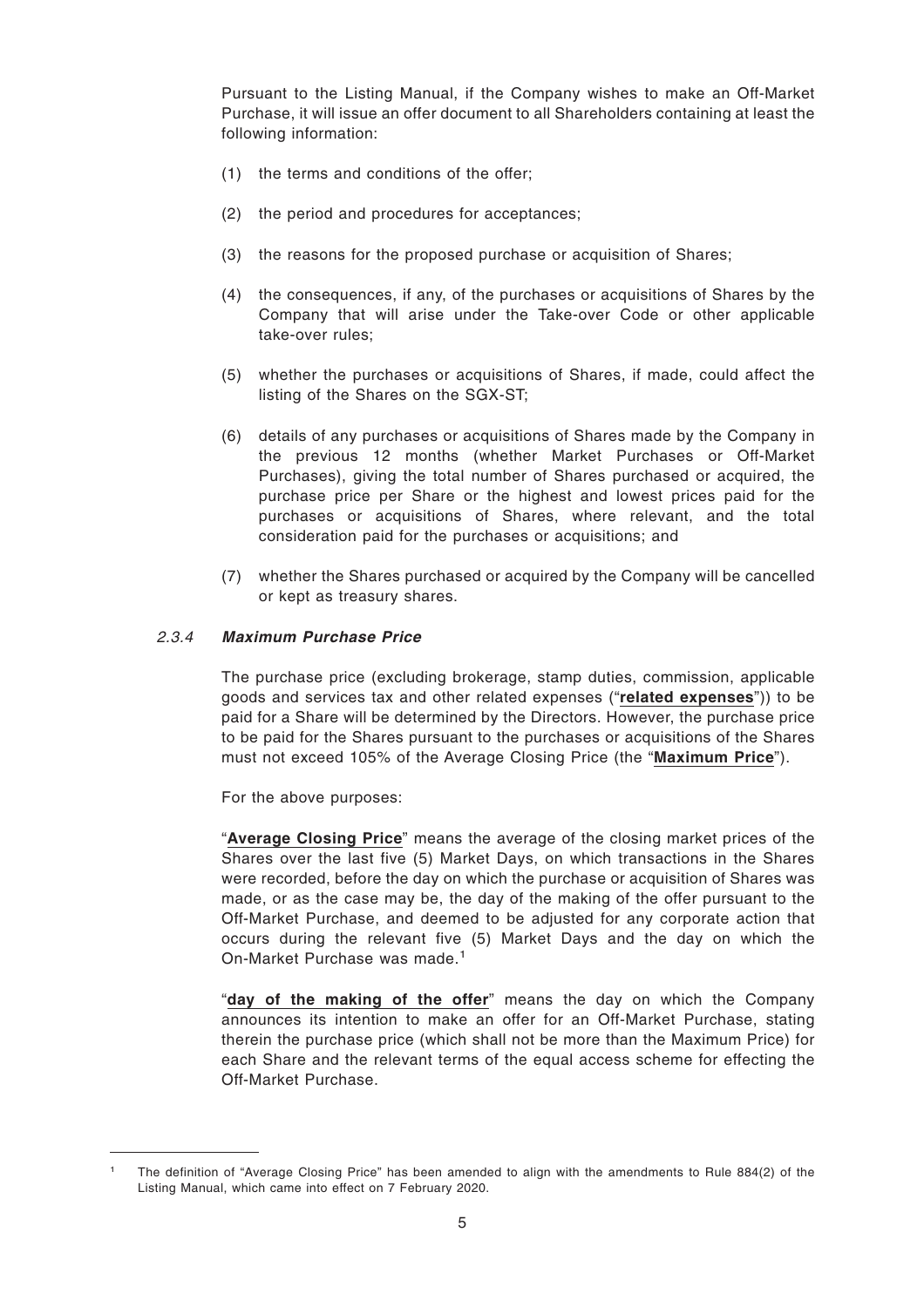Pursuant to the Listing Manual, if the Company wishes to make an Off-Market Purchase, it will issue an offer document to all Shareholders containing at least the following information:

(1) the terms and conditions of the offer;

(2) the period and procedures for acceptances;

(3) the reasons for the proposed purchase or acquisition of Shares;

(4) the consequences, if any, of the purchases or acquisitions of Shares by the Company that will arise under the Take-over Code or other applicable take-over rules;

(5) whether the purchases or acquisitions of Shares, if made, could affect the listing of the Shares on the SGX-ST;

(6) details of any purchases or acquisitions of Shares made by the Company in the previous 12 months (whether Market Purchases or Off-Market Purchases), giving the total number of Shares purchased or acquired, the purchase price per Share or the highest and lowest prices paid for the purchases or acquisitions of Shares, where relevant, and the total consideration paid for the purchases or acquisitions; and

(7) whether the Shares purchased or acquired by the Company will be cancelled or kept as treasury shares.

#### *2.3.4* ***Maximum Purchase Price***

The purchase price (excluding brokerage, stamp duties, commission, applicable goods and services tax and other related expenses ("**related expenses**")) to be paid for a Share will be determined by the Directors. However, the purchase price to be paid for the Shares pursuant to the purchases or acquisitions of the Shares must not exceed 105% of the Average Closing Price (the "**Maximum Price**").

For the above purposes:

"**Average Closing Price**" means the average of the closing market prices of the Shares over the last five (5) Market Days, on which transactions in the Shares were recorded, before the day on which the purchase or acquisition of Shares was made, or as the case may be, the day of the making of the offer pursuant to the Off-Market Purchase, and deemed to be adjusted for any corporate action that occurs during the relevant five (5) Market Days and the day on which the On-Market Purchase was made.[1]

"**day of the making of the offer**" means the day on which the Company announces its intention to make an offer for an Off-Market Purchase, stating therein the purchase price (which shall not be more than the Maximum Price) for each Share and the relevant terms of the equal access scheme for effecting the Off-Market Purchase.

---

[1] The definition of "Average Closing Price" has been amended to align with the amendments to Rule 884(2) of the Listing Manual, which came into effect on 7 February 2020.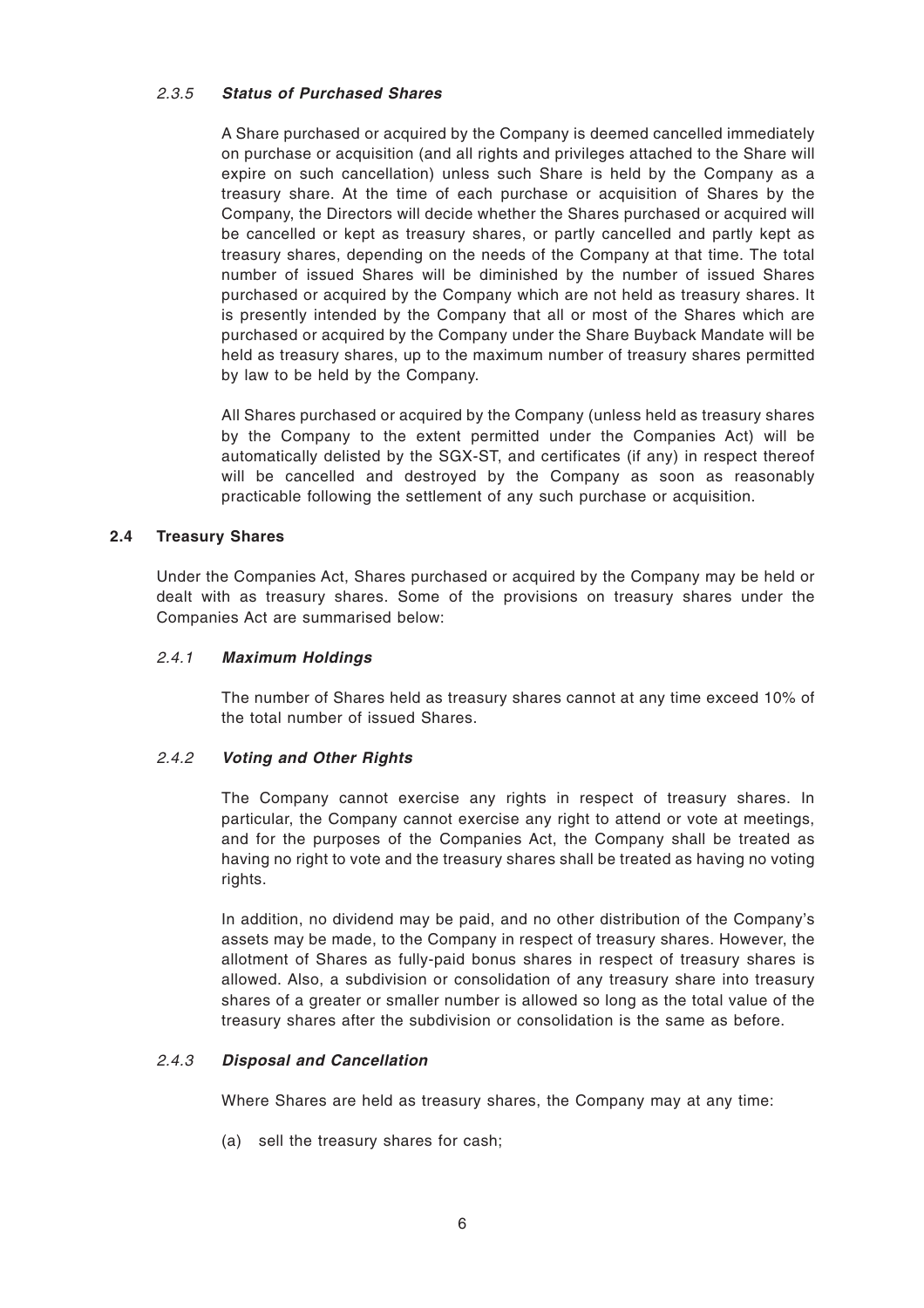#### 2.3.5 *Status of Purchased Shares*

A Share purchased or acquired by the Company is deemed cancelled immediately on purchase or acquisition (and all rights and privileges attached to the Share will expire on such cancellation) unless such Share is held by the Company as a treasury share. At the time of each purchase or acquisition of Shares by the Company, the Directors will decide whether the Shares purchased or acquired will be cancelled or kept as treasury shares, or partly cancelled and partly kept as treasury shares, depending on the needs of the Company at that time. The total number of issued Shares will be diminished by the number of issued Shares purchased or acquired by the Company which are not held as treasury shares. It is presently intended by the Company that all or most of the Shares which are purchased or acquired by the Company under the Share Buyback Mandate will be held as treasury shares, up to the maximum number of treasury shares permitted by law to be held by the Company.

All Shares purchased or acquired by the Company (unless held as treasury shares by the Company to the extent permitted under the Companies Act) will be automatically delisted by the SGX-ST, and certificates (if any) in respect thereof will be cancelled and destroyed by the Company as soon as reasonably practicable following the settlement of any such purchase or acquisition.

### 2.4 Treasury Shares

Under the Companies Act, Shares purchased or acquired by the Company may be held or dealt with as treasury shares. Some of the provisions on treasury shares under the Companies Act are summarised below:

#### 2.4.1 *Maximum Holdings*

The number of Shares held as treasury shares cannot at any time exceed 10% of the total number of issued Shares.

#### 2.4.2 *Voting and Other Rights*

The Company cannot exercise any rights in respect of treasury shares. In particular, the Company cannot exercise any right to attend or vote at meetings, and for the purposes of the Companies Act, the Company shall be treated as having no right to vote and the treasury shares shall be treated as having no voting rights.

In addition, no dividend may be paid, and no other distribution of the Company's assets may be made, to the Company in respect of treasury shares. However, the allotment of Shares as fully-paid bonus shares in respect of treasury shares is allowed. Also, a subdivision or consolidation of any treasury share into treasury shares of a greater or smaller number is allowed so long as the total value of the treasury shares after the subdivision or consolidation is the same as before.

#### 2.4.3 *Disposal and Cancellation*

Where Shares are held as treasury shares, the Company may at any time:

(a) sell the treasury shares for cash;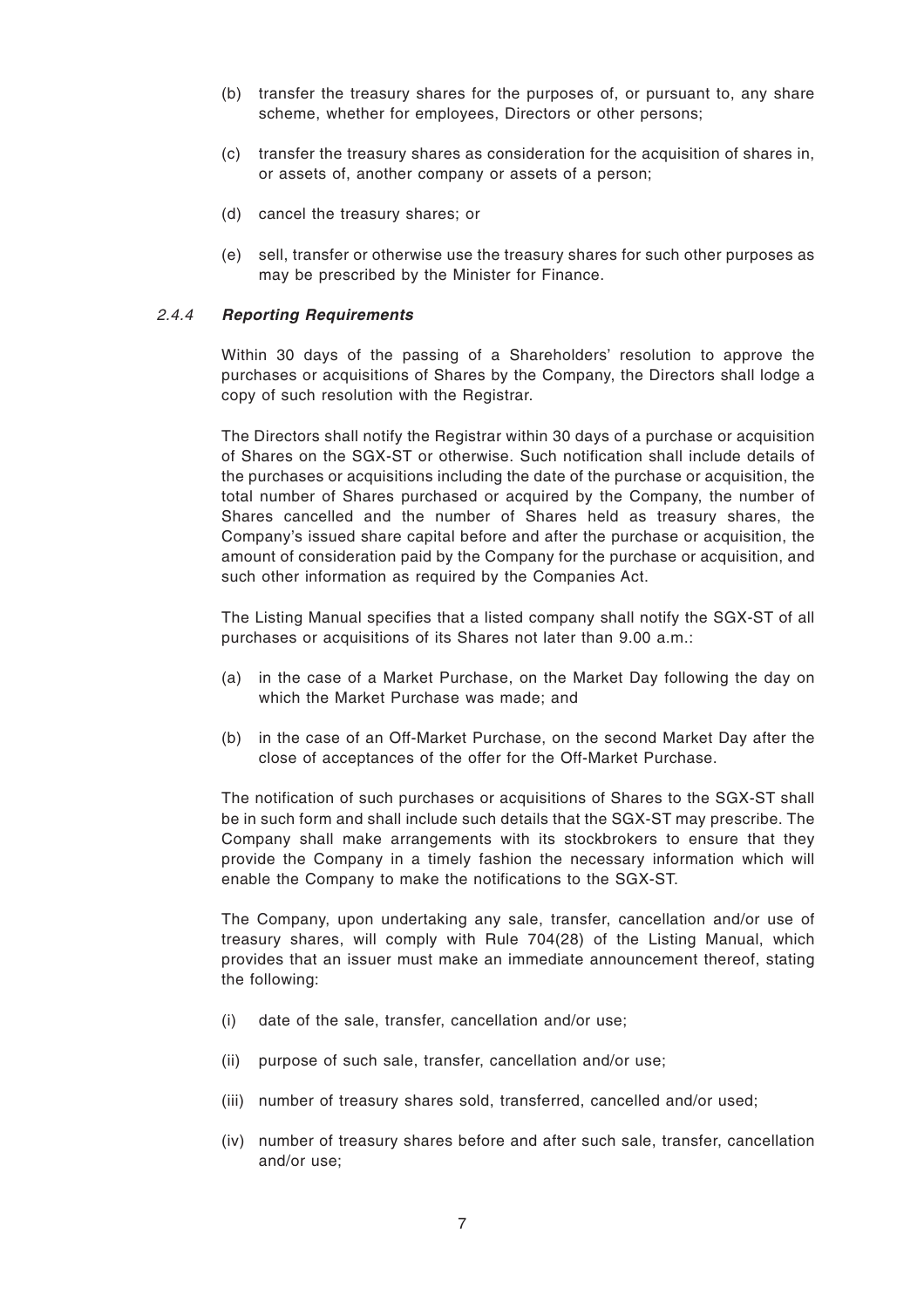(b) transfer the treasury shares for the purposes of, or pursuant to, any share scheme, whether for employees, Directors or other persons;

(c) transfer the treasury shares as consideration for the acquisition of shares in, or assets of, another company or assets of a person;

(d) cancel the treasury shares; or

(e) sell, transfer or otherwise use the treasury shares for such other purposes as may be prescribed by the Minister for Finance.

#### *2.4.4* ***Reporting Requirements***

Within 30 days of the passing of a Shareholders' resolution to approve the purchases or acquisitions of Shares by the Company, the Directors shall lodge a copy of such resolution with the Registrar.

The Directors shall notify the Registrar within 30 days of a purchase or acquisition of Shares on the SGX-ST or otherwise. Such notification shall include details of the purchases or acquisitions including the date of the purchase or acquisition, the total number of Shares purchased or acquired by the Company, the number of Shares cancelled and the number of Shares held as treasury shares, the Company's issued share capital before and after the purchase or acquisition, the amount of consideration paid by the Company for the purchase or acquisition, and such other information as required by the Companies Act.

The Listing Manual specifies that a listed company shall notify the SGX-ST of all purchases or acquisitions of its Shares not later than 9.00 a.m.:

(a) in the case of a Market Purchase, on the Market Day following the day on which the Market Purchase was made; and

(b) in the case of an Off-Market Purchase, on the second Market Day after the close of acceptances of the offer for the Off-Market Purchase.

The notification of such purchases or acquisitions of Shares to the SGX-ST shall be in such form and shall include such details that the SGX-ST may prescribe. The Company shall make arrangements with its stockbrokers to ensure that they provide the Company in a timely fashion the necessary information which will enable the Company to make the notifications to the SGX-ST.

The Company, upon undertaking any sale, transfer, cancellation and/or use of treasury shares, will comply with Rule 704(28) of the Listing Manual, which provides that an issuer must make an immediate announcement thereof, stating the following:

(i) date of the sale, transfer, cancellation and/or use;

(ii) purpose of such sale, transfer, cancellation and/or use;

(iii) number of treasury shares sold, transferred, cancelled and/or used;

(iv) number of treasury shares before and after such sale, transfer, cancellation and/or use;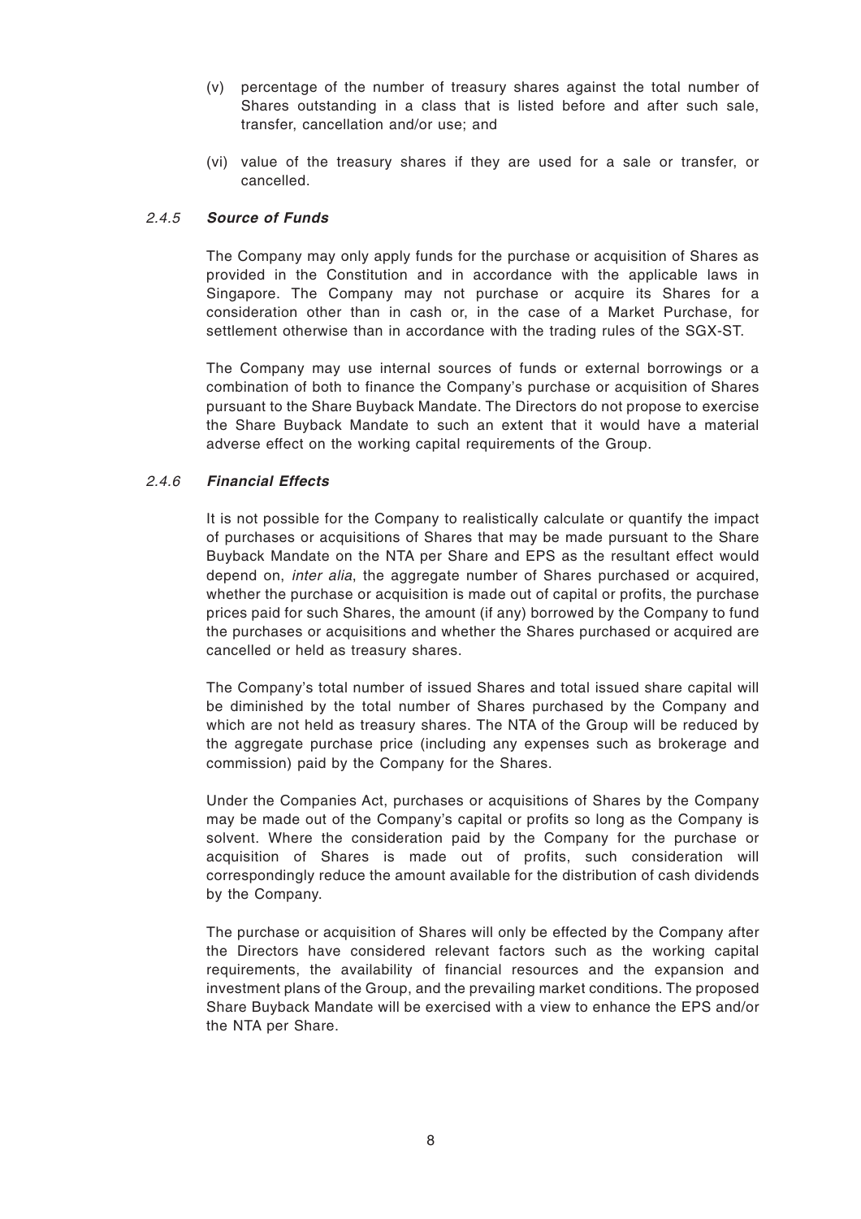(v) percentage of the number of treasury shares against the total number of Shares outstanding in a class that is listed before and after such sale, transfer, cancellation and/or use; and

(vi) value of the treasury shares if they are used for a sale or transfer, or cancelled.

#### *2.4.5* ***Source of Funds***

The Company may only apply funds for the purchase or acquisition of Shares as provided in the Constitution and in accordance with the applicable laws in Singapore. The Company may not purchase or acquire its Shares for a consideration other than in cash or, in the case of a Market Purchase, for settlement otherwise than in accordance with the trading rules of the SGX-ST.

The Company may use internal sources of funds or external borrowings or a combination of both to finance the Company's purchase or acquisition of Shares pursuant to the Share Buyback Mandate. The Directors do not propose to exercise the Share Buyback Mandate to such an extent that it would have a material adverse effect on the working capital requirements of the Group.

#### *2.4.6* ***Financial Effects***

It is not possible for the Company to realistically calculate or quantify the impact of purchases or acquisitions of Shares that may be made pursuant to the Share Buyback Mandate on the NTA per Share and EPS as the resultant effect would depend on, *inter alia*, the aggregate number of Shares purchased or acquired, whether the purchase or acquisition is made out of capital or profits, the purchase prices paid for such Shares, the amount (if any) borrowed by the Company to fund the purchases or acquisitions and whether the Shares purchased or acquired are cancelled or held as treasury shares.

The Company's total number of issued Shares and total issued share capital will be diminished by the total number of Shares purchased by the Company and which are not held as treasury shares. The NTA of the Group will be reduced by the aggregate purchase price (including any expenses such as brokerage and commission) paid by the Company for the Shares.

Under the Companies Act, purchases or acquisitions of Shares by the Company may be made out of the Company's capital or profits so long as the Company is solvent. Where the consideration paid by the Company for the purchase or acquisition of Shares is made out of profits, such consideration will correspondingly reduce the amount available for the distribution of cash dividends by the Company.

The purchase or acquisition of Shares will only be effected by the Company after the Directors have considered relevant factors such as the working capital requirements, the availability of financial resources and the expansion and investment plans of the Group, and the prevailing market conditions. The proposed Share Buyback Mandate will be exercised with a view to enhance the EPS and/or the NTA per Share.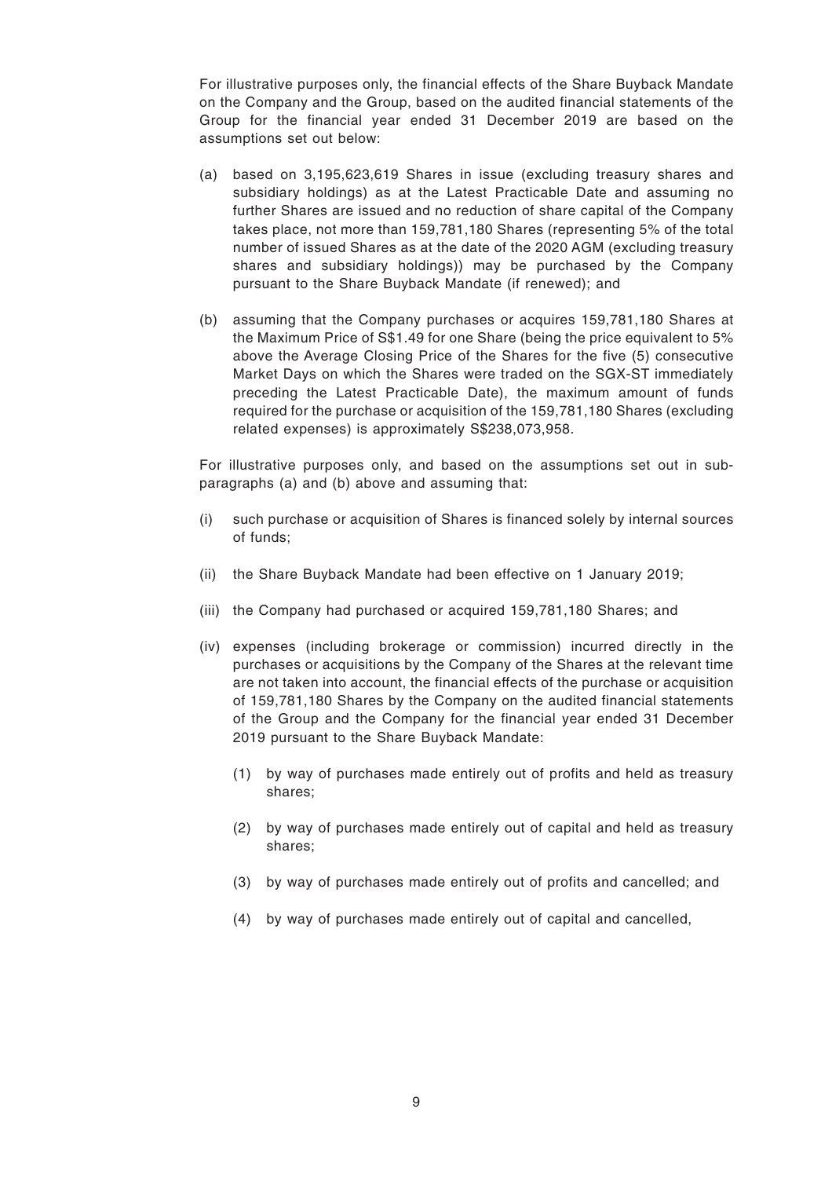For illustrative purposes only, the financial effects of the Share Buyback Mandate on the Company and the Group, based on the audited financial statements of the Group for the financial year ended 31 December 2019 are based on the assumptions set out below:

(a) based on 3,195,623,619 Shares in issue (excluding treasury shares and subsidiary holdings) as at the Latest Practicable Date and assuming no further Shares are issued and no reduction of share capital of the Company takes place, not more than 159,781,180 Shares (representing 5% of the total number of issued Shares as at the date of the 2020 AGM (excluding treasury shares and subsidiary holdings)) may be purchased by the Company pursuant to the Share Buyback Mandate (if renewed); and

(b) assuming that the Company purchases or acquires 159,781,180 Shares at the Maximum Price of S$1.49 for one Share (being the price equivalent to 5% above the Average Closing Price of the Shares for the five (5) consecutive Market Days on which the Shares were traded on the SGX-ST immediately preceding the Latest Practicable Date), the maximum amount of funds required for the purchase or acquisition of the 159,781,180 Shares (excluding related expenses) is approximately S$238,073,958.

For illustrative purposes only, and based on the assumptions set out in sub-paragraphs (a) and (b) above and assuming that:

(i) such purchase or acquisition of Shares is financed solely by internal sources of funds;

(ii) the Share Buyback Mandate had been effective on 1 January 2019;

(iii) the Company had purchased or acquired 159,781,180 Shares; and

(iv) expenses (including brokerage or commission) incurred directly in the purchases or acquisitions by the Company of the Shares at the relevant time are not taken into account, the financial effects of the purchase or acquisition of 159,781,180 Shares by the Company on the audited financial statements of the Group and the Company for the financial year ended 31 December 2019 pursuant to the Share Buyback Mandate:

   (1) by way of purchases made entirely out of profits and held as treasury shares;

   (2) by way of purchases made entirely out of capital and held as treasury shares;

   (3) by way of purchases made entirely out of profits and cancelled; and

   (4) by way of purchases made entirely out of capital and cancelled,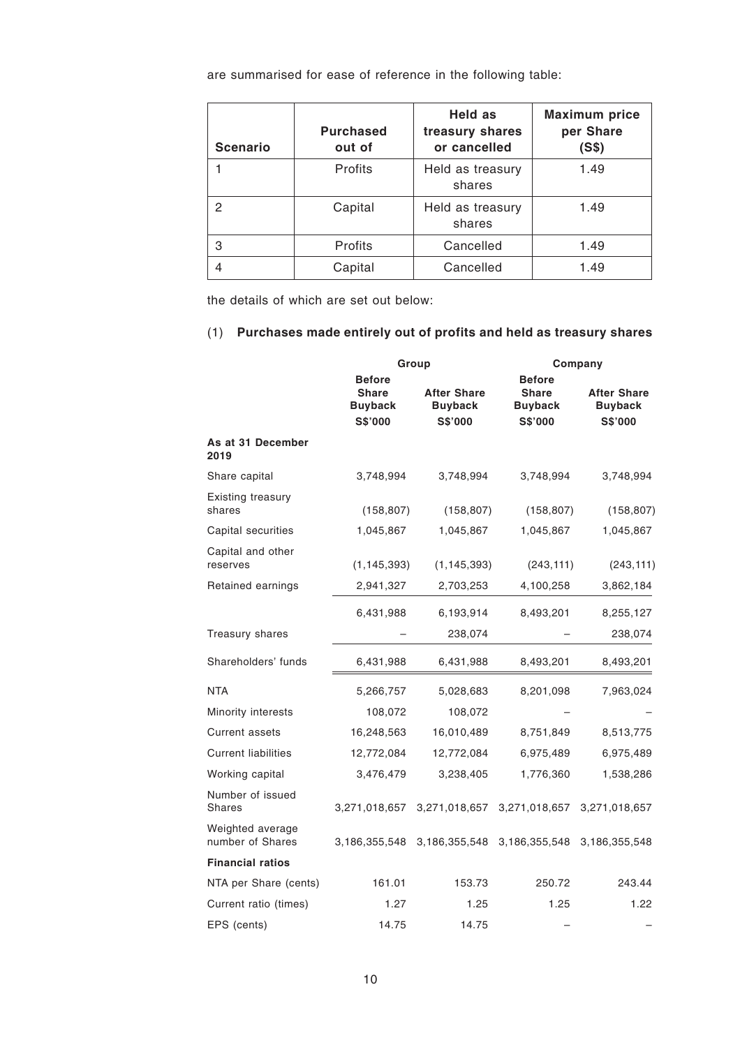are summarised for ease of reference in the following table:

| Scenario | Purchased out of | Held as treasury shares or cancelled | Maximum price per Share (S$) |
|---|---|---|---|
| 1 | Profits | Held as treasury shares | 1.49 |
| 2 | Capital | Held as treasury shares | 1.49 |
| 3 | Profits | Cancelled | 1.49 |
| 4 | Capital | Cancelled | 1.49 |

the details of which are set out below:

(1) **Purchases made entirely out of profits and held as treasury shares**

| | Group | | Company | |
|---|---|---|---|---|
| | Before Share Buyback S$'000 | After Share Buyback S$'000 | Before Share Buyback S$'000 | After Share Buyback S$'000 |
| **As at 31 December 2019** | | | | |
| Share capital | 3,748,994 | 3,748,994 | 3,748,994 | 3,748,994 |
| Existing treasury shares | (158,807) | (158,807) | (158,807) | (158,807) |
| Capital securities | 1,045,867 | 1,045,867 | 1,045,867 | 1,045,867 |
| Capital and other reserves | (1,145,393) | (1,145,393) | (243,111) | (243,111) |
| Retained earnings | 2,941,327 | 2,703,253 | 4,100,258 | 3,862,184 |
| | 6,431,988 | 6,193,914 | 8,493,201 | 8,255,127 |
| Treasury shares | – | 238,074 | – | 238,074 |
| Shareholders' funds | 6,431,988 | 6,431,988 | 8,493,201 | 8,493,201 |
| NTA | 5,266,757 | 5,028,683 | 8,201,098 | 7,963,024 |
| Minority interests | 108,072 | 108,072 | – | – |
| Current assets | 16,248,563 | 16,010,489 | 8,751,849 | 8,513,775 |
| Current liabilities | 12,772,084 | 12,772,084 | 6,975,489 | 6,975,489 |
| Working capital | 3,476,479 | 3,238,405 | 1,776,360 | 1,538,286 |
| Number of issued Shares | 3,271,018,657 | 3,271,018,657 | 3,271,018,657 | 3,271,018,657 |
| Weighted average number of Shares | 3,186,355,548 | 3,186,355,548 | 3,186,355,548 | 3,186,355,548 |
| **Financial ratios** | | | | |
| NTA per Share (cents) | 161.01 | 153.73 | 250.72 | 243.44 |
| Current ratio (times) | 1.27 | 1.25 | 1.25 | 1.22 |
| EPS (cents) | 14.75 | 14.75 | – | – |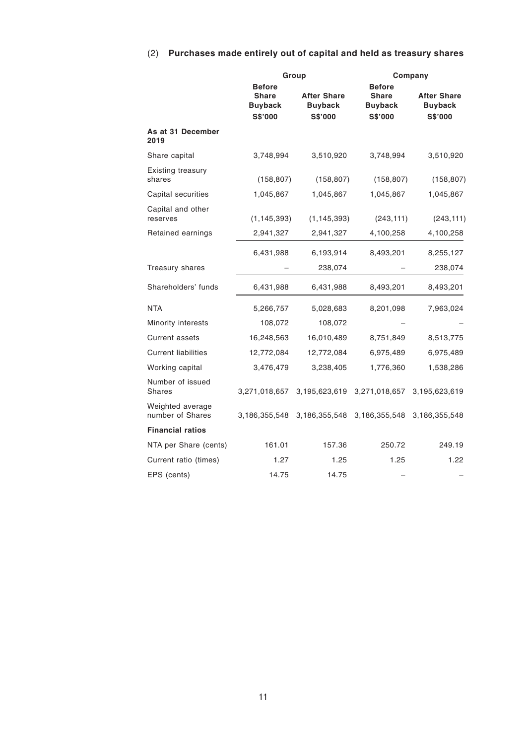(2) **Purchases made entirely out of capital and held as treasury shares**

| | Group | | Company | |
|---|---|---|---|---|
| | **Before Share Buyback** | **After Share Buyback** | **Before Share Buyback** | **After Share Buyback** |
| | **S$'000** | **S$'000** | **S$'000** | **S$'000** |
| **As at 31 December 2019** | | | | |
| Share capital | 3,748,994 | 3,510,920 | 3,748,994 | 3,510,920 |
| Existing treasury shares | (158,807) | (158,807) | (158,807) | (158,807) |
| Capital securities | 1,045,867 | 1,045,867 | 1,045,867 | 1,045,867 |
| Capital and other reserves | (1,145,393) | (1,145,393) | (243,111) | (243,111) |
| Retained earnings | 2,941,327 | 2,941,327 | 4,100,258 | 4,100,258 |
| | 6,431,988 | 6,193,914 | 8,493,201 | 8,255,127 |
| Treasury shares | – | 238,074 | – | 238,074 |
| Shareholders' funds | 6,431,988 | 6,431,988 | 8,493,201 | 8,493,201 |
| NTA | 5,266,757 | 5,028,683 | 8,201,098 | 7,963,024 |
| Minority interests | 108,072 | 108,072 | – | – |
| Current assets | 16,248,563 | 16,010,489 | 8,751,849 | 8,513,775 |
| Current liabilities | 12,772,084 | 12,772,084 | 6,975,489 | 6,975,489 |
| Working capital | 3,476,479 | 3,238,405 | 1,776,360 | 1,538,286 |
| Number of issued Shares | 3,271,018,657 | 3,195,623,619 | 3,271,018,657 | 3,195,623,619 |
| Weighted average number of Shares | 3,186,355,548 | 3,186,355,548 | 3,186,355,548 | 3,186,355,548 |
| **Financial ratios** | | | | |
| NTA per Share (cents) | 161.01 | 157.36 | 250.72 | 249.19 |
| Current ratio (times) | 1.27 | 1.25 | 1.25 | 1.22 |
| EPS (cents) | 14.75 | 14.75 | – | – |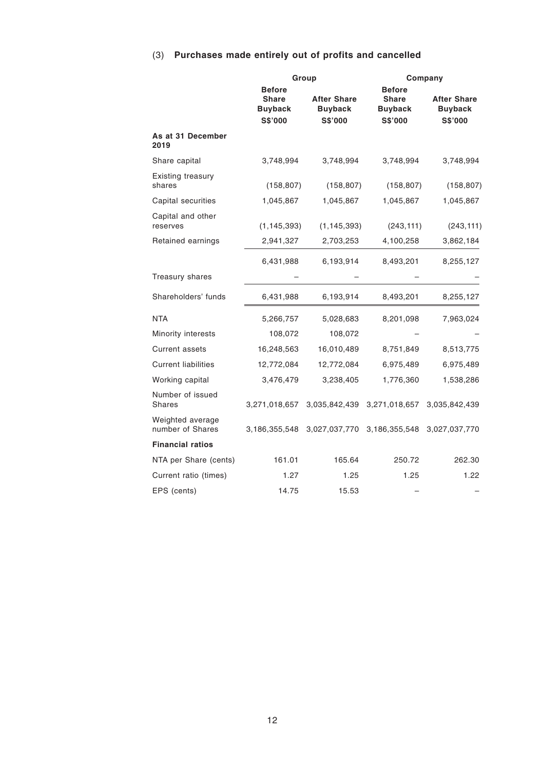## (3) Purchases made entirely out of profits and cancelled

| | Group | | Company | |
|---|---|---|---|---|
| | Before Share Buyback S$'000 | After Share Buyback S$'000 | Before Share Buyback S$'000 | After Share Buyback S$'000 |
| **As at 31 December 2019** | | | | |
| Share capital | 3,748,994 | 3,748,994 | 3,748,994 | 3,748,994 |
| Existing treasury shares | (158,807) | (158,807) | (158,807) | (158,807) |
| Capital securities | 1,045,867 | 1,045,867 | 1,045,867 | 1,045,867 |
| Capital and other reserves | (1,145,393) | (1,145,393) | (243,111) | (243,111) |
| Retained earnings | 2,941,327 | 2,703,253 | 4,100,258 | 3,862,184 |
| | 6,431,988 | 6,193,914 | 8,493,201 | 8,255,127 |
| Treasury shares | – | – | – | – |
| Shareholders' funds | 6,431,988 | 6,193,914 | 8,493,201 | 8,255,127 |
| NTA | 5,266,757 | 5,028,683 | 8,201,098 | 7,963,024 |
| Minority interests | 108,072 | 108,072 | – | – |
| Current assets | 16,248,563 | 16,010,489 | 8,751,849 | 8,513,775 |
| Current liabilities | 12,772,084 | 12,772,084 | 6,975,489 | 6,975,489 |
| Working capital | 3,476,479 | 3,238,405 | 1,776,360 | 1,538,286 |
| Number of issued Shares | 3,271,018,657 | 3,035,842,439 | 3,271,018,657 | 3,035,842,439 |
| Weighted average number of Shares | 3,186,355,548 | 3,027,037,770 | 3,186,355,548 | 3,027,037,770 |
| **Financial ratios** | | | | |
| NTA per Share (cents) | 161.01 | 165.64 | 250.72 | 262.30 |
| Current ratio (times) | 1.27 | 1.25 | 1.25 | 1.22 |
| EPS (cents) | 14.75 | 15.53 | – | – |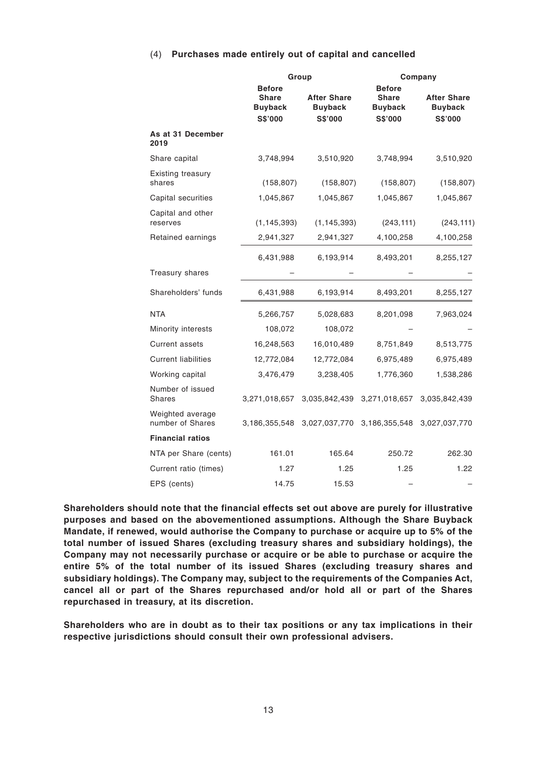#### (4) **Purchases made entirely out of capital and cancelled**

| | Group | | Company | |
|---|---|---|---|---|
| | **Before Share Buyback** | **After Share Buyback** | **Before Share Buyback** | **After Share Buyback** |
| | **S$'000** | **S$'000** | **S$'000** | **S$'000** |
| **As at 31 December 2019** | | | | |
| Share capital | 3,748,994 | 3,510,920 | 3,748,994 | 3,510,920 |
| Existing treasury shares | (158,807) | (158,807) | (158,807) | (158,807) |
| Capital securities | 1,045,867 | 1,045,867 | 1,045,867 | 1,045,867 |
| Capital and other reserves | (1,145,393) | (1,145,393) | (243,111) | (243,111) |
| Retained earnings | 2,941,327 | 2,941,327 | 4,100,258 | 4,100,258 |
| | 6,431,988 | 6,193,914 | 8,493,201 | 8,255,127 |
| Treasury shares | – | – | – | – |
| Shareholders' funds | 6,431,988 | 6,193,914 | 8,493,201 | 8,255,127 |
| NTA | 5,266,757 | 5,028,683 | 8,201,098 | 7,963,024 |
| Minority interests | 108,072 | 108,072 | – | – |
| Current assets | 16,248,563 | 16,010,489 | 8,751,849 | 8,513,775 |
| Current liabilities | 12,772,084 | 12,772,084 | 6,975,489 | 6,975,489 |
| Working capital | 3,476,479 | 3,238,405 | 1,776,360 | 1,538,286 |
| Number of issued Shares | 3,271,018,657 | 3,035,842,439 | 3,271,018,657 | 3,035,842,439 |
| Weighted average number of Shares | 3,186,355,548 | 3,027,037,770 | 3,186,355,548 | 3,027,037,770 |
| **Financial ratios** | | | | |
| NTA per Share (cents) | 161.01 | 165.64 | 250.72 | 262.30 |
| Current ratio (times) | 1.27 | 1.25 | 1.25 | 1.22 |
| EPS (cents) | 14.75 | 15.53 | – | – |

**Shareholders should note that the financial effects set out above are purely for illustrative purposes and based on the abovementioned assumptions. Although the Share Buyback Mandate, if renewed, would authorise the Company to purchase or acquire up to 5% of the total number of issued Shares (excluding treasury shares and subsidiary holdings), the Company may not necessarily purchase or acquire or be able to purchase or acquire the entire 5% of the total number of its issued Shares (excluding treasury shares and subsidiary holdings). The Company may, subject to the requirements of the Companies Act, cancel all or part of the Shares repurchased and/or hold all or part of the Shares repurchased in treasury, at its discretion.**

**Shareholders who are in doubt as to their tax positions or any tax implications in their respective jurisdictions should consult their own professional advisers.**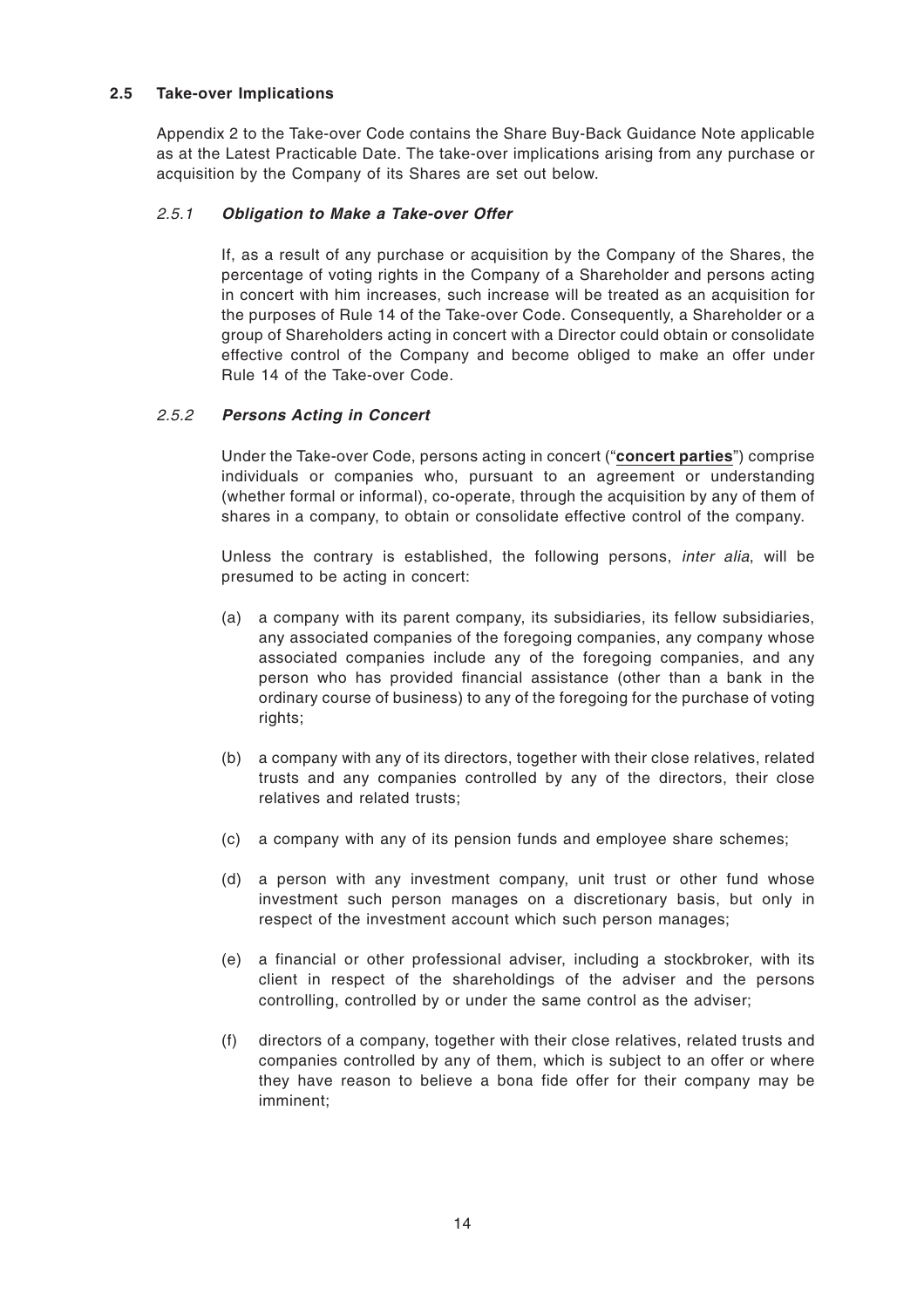### 2.5 Take-over Implications

Appendix 2 to the Take-over Code contains the Share Buy-Back Guidance Note applicable as at the Latest Practicable Date. The take-over implications arising from any purchase or acquisition by the Company of its Shares are set out below.

#### *2.5.1 Obligation to Make a Take-over Offer*

If, as a result of any purchase or acquisition by the Company of the Shares, the percentage of voting rights in the Company of a Shareholder and persons acting in concert with him increases, such increase will be treated as an acquisition for the purposes of Rule 14 of the Take-over Code. Consequently, a Shareholder or a group of Shareholders acting in concert with a Director could obtain or consolidate effective control of the Company and become obliged to make an offer under Rule 14 of the Take-over Code.

#### *2.5.2 Persons Acting in Concert*

Under the Take-over Code, persons acting in concert ("**concert parties**") comprise individuals or companies who, pursuant to an agreement or understanding (whether formal or informal), co-operate, through the acquisition by any of them of shares in a company, to obtain or consolidate effective control of the company.

Unless the contrary is established, the following persons, *inter alia*, will be presumed to be acting in concert:

(a) a company with its parent company, its subsidiaries, its fellow subsidiaries, any associated companies of the foregoing companies, any company whose associated companies include any of the foregoing companies, and any person who has provided financial assistance (other than a bank in the ordinary course of business) to any of the foregoing for the purchase of voting rights;

(b) a company with any of its directors, together with their close relatives, related trusts and any companies controlled by any of the directors, their close relatives and related trusts;

(c) a company with any of its pension funds and employee share schemes;

(d) a person with any investment company, unit trust or other fund whose investment such person manages on a discretionary basis, but only in respect of the investment account which such person manages;

(e) a financial or other professional adviser, including a stockbroker, with its client in respect of the shareholdings of the adviser and the persons controlling, controlled by or under the same control as the adviser;

(f) directors of a company, together with their close relatives, related trusts and companies controlled by any of them, which is subject to an offer or where they have reason to believe a bona fide offer for their company may be imminent;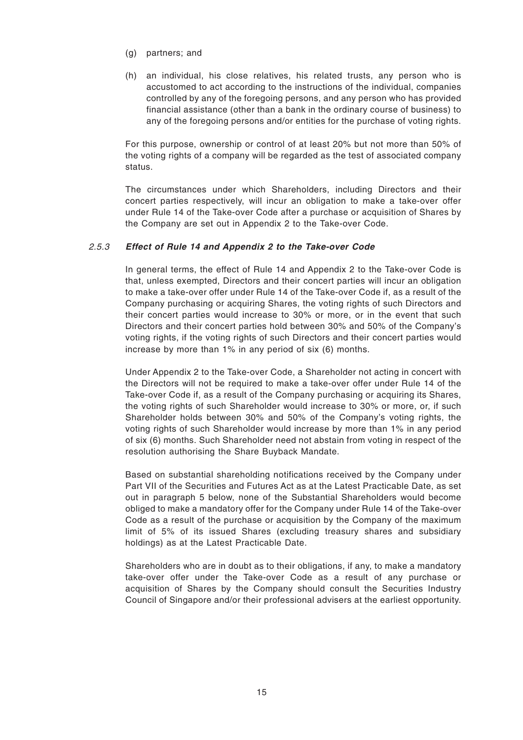(g) partners; and

(h) an individual, his close relatives, his related trusts, any person who is accustomed to act according to the instructions of the individual, companies controlled by any of the foregoing persons, and any person who has provided financial assistance (other than a bank in the ordinary course of business) to any of the foregoing persons and/or entities for the purchase of voting rights.

For this purpose, ownership or control of at least 20% but not more than 50% of the voting rights of a company will be regarded as the test of associated company status.

The circumstances under which Shareholders, including Directors and their concert parties respectively, will incur an obligation to make a take-over offer under Rule 14 of the Take-over Code after a purchase or acquisition of Shares by the Company are set out in Appendix 2 to the Take-over Code.

#### *2.5.3* ***Effect of Rule 14 and Appendix 2 to the Take-over Code***

In general terms, the effect of Rule 14 and Appendix 2 to the Take-over Code is that, unless exempted, Directors and their concert parties will incur an obligation to make a take-over offer under Rule 14 of the Take-over Code if, as a result of the Company purchasing or acquiring Shares, the voting rights of such Directors and their concert parties would increase to 30% or more, or in the event that such Directors and their concert parties hold between 30% and 50% of the Company's voting rights, if the voting rights of such Directors and their concert parties would increase by more than 1% in any period of six (6) months.

Under Appendix 2 to the Take-over Code, a Shareholder not acting in concert with the Directors will not be required to make a take-over offer under Rule 14 of the Take-over Code if, as a result of the Company purchasing or acquiring its Shares, the voting rights of such Shareholder would increase to 30% or more, or, if such Shareholder holds between 30% and 50% of the Company's voting rights, the voting rights of such Shareholder would increase by more than 1% in any period of six (6) months. Such Shareholder need not abstain from voting in respect of the resolution authorising the Share Buyback Mandate.

Based on substantial shareholding notifications received by the Company under Part VII of the Securities and Futures Act as at the Latest Practicable Date, as set out in paragraph 5 below, none of the Substantial Shareholders would become obliged to make a mandatory offer for the Company under Rule 14 of the Take-over Code as a result of the purchase or acquisition by the Company of the maximum limit of 5% of its issued Shares (excluding treasury shares and subsidiary holdings) as at the Latest Practicable Date.

Shareholders who are in doubt as to their obligations, if any, to make a mandatory take-over offer under the Take-over Code as a result of any purchase or acquisition of Shares by the Company should consult the Securities Industry Council of Singapore and/or their professional advisers at the earliest opportunity.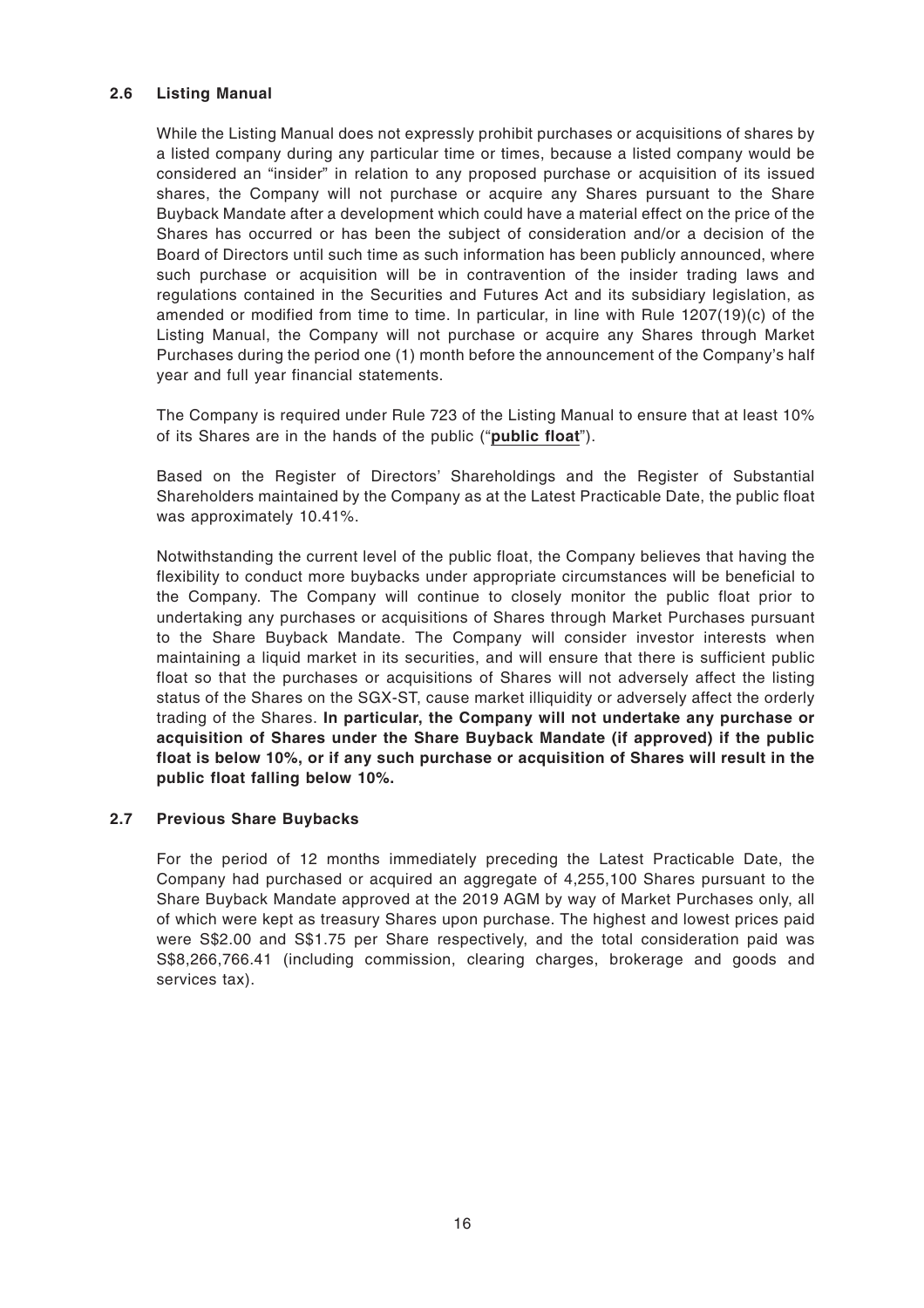### 2.6 Listing Manual

While the Listing Manual does not expressly prohibit purchases or acquisitions of shares by a listed company during any particular time or times, because a listed company would be considered an "insider" in relation to any proposed purchase or acquisition of its issued shares, the Company will not purchase or acquire any Shares pursuant to the Share Buyback Mandate after a development which could have a material effect on the price of the Shares has occurred or has been the subject of consideration and/or a decision of the Board of Directors until such time as such information has been publicly announced, where such purchase or acquisition will be in contravention of the insider trading laws and regulations contained in the Securities and Futures Act and its subsidiary legislation, as amended or modified from time to time. In particular, in line with Rule 1207(19)(c) of the Listing Manual, the Company will not purchase or acquire any Shares through Market Purchases during the period one (1) month before the announcement of the Company's half year and full year financial statements.

The Company is required under Rule 723 of the Listing Manual to ensure that at least 10% of its Shares are in the hands of the public ("**public float**").

Based on the Register of Directors' Shareholdings and the Register of Substantial Shareholders maintained by the Company as at the Latest Practicable Date, the public float was approximately 10.41%.

Notwithstanding the current level of the public float, the Company believes that having the flexibility to conduct more buybacks under appropriate circumstances will be beneficial to the Company. The Company will continue to closely monitor the public float prior to undertaking any purchases or acquisitions of Shares through Market Purchases pursuant to the Share Buyback Mandate. The Company will consider investor interests when maintaining a liquid market in its securities, and will ensure that there is sufficient public float so that the purchases or acquisitions of Shares will not adversely affect the listing status of the Shares on the SGX-ST, cause market illiquidity or adversely affect the orderly trading of the Shares. **In particular, the Company will not undertake any purchase or acquisition of Shares under the Share Buyback Mandate (if approved) if the public float is below 10%, or if any such purchase or acquisition of Shares will result in the public float falling below 10%.**

### 2.7 Previous Share Buybacks

For the period of 12 months immediately preceding the Latest Practicable Date, the Company had purchased or acquired an aggregate of 4,255,100 Shares pursuant to the Share Buyback Mandate approved at the 2019 AGM by way of Market Purchases only, all of which were kept as treasury Shares upon purchase. The highest and lowest prices paid were S$2.00 and S$1.75 per Share respectively, and the total consideration paid was S$8,266,766.41 (including commission, clearing charges, brokerage and goods and services tax).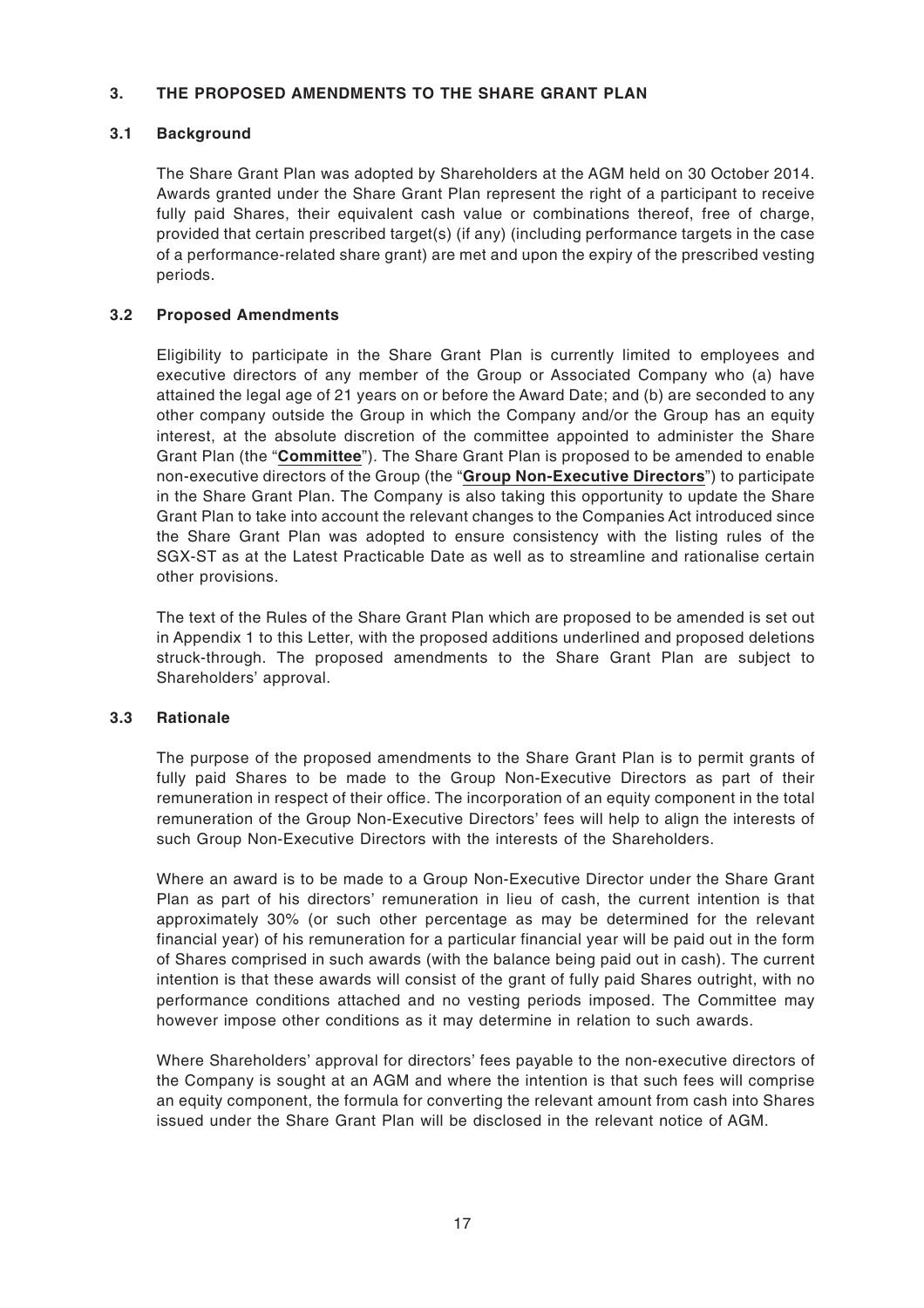## 3. THE PROPOSED AMENDMENTS TO THE SHARE GRANT PLAN

### 3.1 Background

The Share Grant Plan was adopted by Shareholders at the AGM held on 30 October 2014. Awards granted under the Share Grant Plan represent the right of a participant to receive fully paid Shares, their equivalent cash value or combinations thereof, free of charge, provided that certain prescribed target(s) (if any) (including performance targets in the case of a performance-related share grant) are met and upon the expiry of the prescribed vesting periods.

### 3.2 Proposed Amendments

Eligibility to participate in the Share Grant Plan is currently limited to employees and executive directors of any member of the Group or Associated Company who (a) have attained the legal age of 21 years on or before the Award Date; and (b) are seconded to any other company outside the Group in which the Company and/or the Group has an equity interest, at the absolute discretion of the committee appointed to administer the Share Grant Plan (the "**Committee**"). The Share Grant Plan is proposed to be amended to enable non-executive directors of the Group (the "**Group Non-Executive Directors**") to participate in the Share Grant Plan. The Company is also taking this opportunity to update the Share Grant Plan to take into account the relevant changes to the Companies Act introduced since the Share Grant Plan was adopted to ensure consistency with the listing rules of the SGX-ST as at the Latest Practicable Date as well as to streamline and rationalise certain other provisions.

The text of the Rules of the Share Grant Plan which are proposed to be amended is set out in Appendix 1 to this Letter, with the proposed additions underlined and proposed deletions struck-through. The proposed amendments to the Share Grant Plan are subject to Shareholders' approval.

### 3.3 Rationale

The purpose of the proposed amendments to the Share Grant Plan is to permit grants of fully paid Shares to be made to the Group Non-Executive Directors as part of their remuneration in respect of their office. The incorporation of an equity component in the total remuneration of the Group Non-Executive Directors' fees will help to align the interests of such Group Non-Executive Directors with the interests of the Shareholders.

Where an award is to be made to a Group Non-Executive Director under the Share Grant Plan as part of his directors' remuneration in lieu of cash, the current intention is that approximately 30% (or such other percentage as may be determined for the relevant financial year) of his remuneration for a particular financial year will be paid out in the form of Shares comprised in such awards (with the balance being paid out in cash). The current intention is that these awards will consist of the grant of fully paid Shares outright, with no performance conditions attached and no vesting periods imposed. The Committee may however impose other conditions as it may determine in relation to such awards.

Where Shareholders' approval for directors' fees payable to the non-executive directors of the Company is sought at an AGM and where the intention is that such fees will comprise an equity component, the formula for converting the relevant amount from cash into Shares issued under the Share Grant Plan will be disclosed in the relevant notice of AGM.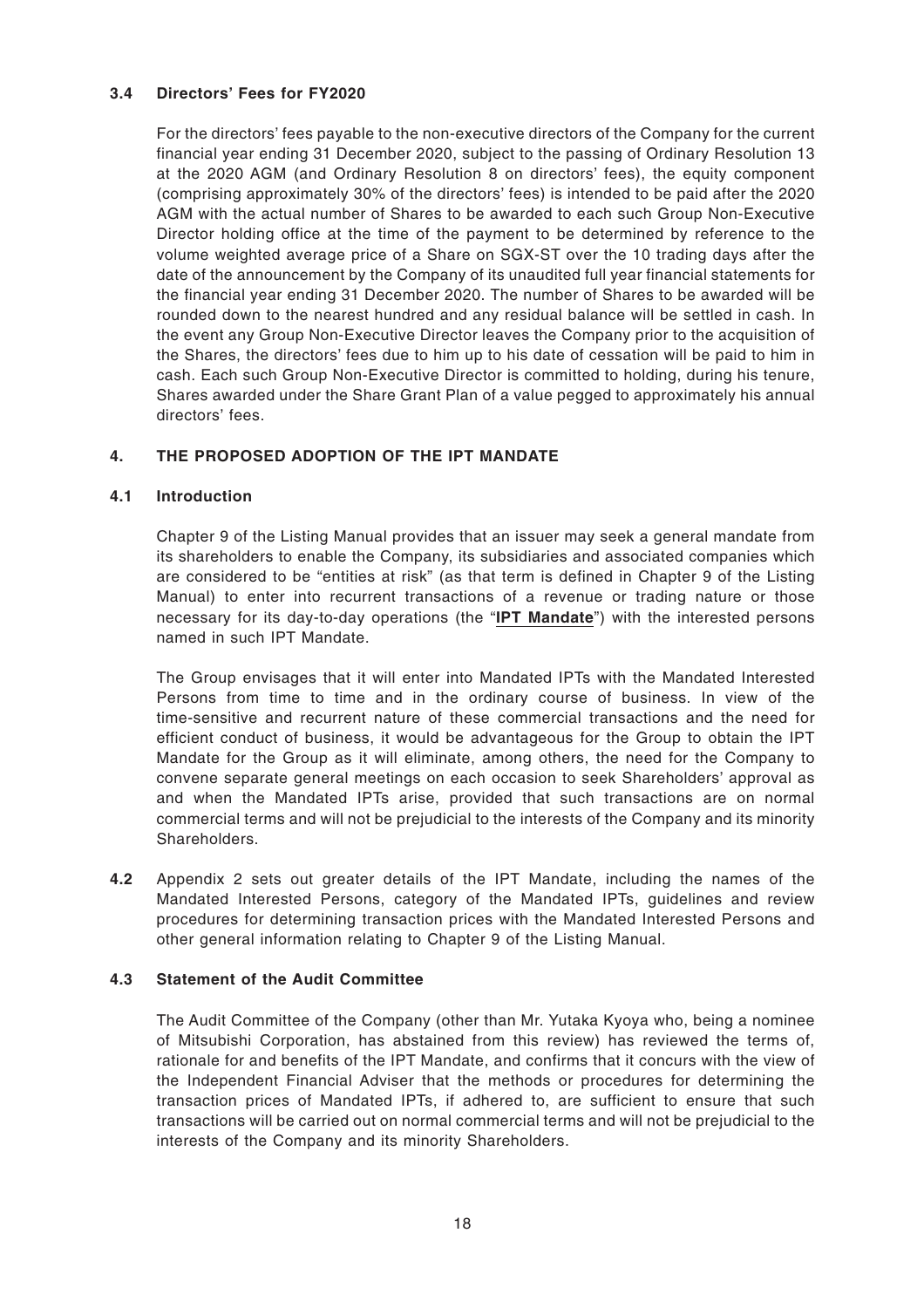### 3.4 Directors' Fees for FY2020

For the directors' fees payable to the non-executive directors of the Company for the current financial year ending 31 December 2020, subject to the passing of Ordinary Resolution 13 at the 2020 AGM (and Ordinary Resolution 8 on directors' fees), the equity component (comprising approximately 30% of the directors' fees) is intended to be paid after the 2020 AGM with the actual number of Shares to be awarded to each such Group Non-Executive Director holding office at the time of the payment to be determined by reference to the volume weighted average price of a Share on SGX-ST over the 10 trading days after the date of the announcement by the Company of its unaudited full year financial statements for the financial year ending 31 December 2020. The number of Shares to be awarded will be rounded down to the nearest hundred and any residual balance will be settled in cash. In the event any Group Non-Executive Director leaves the Company prior to the acquisition of the Shares, the directors' fees due to him up to his date of cessation will be paid to him in cash. Each such Group Non-Executive Director is committed to holding, during his tenure, Shares awarded under the Share Grant Plan of a value pegged to approximately his annual directors' fees.

## 4. THE PROPOSED ADOPTION OF THE IPT MANDATE

### 4.1 Introduction

Chapter 9 of the Listing Manual provides that an issuer may seek a general mandate from its shareholders to enable the Company, its subsidiaries and associated companies which are considered to be "entities at risk" (as that term is defined in Chapter 9 of the Listing Manual) to enter into recurrent transactions of a revenue or trading nature or those necessary for its day-to-day operations (the "**IPT Mandate**") with the interested persons named in such IPT Mandate.

The Group envisages that it will enter into Mandated IPTs with the Mandated Interested Persons from time to time and in the ordinary course of business. In view of the time-sensitive and recurrent nature of these commercial transactions and the need for efficient conduct of business, it would be advantageous for the Group to obtain the IPT Mandate for the Group as it will eliminate, among others, the need for the Company to convene separate general meetings on each occasion to seek Shareholders' approval as and when the Mandated IPTs arise, provided that such transactions are on normal commercial terms and will not be prejudicial to the interests of the Company and its minority Shareholders.

**4.2** Appendix 2 sets out greater details of the IPT Mandate, including the names of the Mandated Interested Persons, category of the Mandated IPTs, guidelines and review procedures for determining transaction prices with the Mandated Interested Persons and other general information relating to Chapter 9 of the Listing Manual.

### 4.3 Statement of the Audit Committee

The Audit Committee of the Company (other than Mr. Yutaka Kyoya who, being a nominee of Mitsubishi Corporation, has abstained from this review) has reviewed the terms of, rationale for and benefits of the IPT Mandate, and confirms that it concurs with the view of the Independent Financial Adviser that the methods or procedures for determining the transaction prices of Mandated IPTs, if adhered to, are sufficient to ensure that such transactions will be carried out on normal commercial terms and will not be prejudicial to the interests of the Company and its minority Shareholders.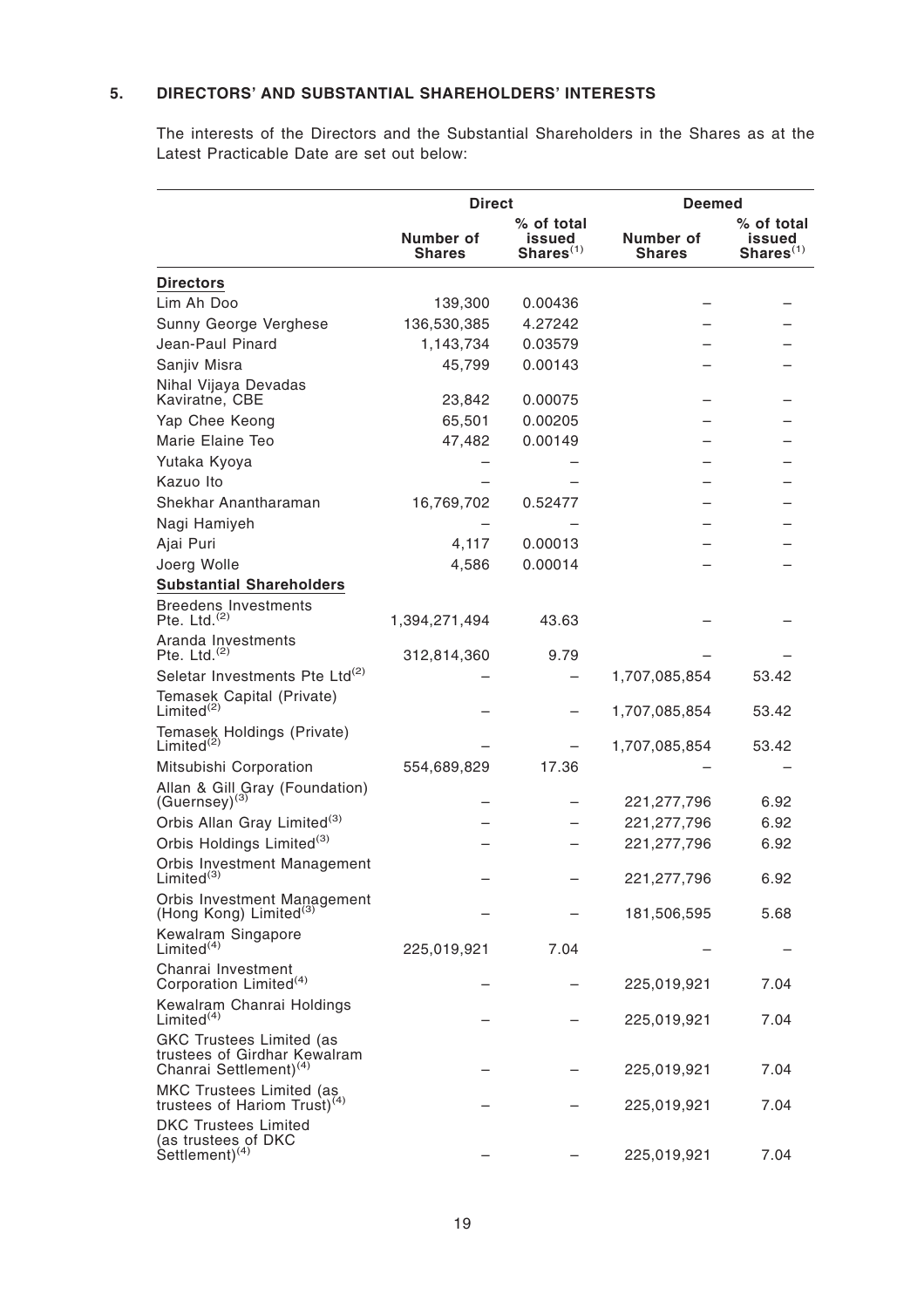## 5. DIRECTORS' AND SUBSTANTIAL SHAREHOLDERS' INTERESTS

The interests of the Directors and the Substantial Shareholders in the Shares as at the Latest Practicable Date are set out below:

| | Direct | | Deemed | |
|---|---|---|---|---|
| | Number of Shares | % of total issued Shares[(1)] | Number of Shares | % of total issued Shares[(1)] |
| **Directors** | | | | |
| Lim Ah Doo | 139,300 | 0.00436 | – | – |
| Sunny George Verghese | 136,530,385 | 4.27242 | – | – |
| Jean-Paul Pinard | 1,143,734 | 0.03579 | – | – |
| Sanjiv Misra | 45,799 | 0.00143 | – | – |
| Nihal Vijaya Devadas Kaviratne, CBE | 23,842 | 0.00075 | – | – |
| Yap Chee Keong | 65,501 | 0.00205 | – | – |
| Marie Elaine Teo | 47,482 | 0.00149 | – | – |
| Yutaka Kyoya | – | – | – | – |
| Kazuo Ito | – | – | – | – |
| Shekhar Anantharaman | 16,769,702 | 0.52477 | – | – |
| Nagi Hamiyeh | – | – | – | – |
| Ajai Puri | 4,117 | 0.00013 | – | – |
| Joerg Wolle | 4,586 | 0.00014 | – | – |
| **Substantial Shareholders** | | | | |
| Breedens Investments Pte. Ltd.[(2)] | 1,394,271,494 | 43.63 | – | – |
| Aranda Investments Pte. Ltd.[(2)] | 312,814,360 | 9.79 | – | – |
| Seletar Investments Pte Ltd[(2)] | – | – | 1,707,085,854 | 53.42 |
| Temasek Capital (Private) Limited[(2)] | – | – | 1,707,085,854 | 53.42 |
| Temasek Holdings (Private) Limited[(2)] | – | – | 1,707,085,854 | 53.42 |
| Mitsubishi Corporation | 554,689,829 | 17.36 | – | – |
| Allan & Gill Gray (Foundation) (Guernsey)[(3)] | – | – | 221,277,796 | 6.92 |
| Orbis Allan Gray Limited[(3)] | – | – | 221,277,796 | 6.92 |
| Orbis Holdings Limited[(3)] | – | – | 221,277,796 | 6.92 |
| Orbis Investment Management Limited[(3)] | – | – | 221,277,796 | 6.92 |
| Orbis Investment Management (Hong Kong) Limited[(3)] | – | – | 181,506,595 | 5.68 |
| Kewalram Singapore Limited[(4)] | 225,019,921 | 7.04 | – | – |
| Chanrai Investment Corporation Limited[(4)] | – | – | 225,019,921 | 7.04 |
| Kewalram Chanrai Holdings Limited[(4)] | – | – | 225,019,921 | 7.04 |
| GKC Trustees Limited (as trustees of Girdhar Kewalram Chanrai Settlement)[(4)] | – | – | 225,019,921 | 7.04 |
| MKC Trustees Limited (as trustees of Hariom Trust)[(4)] | – | – | 225,019,921 | 7.04 |
| DKC Trustees Limited (as trustees of DKC Settlement)[(4)] | – | – | 225,019,921 | 7.04 |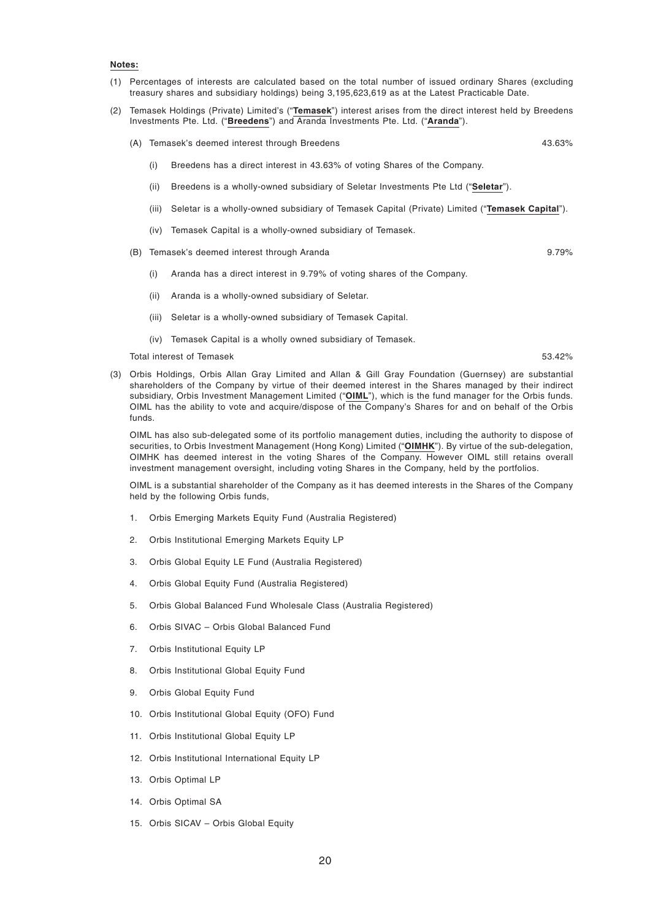**Notes:**

(1) Percentages of interests are calculated based on the total number of issued ordinary Shares (excluding treasury shares and subsidiary holdings) being 3,195,623,619 as at the Latest Practicable Date.

(2) Temasek Holdings (Private) Limited's ("**Temasek**") interest arises from the direct interest held by Breedens Investments Pte. Ltd. ("**Breedens**") and Aranda Investments Pte. Ltd. ("**Aranda**").

(A) Temasek's deemed interest through Breedens — 43.63%

(i) Breedens has a direct interest in 43.63% of voting Shares of the Company.

(ii) Breedens is a wholly-owned subsidiary of Seletar Investments Pte Ltd ("**Seletar**").

(iii) Seletar is a wholly-owned subsidiary of Temasek Capital (Private) Limited ("**Temasek Capital**").

(iv) Temasek Capital is a wholly-owned subsidiary of Temasek.

(B) Temasek's deemed interest through Aranda — 9.79%

(i) Aranda has a direct interest in 9.79% of voting shares of the Company.

(ii) Aranda is a wholly-owned subsidiary of Seletar.

(iii) Seletar is a wholly-owned subsidiary of Temasek Capital.

(iv) Temasek Capital is a wholly owned subsidiary of Temasek.

Total interest of Temasek — 53.42%

(3) Orbis Holdings, Orbis Allan Gray Limited and Allan & Gill Gray Foundation (Guernsey) are substantial shareholders of the Company by virtue of their deemed interest in the Shares managed by their indirect subsidiary, Orbis Investment Management Limited ("**OIML**"), which is the fund manager for the Orbis funds. OIML has the ability to vote and acquire/dispose of the Company's Shares for and on behalf of the Orbis funds.

OIML has also sub-delegated some of its portfolio management duties, including the authority to dispose of securities, to Orbis Investment Management (Hong Kong) Limited ("**OIMHK**"). By virtue of the sub-delegation, OIMHK has deemed interest in the voting Shares of the Company. However OIML still retains overall investment management oversight, including voting Shares in the Company, held by the portfolios.

OIML is a substantial shareholder of the Company as it has deemed interests in the Shares of the Company held by the following Orbis funds,

1. Orbis Emerging Markets Equity Fund (Australia Registered)
2. Orbis Institutional Emerging Markets Equity LP
3. Orbis Global Equity LE Fund (Australia Registered)
4. Orbis Global Equity Fund (Australia Registered)
5. Orbis Global Balanced Fund Wholesale Class (Australia Registered)
6. Orbis SIVAC – Orbis Global Balanced Fund
7. Orbis Institutional Equity LP
8. Orbis Institutional Global Equity Fund
9. Orbis Global Equity Fund
10. Orbis Institutional Global Equity (OFO) Fund
11. Orbis Institutional Global Equity LP
12. Orbis Institutional International Equity LP
13. Orbis Optimal LP
14. Orbis Optimal SA
15. Orbis SICAV – Orbis Global Equity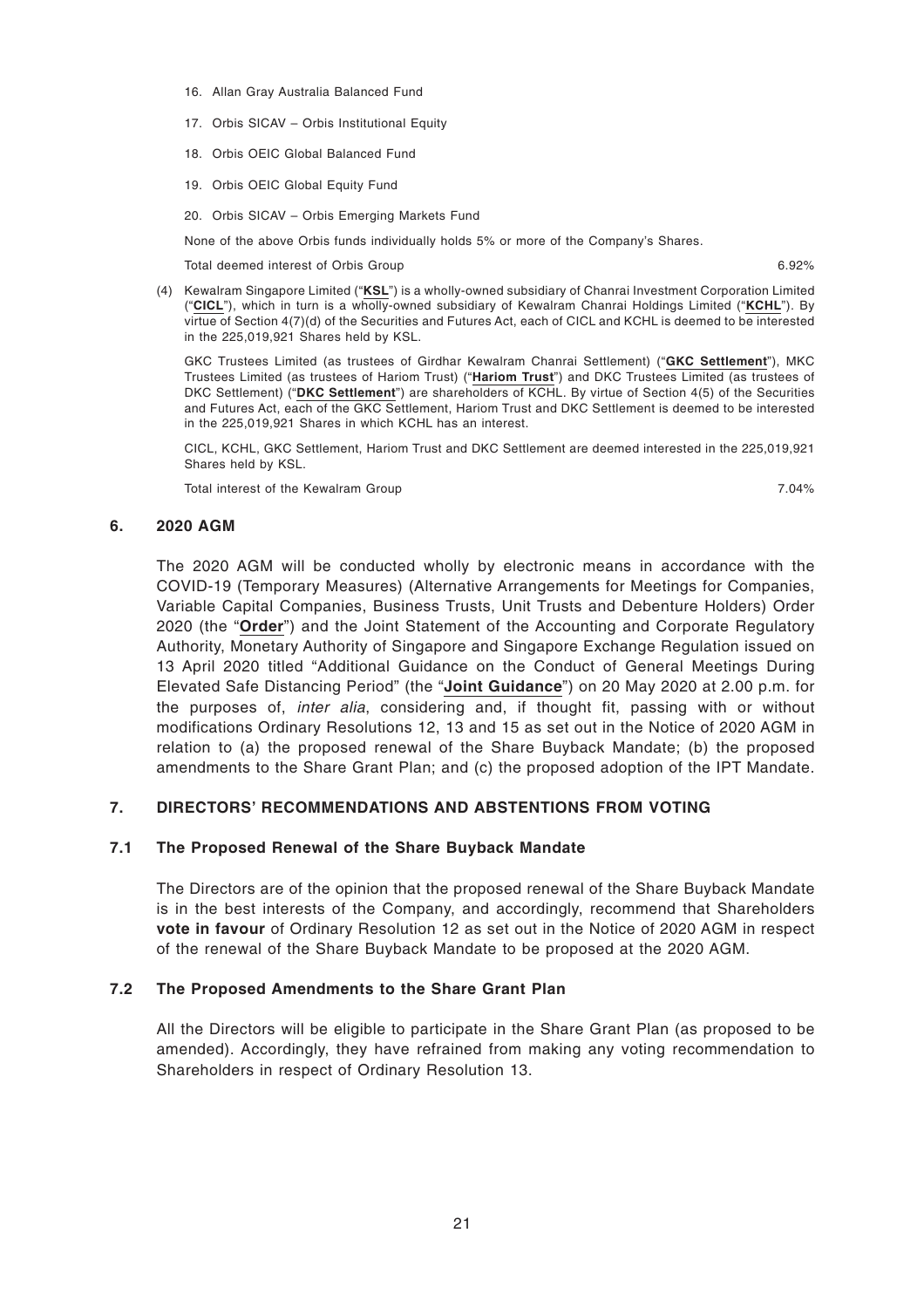16. Allan Gray Australia Balanced Fund

17. Orbis SICAV – Orbis Institutional Equity

18. Orbis OEIC Global Balanced Fund

19. Orbis OEIC Global Equity Fund

20. Orbis SICAV – Orbis Emerging Markets Fund

None of the above Orbis funds individually holds 5% or more of the Company's Shares.

Total deemed interest of Orbis Group 6.92%

(4) Kewalram Singapore Limited ("**KSL**") is a wholly-owned subsidiary of Chanrai Investment Corporation Limited ("**CICL**"), which in turn is a wholly-owned subsidiary of Kewalram Chanrai Holdings Limited ("**KCHL**"). By virtue of Section 4(7)(d) of the Securities and Futures Act, each of CICL and KCHL is deemed to be interested in the 225,019,921 Shares held by KSL.

GKC Trustees Limited (as trustees of Girdhar Kewalram Chanrai Settlement) ("**GKC Settlement**"), MKC Trustees Limited (as trustees of Hariom Trust) ("**Hariom Trust**") and DKC Trustees Limited (as trustees of DKC Settlement) ("**DKC Settlement**") are shareholders of KCHL. By virtue of Section 4(5) of the Securities and Futures Act, each of the GKC Settlement, Hariom Trust and DKC Settlement is deemed to be interested in the 225,019,921 Shares in which KCHL has an interest.

CICL, KCHL, GKC Settlement, Hariom Trust and DKC Settlement are deemed interested in the 225,019,921 Shares held by KSL.

Total interest of the Kewalram Group 7.04%

## 6. 2020 AGM

The 2020 AGM will be conducted wholly by electronic means in accordance with the COVID-19 (Temporary Measures) (Alternative Arrangements for Meetings for Companies, Variable Capital Companies, Business Trusts, Unit Trusts and Debenture Holders) Order 2020 (the "**Order**") and the Joint Statement of the Accounting and Corporate Regulatory Authority, Monetary Authority of Singapore and Singapore Exchange Regulation issued on 13 April 2020 titled "Additional Guidance on the Conduct of General Meetings During Elevated Safe Distancing Period" (the "**Joint Guidance**") on 20 May 2020 at 2.00 p.m. for the purposes of, *inter alia*, considering and, if thought fit, passing with or without modifications Ordinary Resolutions 12, 13 and 15 as set out in the Notice of 2020 AGM in relation to (a) the proposed renewal of the Share Buyback Mandate; (b) the proposed amendments to the Share Grant Plan; and (c) the proposed adoption of the IPT Mandate.

## 7. DIRECTORS' RECOMMENDATIONS AND ABSTENTIONS FROM VOTING

### 7.1 The Proposed Renewal of the Share Buyback Mandate

The Directors are of the opinion that the proposed renewal of the Share Buyback Mandate is in the best interests of the Company, and accordingly, recommend that Shareholders **vote in favour** of Ordinary Resolution 12 as set out in the Notice of 2020 AGM in respect of the renewal of the Share Buyback Mandate to be proposed at the 2020 AGM.

### 7.2 The Proposed Amendments to the Share Grant Plan

All the Directors will be eligible to participate in the Share Grant Plan (as proposed to be amended). Accordingly, they have refrained from making any voting recommendation to Shareholders in respect of Ordinary Resolution 13.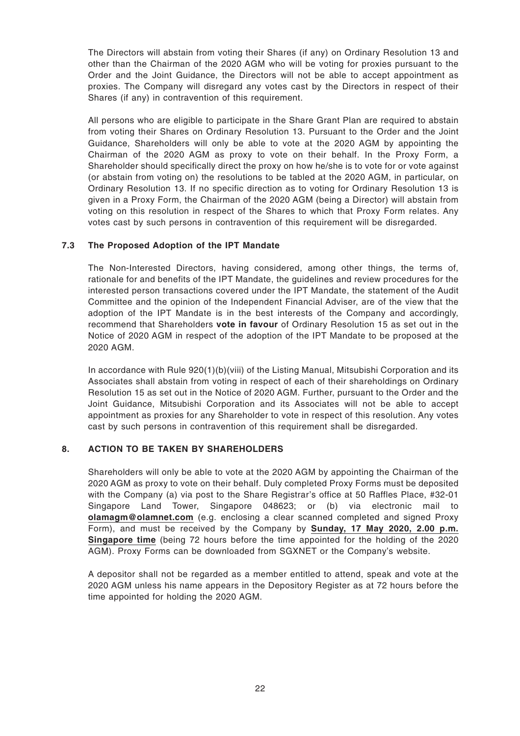The Directors will abstain from voting their Shares (if any) on Ordinary Resolution 13 and other than the Chairman of the 2020 AGM who will be voting for proxies pursuant to the Order and the Joint Guidance, the Directors will not be able to accept appointment as proxies. The Company will disregard any votes cast by the Directors in respect of their Shares (if any) in contravention of this requirement.

All persons who are eligible to participate in the Share Grant Plan are required to abstain from voting their Shares on Ordinary Resolution 13. Pursuant to the Order and the Joint Guidance, Shareholders will only be able to vote at the 2020 AGM by appointing the Chairman of the 2020 AGM as proxy to vote on their behalf. In the Proxy Form, a Shareholder should specifically direct the proxy on how he/she is to vote for or vote against (or abstain from voting on) the resolutions to be tabled at the 2020 AGM, in particular, on Ordinary Resolution 13. If no specific direction as to voting for Ordinary Resolution 13 is given in a Proxy Form, the Chairman of the 2020 AGM (being a Director) will abstain from voting on this resolution in respect of the Shares to which that Proxy Form relates. Any votes cast by such persons in contravention of this requirement will be disregarded.

### 7.3 The Proposed Adoption of the IPT Mandate

The Non-Interested Directors, having considered, among other things, the terms of, rationale for and benefits of the IPT Mandate, the guidelines and review procedures for the interested person transactions covered under the IPT Mandate, the statement of the Audit Committee and the opinion of the Independent Financial Adviser, are of the view that the adoption of the IPT Mandate is in the best interests of the Company and accordingly, recommend that Shareholders **vote in favour** of Ordinary Resolution 15 as set out in the Notice of 2020 AGM in respect of the adoption of the IPT Mandate to be proposed at the 2020 AGM.

In accordance with Rule 920(1)(b)(viii) of the Listing Manual, Mitsubishi Corporation and its Associates shall abstain from voting in respect of each of their shareholdings on Ordinary Resolution 15 as set out in the Notice of 2020 AGM. Further, pursuant to the Order and the Joint Guidance, Mitsubishi Corporation and its Associates will not be able to accept appointment as proxies for any Shareholder to vote in respect of this resolution. Any votes cast by such persons in contravention of this requirement shall be disregarded.

## 8. ACTION TO BE TAKEN BY SHAREHOLDERS

Shareholders will only be able to vote at the 2020 AGM by appointing the Chairman of the 2020 AGM as proxy to vote on their behalf. Duly completed Proxy Forms must be deposited with the Company (a) via post to the Share Registrar's office at 50 Raffles Place, #32-01 Singapore Land Tower, Singapore 048623; or (b) via electronic mail to **olamagm@olamnet.com** (e.g. enclosing a clear scanned completed and signed Proxy Form), and must be received by the Company by **Sunday, 17 May 2020, 2.00 p.m. Singapore time** (being 72 hours before the time appointed for the holding of the 2020 AGM). Proxy Forms can be downloaded from SGXNET or the Company's website.

A depositor shall not be regarded as a member entitled to attend, speak and vote at the 2020 AGM unless his name appears in the Depository Register as at 72 hours before the time appointed for holding the 2020 AGM.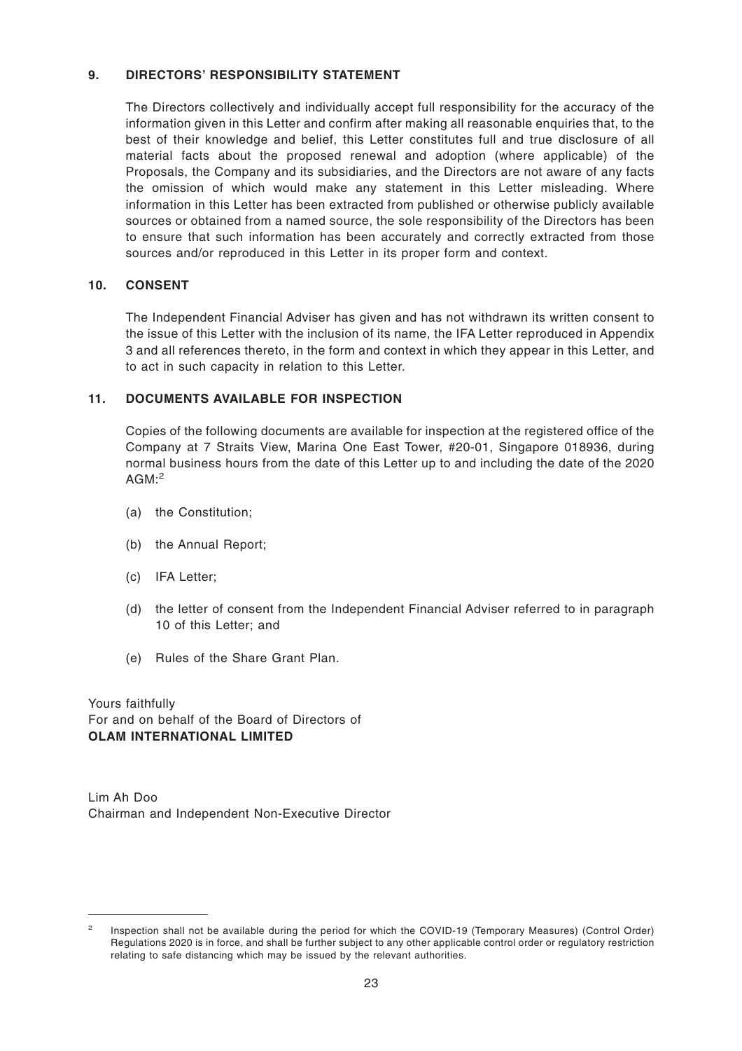## 9. DIRECTORS' RESPONSIBILITY STATEMENT

The Directors collectively and individually accept full responsibility for the accuracy of the information given in this Letter and confirm after making all reasonable enquiries that, to the best of their knowledge and belief, this Letter constitutes full and true disclosure of all material facts about the proposed renewal and adoption (where applicable) of the Proposals, the Company and its subsidiaries, and the Directors are not aware of any facts the omission of which would make any statement in this Letter misleading. Where information in this Letter has been extracted from published or otherwise publicly available sources or obtained from a named source, the sole responsibility of the Directors has been to ensure that such information has been accurately and correctly extracted from those sources and/or reproduced in this Letter in its proper form and context.

## 10. CONSENT

The Independent Financial Adviser has given and has not withdrawn its written consent to the issue of this Letter with the inclusion of its name, the IFA Letter reproduced in Appendix 3 and all references thereto, in the form and context in which they appear in this Letter, and to act in such capacity in relation to this Letter.

## 11. DOCUMENTS AVAILABLE FOR INSPECTION

Copies of the following documents are available for inspection at the registered office of the Company at 7 Straits View, Marina One East Tower, #20-01, Singapore 018936, during normal business hours from the date of this Letter up to and including the date of the 2020 AGM:[2]

(a) the Constitution;

(b) the Annual Report;

(c) IFA Letter;

(d) the letter of consent from the Independent Financial Adviser referred to in paragraph 10 of this Letter; and

(e) Rules of the Share Grant Plan.

Yours faithfully
For and on behalf of the Board of Directors of
**OLAM INTERNATIONAL LIMITED**

Lim Ah Doo
Chairman and Independent Non-Executive Director

---

[2] Inspection shall not be available during the period for which the COVID-19 (Temporary Measures) (Control Order) Regulations 2020 is in force, and shall be further subject to any other applicable control order or regulatory restriction relating to safe distancing which may be issued by the relevant authorities.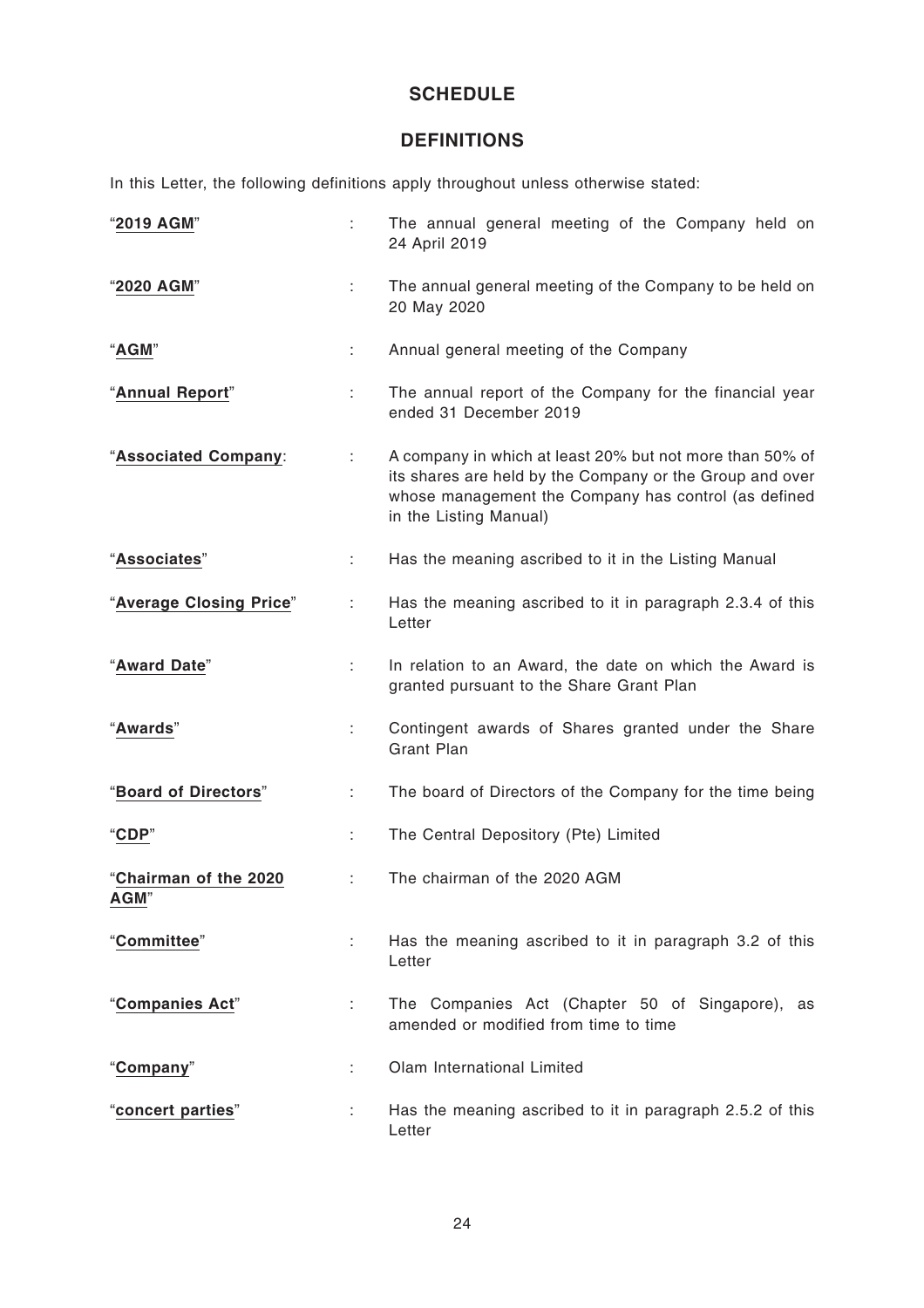# SCHEDULE

## DEFINITIONS

In this Letter, the following definitions apply throughout unless otherwise stated:

| | | |
|---|---|---|
| "**2019 AGM**" | : | The annual general meeting of the Company held on 24 April 2019 |
| "**2020 AGM**" | : | The annual general meeting of the Company to be held on 20 May 2020 |
| "**AGM**" | : | Annual general meeting of the Company |
| "**Annual Report**" | : | The annual report of the Company for the financial year ended 31 December 2019 |
| "**Associated Company**: | : | A company in which at least 20% but not more than 50% of its shares are held by the Company or the Group and over whose management the Company has control (as defined in the Listing Manual) |
| "**Associates**" | : | Has the meaning ascribed to it in the Listing Manual |
| "**Average Closing Price**" | : | Has the meaning ascribed to it in paragraph 2.3.4 of this Letter |
| "**Award Date**" | : | In relation to an Award, the date on which the Award is granted pursuant to the Share Grant Plan |
| "**Awards**" | : | Contingent awards of Shares granted under the Share Grant Plan |
| "**Board of Directors**" | : | The board of Directors of the Company for the time being |
| "**CDP**" | : | The Central Depository (Pte) Limited |
| "**Chairman of the 2020 AGM**" | : | The chairman of the 2020 AGM |
| "**Committee**" | : | Has the meaning ascribed to it in paragraph 3.2 of this Letter |
| "**Companies Act**" | : | The Companies Act (Chapter 50 of Singapore), as amended or modified from time to time |
| "**Company**" | : | Olam International Limited |
| "**concert parties**" | : | Has the meaning ascribed to it in paragraph 2.5.2 of this Letter |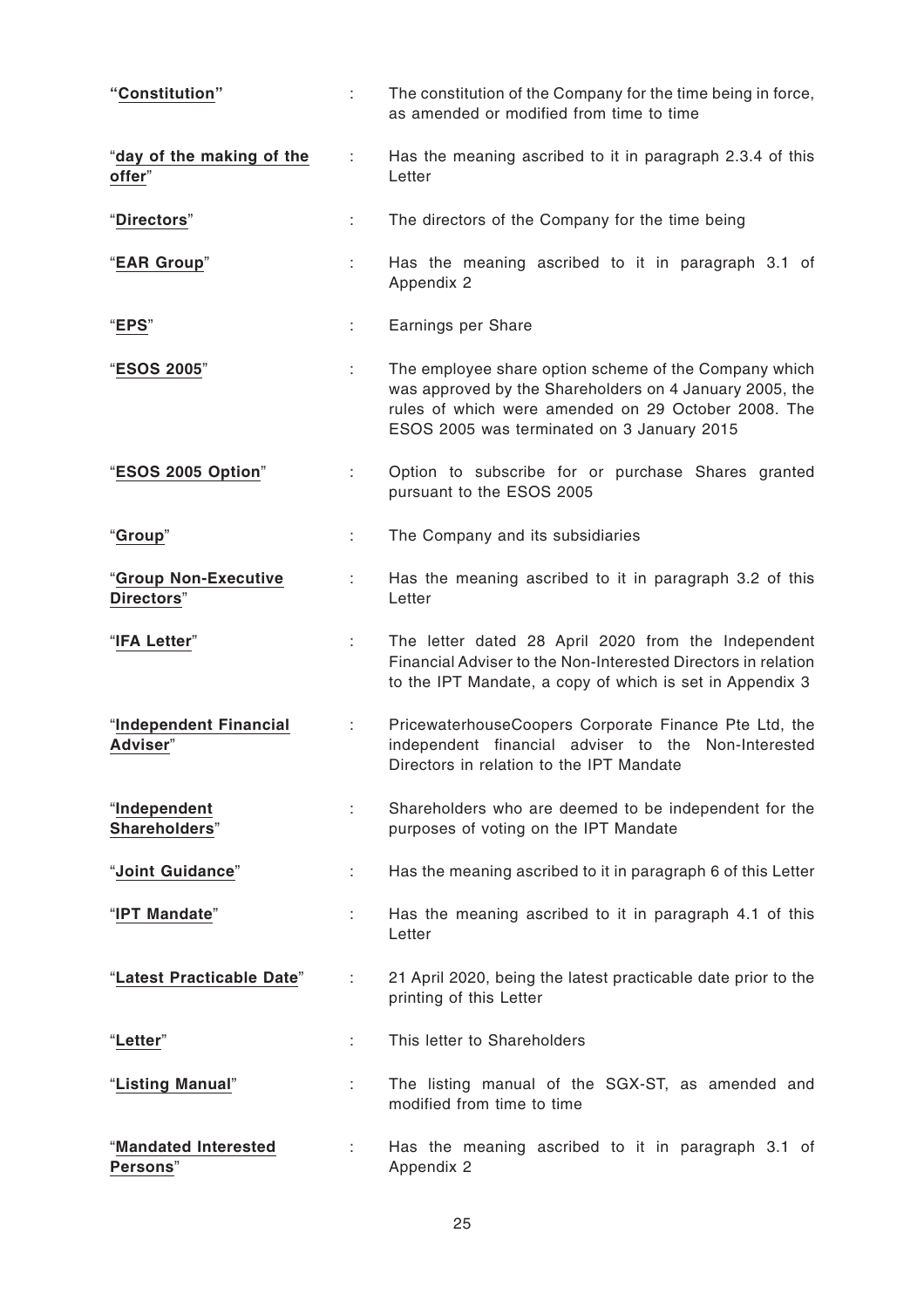| | | |
|---|---|---|
| "**Constitution**" | : | The constitution of the Company for the time being in force, as amended or modified from time to time |
| "**day of the making of the offer**" | : | Has the meaning ascribed to it in paragraph 2.3.4 of this Letter |
| "**Directors**" | : | The directors of the Company for the time being |
| "**EAR Group**" | : | Has the meaning ascribed to it in paragraph 3.1 of Appendix 2 |
| "**EPS**" | : | Earnings per Share |
| "**ESOS 2005**" | : | The employee share option scheme of the Company which was approved by the Shareholders on 4 January 2005, the rules of which were amended on 29 October 2008. The ESOS 2005 was terminated on 3 January 2015 |
| "**ESOS 2005 Option**" | : | Option to subscribe for or purchase Shares granted pursuant to the ESOS 2005 |
| "**Group**" | : | The Company and its subsidiaries |
| "**Group Non-Executive Directors**" | : | Has the meaning ascribed to it in paragraph 3.2 of this Letter |
| "**IFA Letter**" | : | The letter dated 28 April 2020 from the Independent Financial Adviser to the Non-Interested Directors in relation to the IPT Mandate, a copy of which is set in Appendix 3 |
| "**Independent Financial Adviser**" | : | PricewaterhouseCoopers Corporate Finance Pte Ltd, the independent financial adviser to the Non-Interested Directors in relation to the IPT Mandate |
| "**Independent Shareholders**" | : | Shareholders who are deemed to be independent for the purposes of voting on the IPT Mandate |
| "**Joint Guidance**" | : | Has the meaning ascribed to it in paragraph 6 of this Letter |
| "**IPT Mandate**" | : | Has the meaning ascribed to it in paragraph 4.1 of this Letter |
| "**Latest Practicable Date**" | : | 21 April 2020, being the latest practicable date prior to the printing of this Letter |
| "**Letter**" | : | This letter to Shareholders |
| "**Listing Manual**" | : | The listing manual of the SGX-ST, as amended and modified from time to time |
| "**Mandated Interested Persons**" | : | Has the meaning ascribed to it in paragraph 3.1 of Appendix 2 |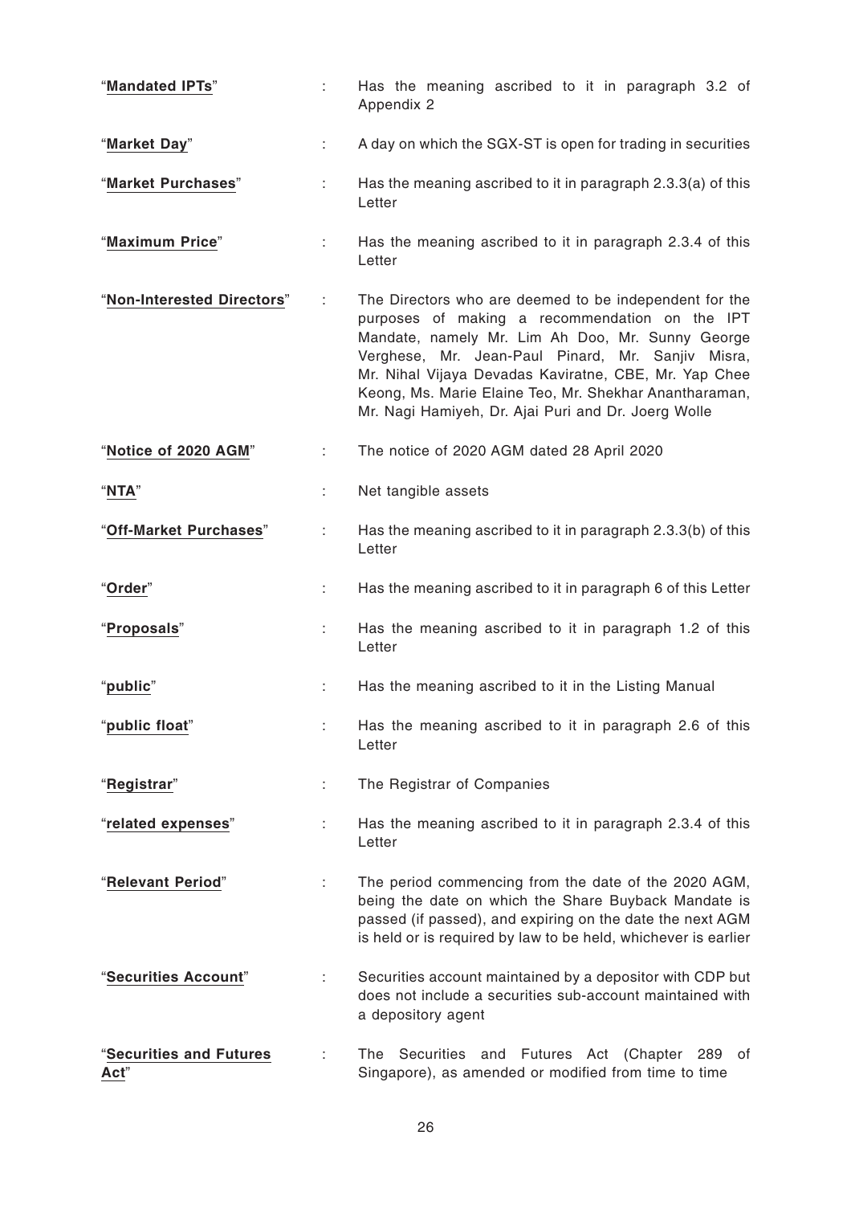| | | |
|---|---|---|
| "**Mandated IPTs**" | : | Has the meaning ascribed to it in paragraph 3.2 of Appendix 2 |
| "**Market Day**" | : | A day on which the SGX-ST is open for trading in securities |
| "**Market Purchases**" | : | Has the meaning ascribed to it in paragraph 2.3.3(a) of this Letter |
| "**Maximum Price**" | : | Has the meaning ascribed to it in paragraph 2.3.4 of this Letter |
| "**Non-Interested Directors**" | : | The Directors who are deemed to be independent for the purposes of making a recommendation on the IPT Mandate, namely Mr. Lim Ah Doo, Mr. Sunny George Verghese, Mr. Jean-Paul Pinard, Mr. Sanjiv Misra, Mr. Nihal Vijaya Devadas Kaviratne, CBE, Mr. Yap Chee Keong, Ms. Marie Elaine Teo, Mr. Shekhar Anantharaman, Mr. Nagi Hamiyeh, Dr. Ajai Puri and Dr. Joerg Wolle |
| "**Notice of 2020 AGM**" | : | The notice of 2020 AGM dated 28 April 2020 |
| "**NTA**" | : | Net tangible assets |
| "**Off-Market Purchases**" | : | Has the meaning ascribed to it in paragraph 2.3.3(b) of this Letter |
| "**Order**" | : | Has the meaning ascribed to it in paragraph 6 of this Letter |
| "**Proposals**" | : | Has the meaning ascribed to it in paragraph 1.2 of this Letter |
| "**public**" | : | Has the meaning ascribed to it in the Listing Manual |
| "**public float**" | : | Has the meaning ascribed to it in paragraph 2.6 of this Letter |
| "**Registrar**" | : | The Registrar of Companies |
| "**related expenses**" | : | Has the meaning ascribed to it in paragraph 2.3.4 of this Letter |
| "**Relevant Period**" | : | The period commencing from the date of the 2020 AGM, being the date on which the Share Buyback Mandate is passed (if passed), and expiring on the date the next AGM is held or is required by law to be held, whichever is earlier |
| "**Securities Account**" | : | Securities account maintained by a depositor with CDP but does not include a securities sub-account maintained with a depository agent |
| "**Securities and Futures Act**" | : | The Securities and Futures Act (Chapter 289 of Singapore), as amended or modified from time to time |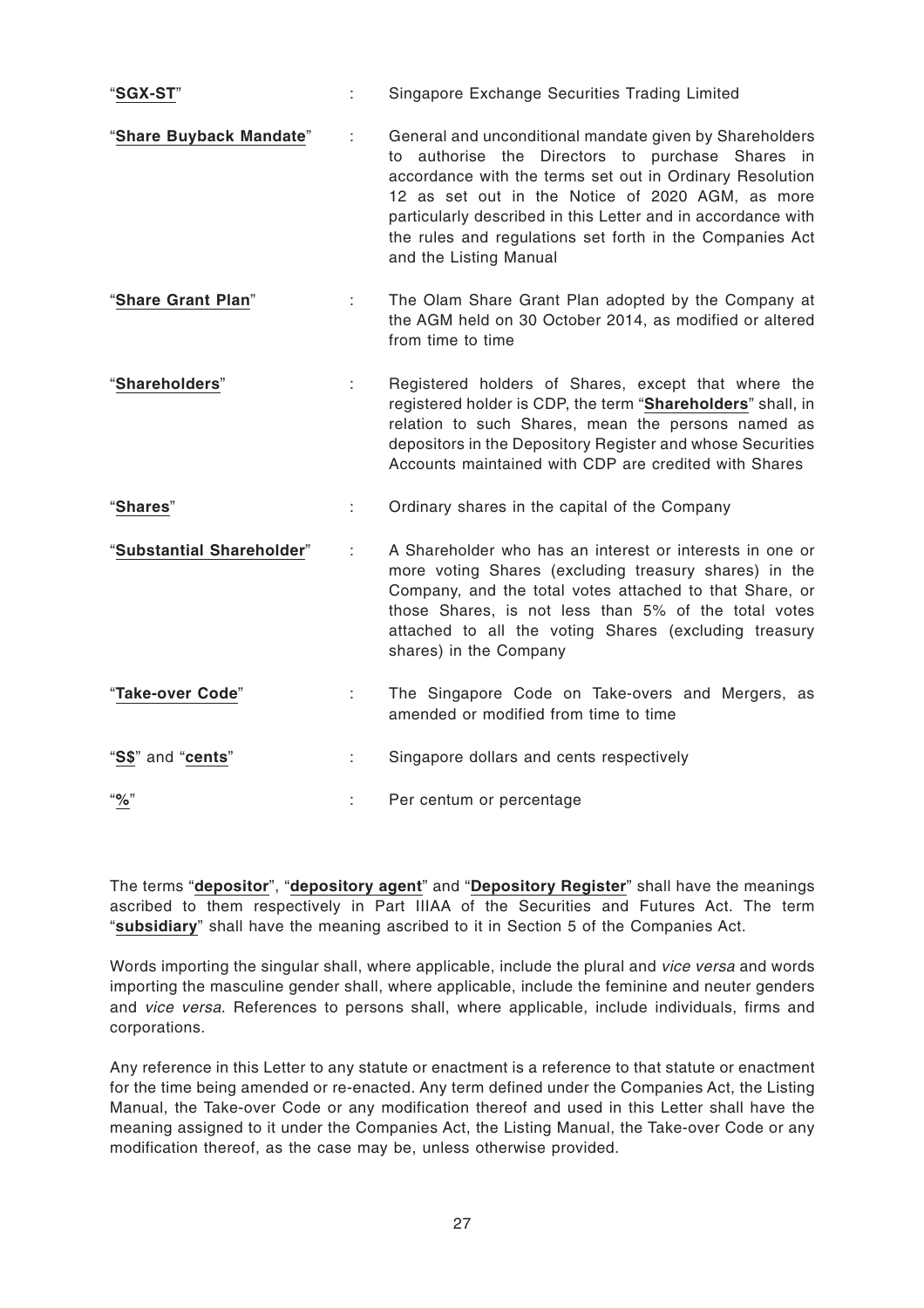| | | |
|---|---|---|
| "**SGX-ST**" | : | Singapore Exchange Securities Trading Limited |
| "**Share Buyback Mandate**" | : | General and unconditional mandate given by Shareholders to authorise the Directors to purchase Shares in accordance with the terms set out in Ordinary Resolution 12 as set out in the Notice of 2020 AGM, as more particularly described in this Letter and in accordance with the rules and regulations set forth in the Companies Act and the Listing Manual |
| "**Share Grant Plan**" | : | The Olam Share Grant Plan adopted by the Company at the AGM held on 30 October 2014, as modified or altered from time to time |
| "**Shareholders**" | : | Registered holders of Shares, except that where the registered holder is CDP, the term "**Shareholders**" shall, in relation to such Shares, mean the persons named as depositors in the Depository Register and whose Securities Accounts maintained with CDP are credited with Shares |
| "**Shares**" | : | Ordinary shares in the capital of the Company |
| "**Substantial Shareholder**" | : | A Shareholder who has an interest or interests in one or more voting Shares (excluding treasury shares) in the Company, and the total votes attached to that Share, or those Shares, is not less than 5% of the total votes attached to all the voting Shares (excluding treasury shares) in the Company |
| "**Take-over Code**" | : | The Singapore Code on Take-overs and Mergers, as amended or modified from time to time |
| "**S$**" and "**cents**" | : | Singapore dollars and cents respectively |
| "**%**" | : | Per centum or percentage |

The terms "**depositor**", "**depository agent**" and "**Depository Register**" shall have the meanings ascribed to them respectively in Part IIIAA of the Securities and Futures Act. The term "**subsidiary**" shall have the meaning ascribed to it in Section 5 of the Companies Act.

Words importing the singular shall, where applicable, include the plural and *vice versa* and words importing the masculine gender shall, where applicable, include the feminine and neuter genders and *vice versa*. References to persons shall, where applicable, include individuals, firms and corporations.

Any reference in this Letter to any statute or enactment is a reference to that statute or enactment for the time being amended or re-enacted. Any term defined under the Companies Act, the Listing Manual, the Take-over Code or any modification thereof and used in this Letter shall have the meaning assigned to it under the Companies Act, the Listing Manual, the Take-over Code or any modification thereof, as the case may be, unless otherwise provided.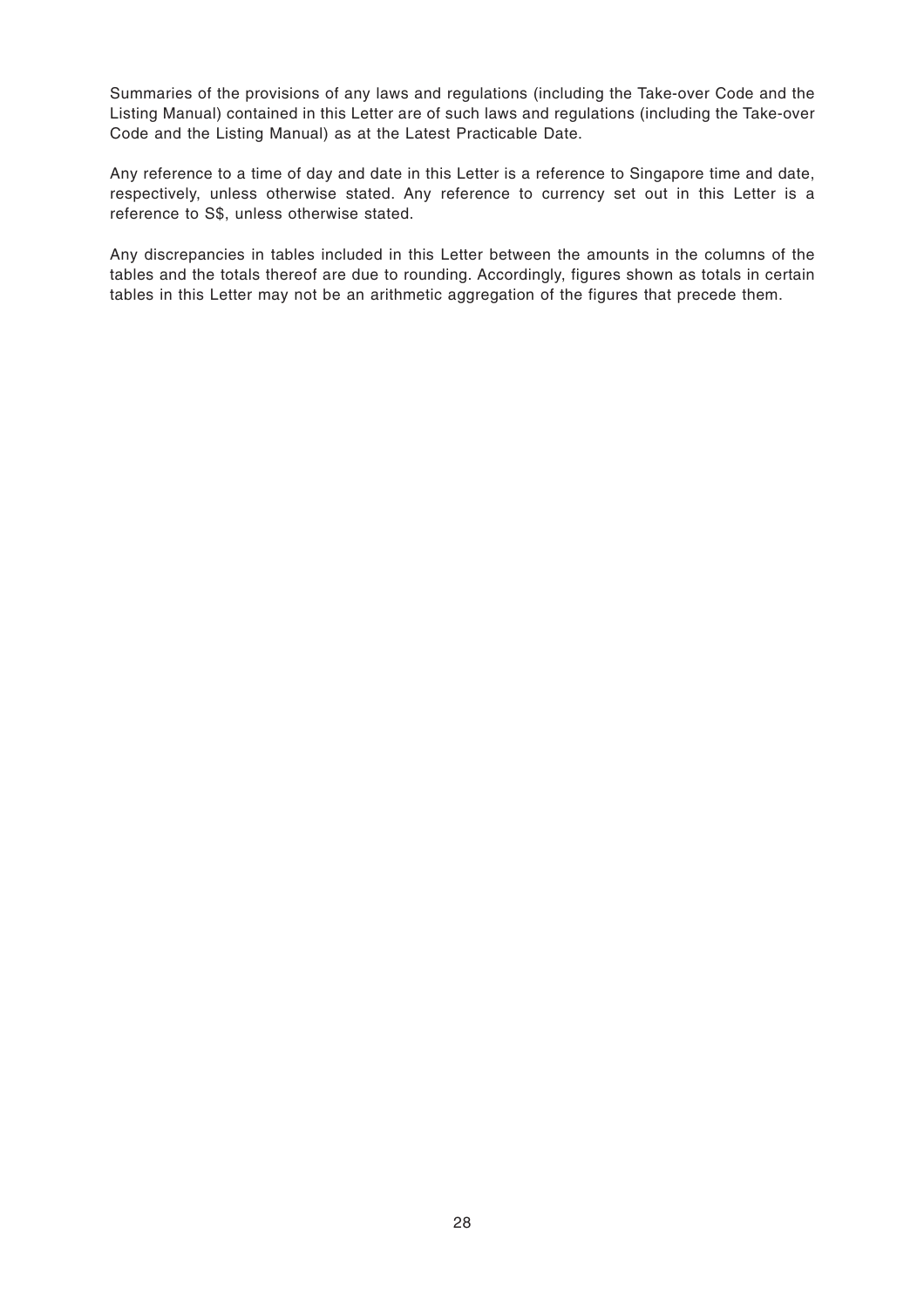Summaries of the provisions of any laws and regulations (including the Take-over Code and the Listing Manual) contained in this Letter are of such laws and regulations (including the Take-over Code and the Listing Manual) as at the Latest Practicable Date.

Any reference to a time of day and date in this Letter is a reference to Singapore time and date, respectively, unless otherwise stated. Any reference to currency set out in this Letter is a reference to S$, unless otherwise stated.

Any discrepancies in tables included in this Letter between the amounts in the columns of the tables and the totals thereof are due to rounding. Accordingly, figures shown as totals in certain tables in this Letter may not be an arithmetic aggregation of the figures that precede them.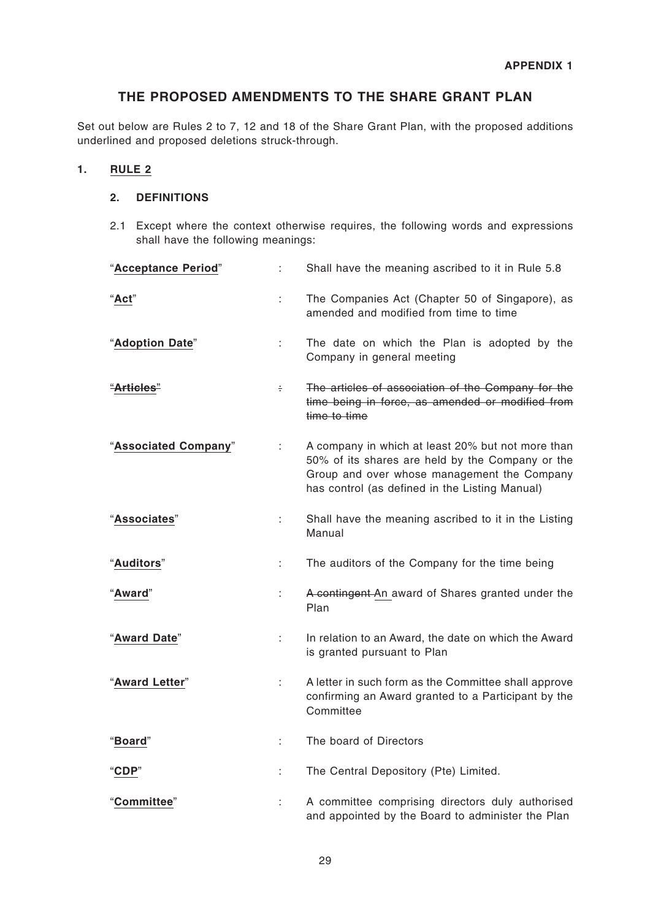**APPENDIX 1**

## THE PROPOSED AMENDMENTS TO THE SHARE GRANT PLAN

Set out below are Rules 2 to 7, 12 and 18 of the Share Grant Plan, with the proposed additions underlined and proposed deletions struck-through.

### 1. <u>RULE 2</u>

#### 2. DEFINITIONS

2.1 Except where the context otherwise requires, the following words and expressions shall have the following meanings:

| | | |
|---|---|---|
| "**<u>Acceptance Period</u>**" | : | Shall have the meaning ascribed to it in Rule 5.8 |
| "**<u>Act</u>**" | : | The Companies Act (Chapter 50 of Singapore), as amended and modified from time to time |
| "**<u>Adoption Date</u>**" | : | The date on which the Plan is adopted by the Company in general meeting |
| ~~"**Articles**"~~ | ~~:~~ | ~~The articles of association of the Company for the time being in force, as amended or modified from time to time~~ |
| "**<u>Associated Company</u>**" | : | A company in which at least 20% but not more than 50% of its shares are held by the Company or the Group and over whose management the Company has control (as defined in the Listing Manual) |
| "**<u>Associates</u>**" | : | Shall have the meaning ascribed to it in the Listing Manual |
| "**<u>Auditors</u>**" | : | The auditors of the Company for the time being |
| "**<u>Award</u>**" | : | ~~A contingent~~ <u>An</u> award of Shares granted under the Plan |
| "**<u>Award Date</u>**" | : | In relation to an Award, the date on which the Award is granted pursuant to Plan |
| "**<u>Award Letter</u>**" | : | A letter in such form as the Committee shall approve confirming an Award granted to a Participant by the Committee |
| "**<u>Board</u>**" | : | The board of Directors |
| "**<u>CDP</u>**" | : | The Central Depository (Pte) Limited. |
| "**<u>Committee</u>**" | : | A committee comprising directors duly authorised and appointed by the Board to administer the Plan |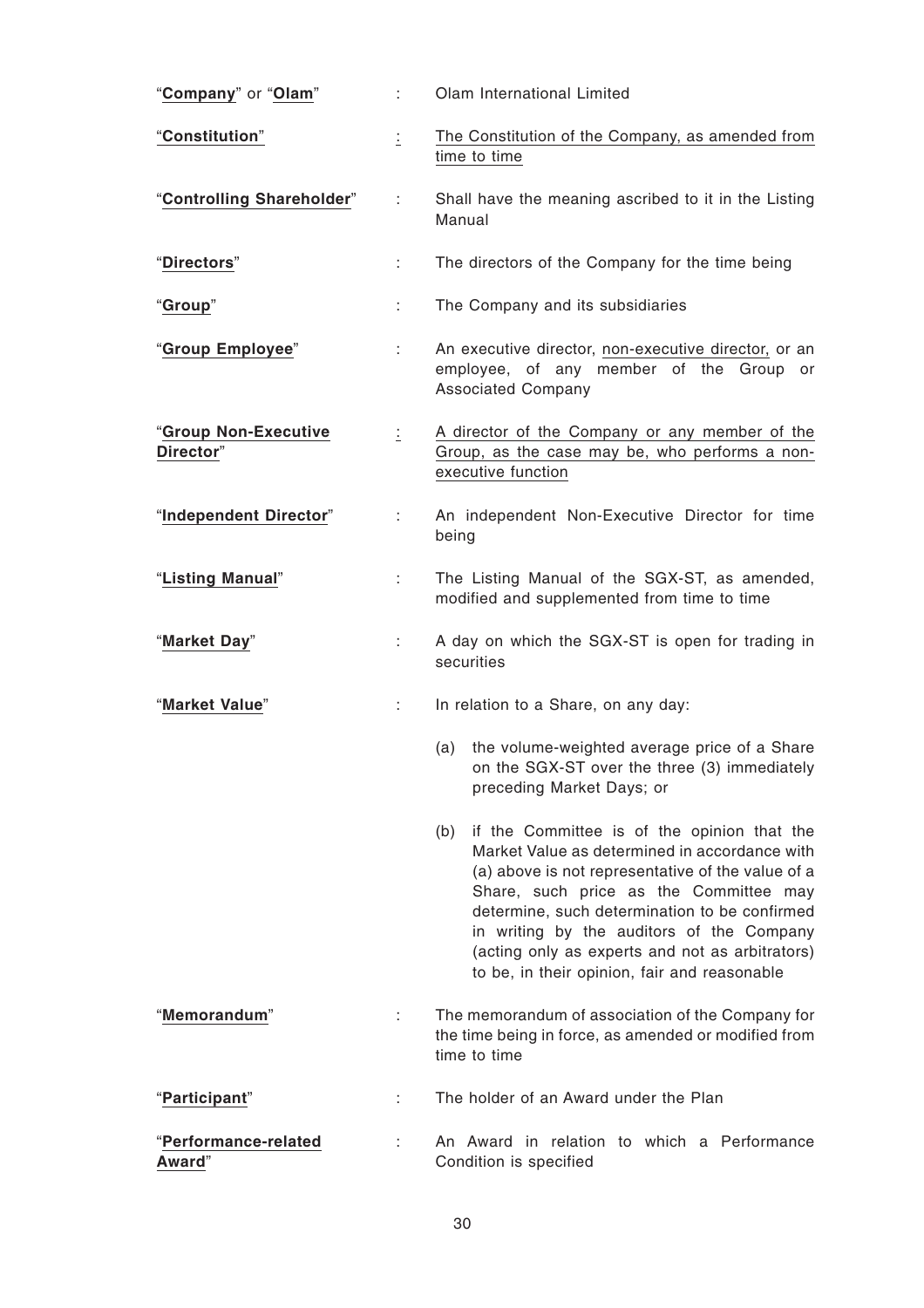| | | |
|---|---|---|
| "**Company**" or "**Olam**" | : | Olam International Limited |
| "**Constitution**" | : | The Constitution of the Company, as amended from time to time |
| "**Controlling Shareholder**" | : | Shall have the meaning ascribed to it in the Listing Manual |
| "**Directors**" | : | The directors of the Company for the time being |
| "**Group**" | : | The Company and its subsidiaries |
| "**Group Employee**" | : | An executive director, non-executive director, or an employee, of any member of the Group or Associated Company |
| "**Group Non-Executive Director**" | : | A director of the Company or any member of the Group, as the case may be, who performs a non-executive function |
| "**Independent Director**" | : | An independent Non-Executive Director for time being |
| "**Listing Manual**" | : | The Listing Manual of the SGX-ST, as amended, modified and supplemented from time to time |
| "**Market Day**" | : | A day on which the SGX-ST is open for trading in securities |
| "**Market Value**" | : | In relation to a Share, on any day:<br><br>(a) the volume-weighted average price of a Share on the SGX-ST over the three (3) immediately preceding Market Days; or<br><br>(b) if the Committee is of the opinion that the Market Value as determined in accordance with (a) above is not representative of the value of a Share, such price as the Committee may determine, such determination to be confirmed in writing by the auditors of the Company (acting only as experts and not as arbitrators) to be, in their opinion, fair and reasonable |
| "**Memorandum**" | : | The memorandum of association of the Company for the time being in force, as amended or modified from time to time |
| "**Participant**" | : | The holder of an Award under the Plan |
| "**Performance-related Award**" | : | An Award in relation to which a Performance Condition is specified |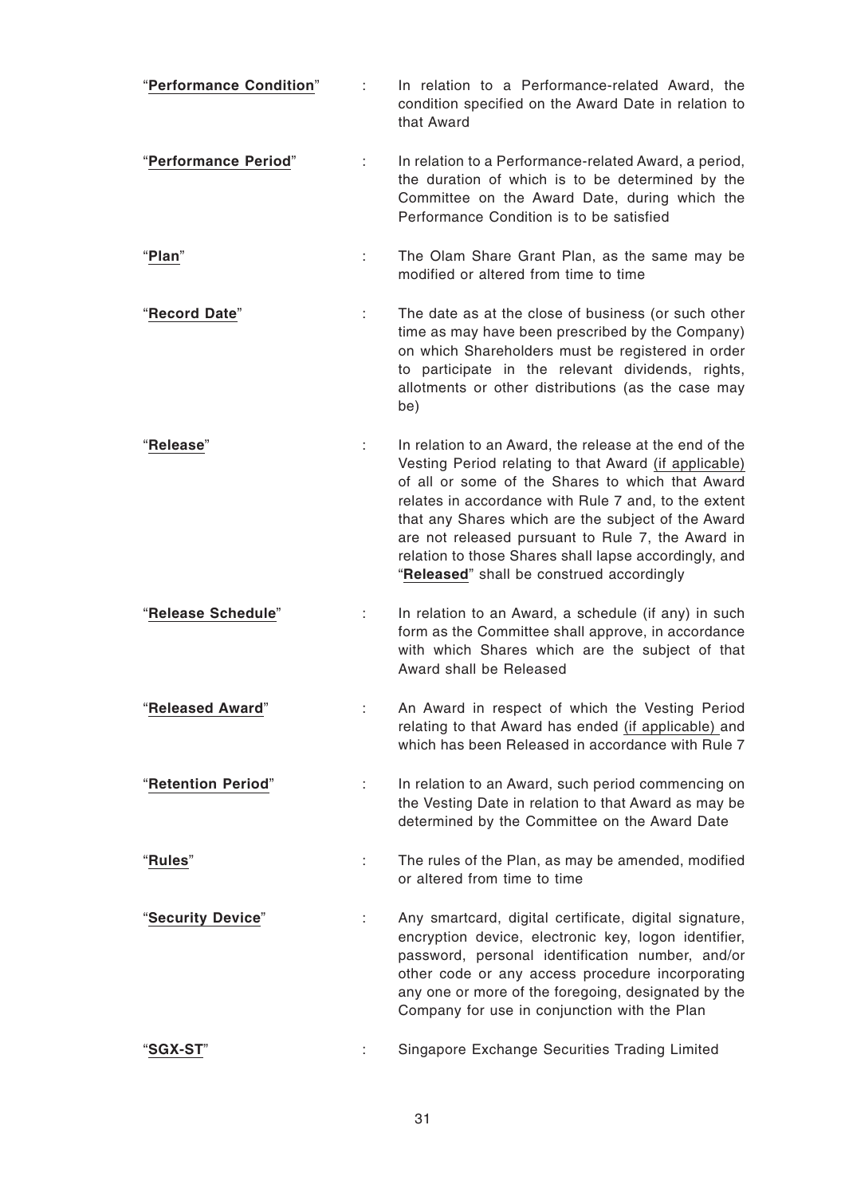| | | |
|---|---|---|
| "**Performance Condition**" | : | In relation to a Performance-related Award, the condition specified on the Award Date in relation to that Award |
| "**Performance Period**" | : | In relation to a Performance-related Award, a period, the duration of which is to be determined by the Committee on the Award Date, during which the Performance Condition is to be satisfied |
| "**Plan**" | : | The Olam Share Grant Plan, as the same may be modified or altered from time to time |
| "**Record Date**" | : | The date as at the close of business (or such other time as may have been prescribed by the Company) on which Shareholders must be registered in order to participate in the relevant dividends, rights, allotments or other distributions (as the case may be) |
| "**Release**" | : | In relation to an Award, the release at the end of the Vesting Period relating to that Award (if applicable) of all or some of the Shares to which that Award relates in accordance with Rule 7 and, to the extent that any Shares which are the subject of the Award are not released pursuant to Rule 7, the Award in relation to those Shares shall lapse accordingly, and "**Released**" shall be construed accordingly |
| "**Release Schedule**" | : | In relation to an Award, a schedule (if any) in such form as the Committee shall approve, in accordance with which Shares which are the subject of that Award shall be Released |
| "**Released Award**" | : | An Award in respect of which the Vesting Period relating to that Award has ended (if applicable) and which has been Released in accordance with Rule 7 |
| "**Retention Period**" | : | In relation to an Award, such period commencing on the Vesting Date in relation to that Award as may be determined by the Committee on the Award Date |
| "**Rules**" | : | The rules of the Plan, as may be amended, modified or altered from time to time |
| "**Security Device**" | : | Any smartcard, digital certificate, digital signature, encryption device, electronic key, logon identifier, password, personal identification number, and/or other code or any access procedure incorporating any one or more of the foregoing, designated by the Company for use in conjunction with the Plan |
| "**SGX-ST**" | : | Singapore Exchange Securities Trading Limited |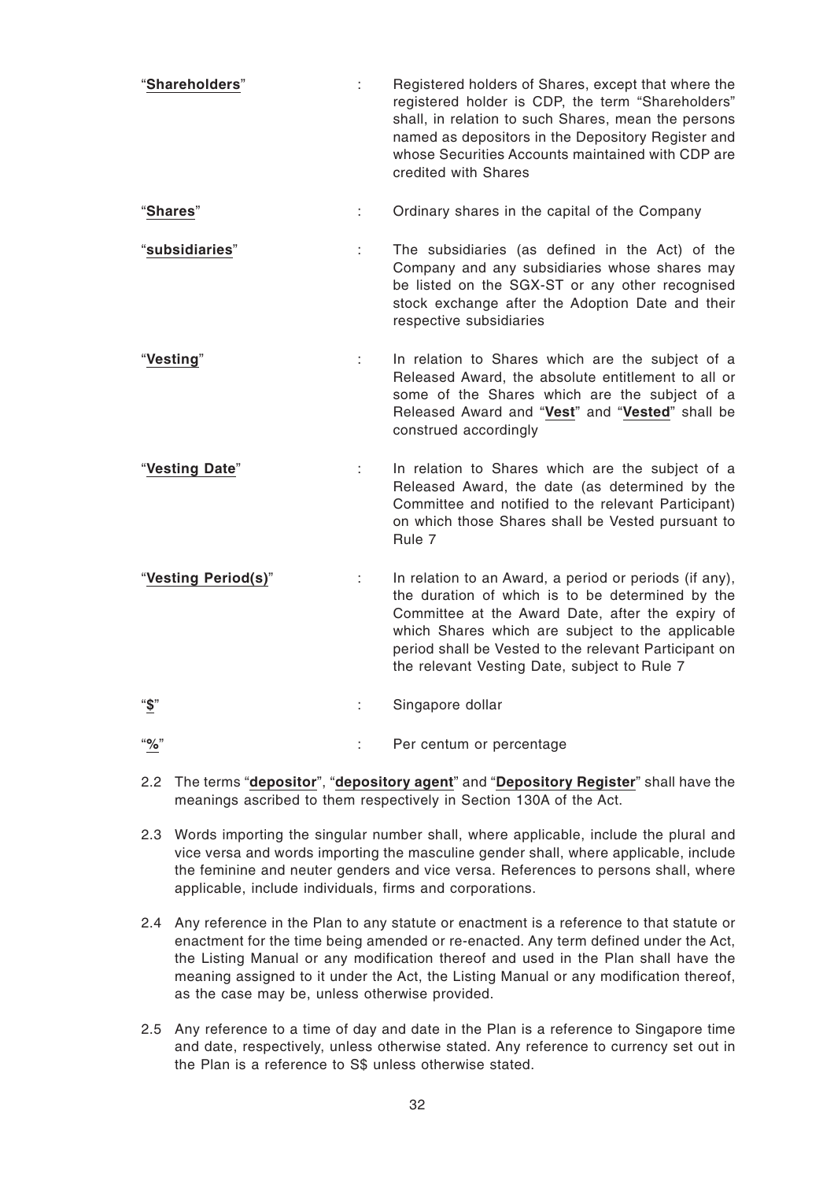| | | |
|---|---|---|
| "**<u>Shareholders</u>**" | : | Registered holders of Shares, except that where the registered holder is CDP, the term "Shareholders" shall, in relation to such Shares, mean the persons named as depositors in the Depository Register and whose Securities Accounts maintained with CDP are credited with Shares |
| "**<u>Shares</u>**" | : | Ordinary shares in the capital of the Company |
| "**<u>subsidiaries</u>**" | : | The subsidiaries (as defined in the Act) of the Company and any subsidiaries whose shares may be listed on the SGX-ST or any other recognised stock exchange after the Adoption Date and their respective subsidiaries |
| "**<u>Vesting</u>**" | : | In relation to Shares which are the subject of a Released Award, the absolute entitlement to all or some of the Shares which are the subject of a Released Award and "**<u>Vest</u>**" and "**<u>Vested</u>**" shall be construed accordingly |
| "**<u>Vesting Date</u>**" | : | In relation to Shares which are the subject of a Released Award, the date (as determined by the Committee and notified to the relevant Participant) on which those Shares shall be Vested pursuant to Rule 7 |
| "**<u>Vesting Period(s)</u>**" | : | In relation to an Award, a period or periods (if any), the duration of which is to be determined by the Committee at the Award Date, after the expiry of which Shares which are subject to the applicable period shall be Vested to the relevant Participant on the relevant Vesting Date, subject to Rule 7 |
| "**<u>$</u>**" | : | Singapore dollar |
| "**<u>%</u>**" | : | Per centum or percentage |

2.2 The terms "**<u>depositor</u>**", "**<u>depository agent</u>**" and "**<u>Depository Register</u>**" shall have the meanings ascribed to them respectively in Section 130A of the Act.

2.3 Words importing the singular number shall, where applicable, include the plural and vice versa and words importing the masculine gender shall, where applicable, include the feminine and neuter genders and vice versa. References to persons shall, where applicable, include individuals, firms and corporations.

2.4 Any reference in the Plan to any statute or enactment is a reference to that statute or enactment for the time being amended or re-enacted. Any term defined under the Act, the Listing Manual or any modification thereof and used in the Plan shall have the meaning assigned to it under the Act, the Listing Manual or any modification thereof, as the case may be, unless otherwise provided.

2.5 Any reference to a time of day and date in the Plan is a reference to Singapore time and date, respectively, unless otherwise stated. Any reference to currency set out in the Plan is a reference to S$ unless otherwise stated.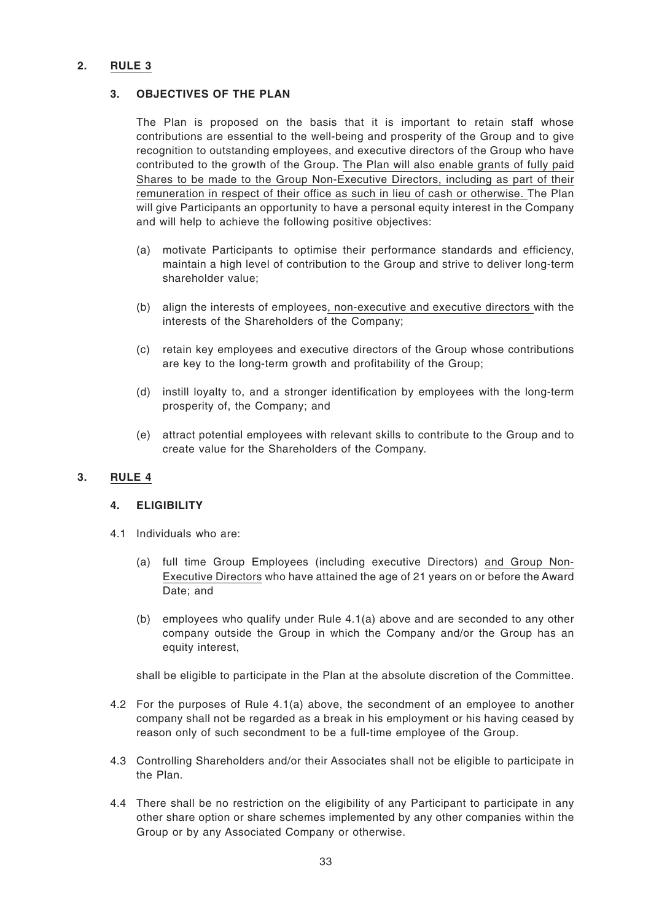**2. <u>RULE 3</u>**

**3. OBJECTIVES OF THE PLAN**

The Plan is proposed on the basis that it is important to retain staff whose contributions are essential to the well-being and prosperity of the Group and to give recognition to outstanding employees, and executive directors of the Group who have contributed to the growth of the Group. <u>The Plan will also enable grants of fully paid Shares to be made to the Group Non-Executive Directors, including as part of their remuneration in respect of their office as such in lieu of cash or otherwise.</u> The Plan will give Participants an opportunity to have a personal equity interest in the Company and will help to achieve the following positive objectives:

(a) motivate Participants to optimise their performance standards and efficiency, maintain a high level of contribution to the Group and strive to deliver long-term shareholder value;

(b) align the interests of employees<u>, non-executive and executive directors</u> with the interests of the Shareholders of the Company;

(c) retain key employees and executive directors of the Group whose contributions are key to the long-term growth and profitability of the Group;

(d) instill loyalty to, and a stronger identification by employees with the long-term prosperity of, the Company; and

(e) attract potential employees with relevant skills to contribute to the Group and to create value for the Shareholders of the Company.

**3. <u>RULE 4</u>**

**4. ELIGIBILITY**

4.1 Individuals who are:

(a) full time Group Employees (including executive Directors) <u>and Group Non-Executive Directors</u> who have attained the age of 21 years on or before the Award Date; and

(b) employees who qualify under Rule 4.1(a) above and are seconded to any other company outside the Group in which the Company and/or the Group has an equity interest,

shall be eligible to participate in the Plan at the absolute discretion of the Committee.

4.2 For the purposes of Rule 4.1(a) above, the secondment of an employee to another company shall not be regarded as a break in his employment or his having ceased by reason only of such secondment to be a full-time employee of the Group.

4.3 Controlling Shareholders and/or their Associates shall not be eligible to participate in the Plan.

4.4 There shall be no restriction on the eligibility of any Participant to participate in any other share option or share schemes implemented by any other companies within the Group or by any Associated Company or otherwise.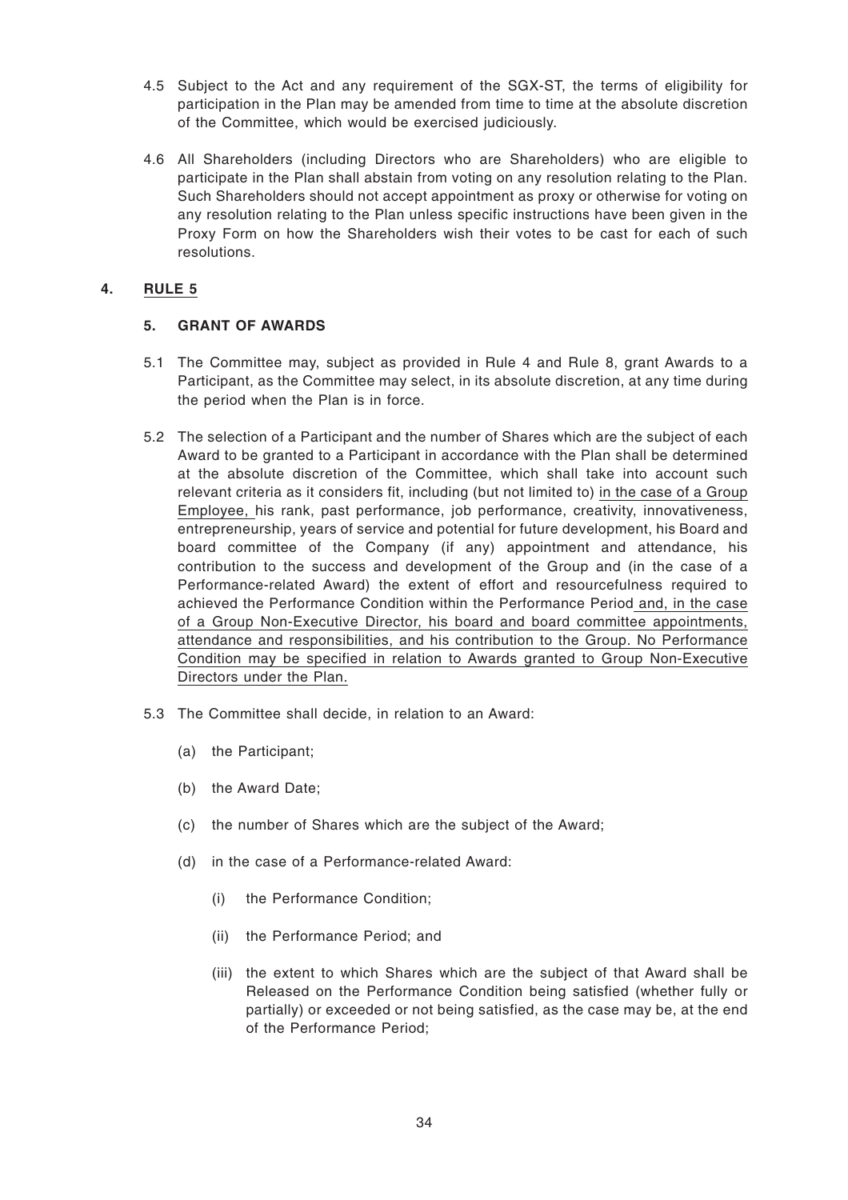4.5 Subject to the Act and any requirement of the SGX-ST, the terms of eligibility for participation in the Plan may be amended from time to time at the absolute discretion of the Committee, which would be exercised judiciously.

4.6 All Shareholders (including Directors who are Shareholders) who are eligible to participate in the Plan shall abstain from voting on any resolution relating to the Plan. Such Shareholders should not accept appointment as proxy or otherwise for voting on any resolution relating to the Plan unless specific instructions have been given in the Proxy Form on how the Shareholders wish their votes to be cast for each of such resolutions.

**4. RULE 5**

**5. GRANT OF AWARDS**

5.1 The Committee may, subject as provided in Rule 4 and Rule 8, grant Awards to a Participant, as the Committee may select, in its absolute discretion, at any time during the period when the Plan is in force.

5.2 The selection of a Participant and the number of Shares which are the subject of each Award to be granted to a Participant in accordance with the Plan shall be determined at the absolute discretion of the Committee, which shall take into account such relevant criteria as it considers fit, including (but not limited to) <u>in the case of a Group Employee,</u> his rank, past performance, job performance, creativity, innovativeness, entrepreneurship, years of service and potential for future development, his Board and board committee of the Company (if any) appointment and attendance, his contribution to the success and development of the Group and (in the case of a Performance-related Award) the extent of effort and resourcefulness required to achieved the Performance Condition within the Performance Period<u> and, in the case of a Group Non-Executive Director, his board and board committee appointments, attendance and responsibilities, and his contribution to the Group. No Performance Condition may be specified in relation to Awards granted to Group Non-Executive Directors under the Plan.</u>

5.3 The Committee shall decide, in relation to an Award:

(a) the Participant;

(b) the Award Date;

(c) the number of Shares which are the subject of the Award;

(d) in the case of a Performance-related Award:

(i) the Performance Condition;

(ii) the Performance Period; and

(iii) the extent to which Shares which are the subject of that Award shall be Released on the Performance Condition being satisfied (whether fully or partially) or exceeded or not being satisfied, as the case may be, at the end of the Performance Period;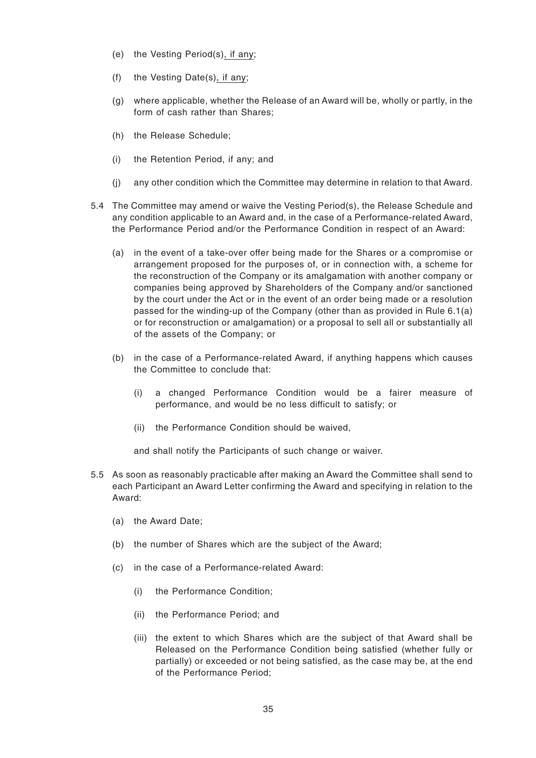(e) the Vesting Period(s), if any;

(f) the Vesting Date(s), if any;

(g) where applicable, whether the Release of an Award will be, wholly or partly, in the form of cash rather than Shares;

(h) the Release Schedule;

(i) the Retention Period, if any; and

(j) any other condition which the Committee may determine in relation to that Award.

5.4 The Committee may amend or waive the Vesting Period(s), the Release Schedule and any condition applicable to an Award and, in the case of a Performance-related Award, the Performance Period and/or the Performance Condition in respect of an Award:

(a) in the event of a take-over offer being made for the Shares or a compromise or arrangement proposed for the purposes of, or in connection with, a scheme for the reconstruction of the Company or its amalgamation with another company or companies being approved by Shareholders of the Company and/or sanctioned by the court under the Act or in the event of an order being made or a resolution passed for the winding-up of the Company (other than as provided in Rule 6.1(a) or for reconstruction or amalgamation) or a proposal to sell all or substantially all of the assets of the Company; or

(b) in the case of a Performance-related Award, if anything happens which causes the Committee to conclude that:

   (i) a changed Performance Condition would be a fairer measure of performance, and would be no less difficult to satisfy; or

   (ii) the Performance Condition should be waived,

and shall notify the Participants of such change or waiver.

5.5 As soon as reasonably practicable after making an Award the Committee shall send to each Participant an Award Letter confirming the Award and specifying in relation to the Award:

(a) the Award Date;

(b) the number of Shares which are the subject of the Award;

(c) in the case of a Performance-related Award:

   (i) the Performance Condition;

   (ii) the Performance Period; and

   (iii) the extent to which Shares which are the subject of that Award shall be Released on the Performance Condition being satisfied (whether fully or partially) or exceeded or not being satisfied, as the case may be, at the end of the Performance Period;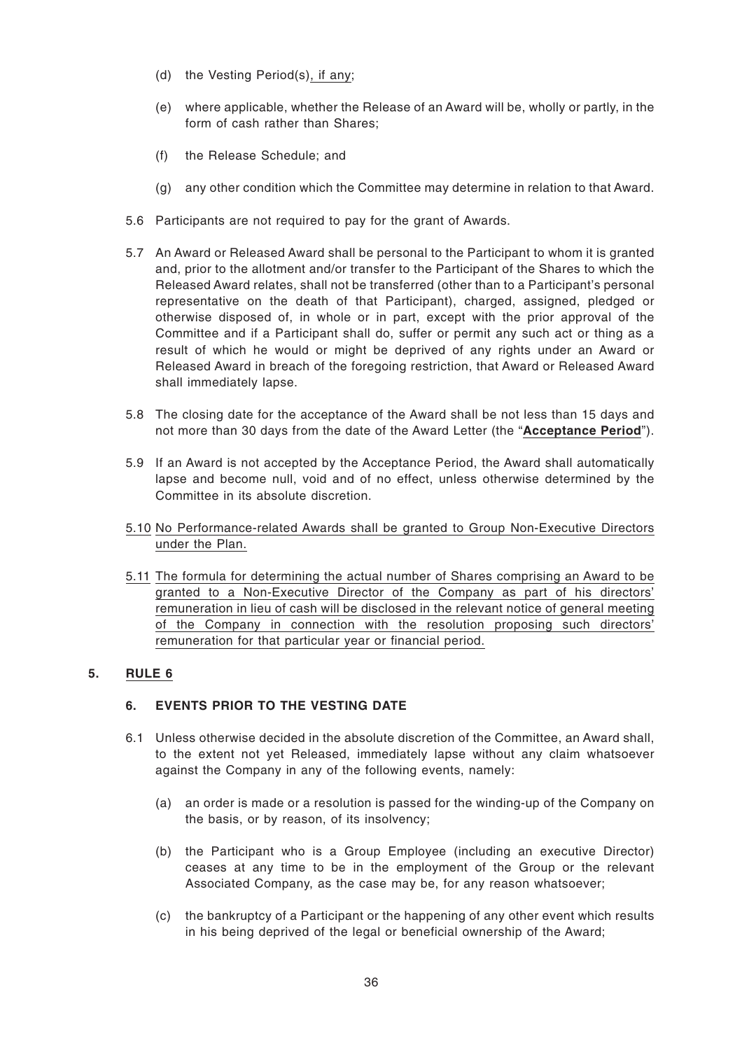(d) the Vesting Period(s), if any;

(e) where applicable, whether the Release of an Award will be, wholly or partly, in the form of cash rather than Shares;

(f) the Release Schedule; and

(g) any other condition which the Committee may determine in relation to that Award.

5.6 Participants are not required to pay for the grant of Awards.

5.7 An Award or Released Award shall be personal to the Participant to whom it is granted and, prior to the allotment and/or transfer to the Participant of the Shares to which the Released Award relates, shall not be transferred (other than to a Participant's personal representative on the death of that Participant), charged, assigned, pledged or otherwise disposed of, in whole or in part, except with the prior approval of the Committee and if a Participant shall do, suffer or permit any such act or thing as a result of which he would or might be deprived of any rights under an Award or Released Award in breach of the foregoing restriction, that Award or Released Award shall immediately lapse.

5.8 The closing date for the acceptance of the Award shall be not less than 15 days and not more than 30 days from the date of the Award Letter (the "**Acceptance Period**").

5.9 If an Award is not accepted by the Acceptance Period, the Award shall automatically lapse and become null, void and of no effect, unless otherwise determined by the Committee in its absolute discretion.

5.10 No Performance-related Awards shall be granted to Group Non-Executive Directors under the Plan.

5.11 The formula for determining the actual number of Shares comprising an Award to be granted to a Non-Executive Director of the Company as part of his directors' remuneration in lieu of cash will be disclosed in the relevant notice of general meeting of the Company in connection with the resolution proposing such directors' remuneration for that particular year or financial period.

**5. RULE 6**

**6. EVENTS PRIOR TO THE VESTING DATE**

6.1 Unless otherwise decided in the absolute discretion of the Committee, an Award shall, to the extent not yet Released, immediately lapse without any claim whatsoever against the Company in any of the following events, namely:

(a) an order is made or a resolution is passed for the winding-up of the Company on the basis, or by reason, of its insolvency;

(b) the Participant who is a Group Employee (including an executive Director) ceases at any time to be in the employment of the Group or the relevant Associated Company, as the case may be, for any reason whatsoever;

(c) the bankruptcy of a Participant or the happening of any other event which results in his being deprived of the legal or beneficial ownership of the Award;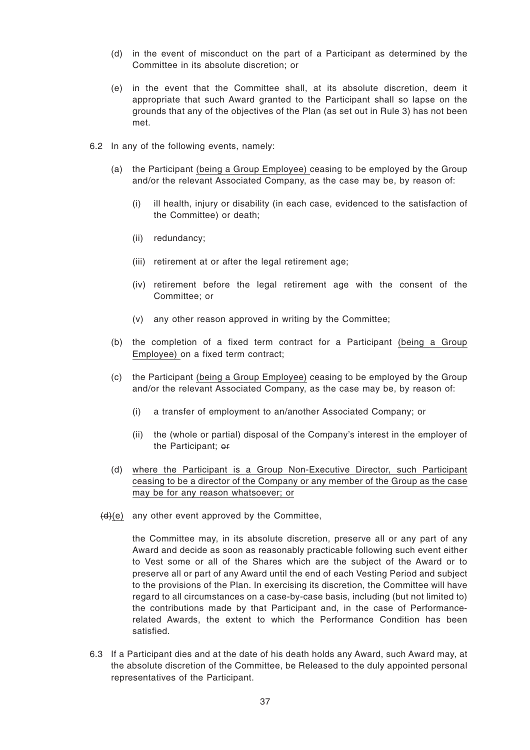(d) in the event of misconduct on the part of a Participant as determined by the Committee in its absolute discretion; or

(e) in the event that the Committee shall, at its absolute discretion, deem it appropriate that such Award granted to the Participant shall so lapse on the grounds that any of the objectives of the Plan (as set out in Rule 3) has not been met.

6.2 In any of the following events, namely:

(a) the Participant <u>(being a Group Employee)</u> ceasing to be employed by the Group and/or the relevant Associated Company, as the case may be, by reason of:

(i) ill health, injury or disability (in each case, evidenced to the satisfaction of the Committee) or death;

(ii) redundancy;

(iii) retirement at or after the legal retirement age;

(iv) retirement before the legal retirement age with the consent of the Committee; or

(v) any other reason approved in writing by the Committee;

(b) the completion of a fixed term contract for a Participant <u>(being a Group Employee)</u> on a fixed term contract;

(c) the Participant <u>(being a Group Employee)</u> ceasing to be employed by the Group and/or the relevant Associated Company, as the case may be, by reason of:

(i) a transfer of employment to an/another Associated Company; or

(ii) the (whole or partial) disposal of the Company's interest in the employer of the Participant; ~~or~~

(d) <u>where the Participant is a Group Non-Executive Director, such Participant ceasing to be a director of the Company or any member of the Group as the case may be for any reason whatsoever; or</u>

~~(d)~~<u>(e)</u> any other event approved by the Committee,

the Committee may, in its absolute discretion, preserve all or any part of any Award and decide as soon as reasonably practicable following such event either to Vest some or all of the Shares which are the subject of the Award or to preserve all or part of any Award until the end of each Vesting Period and subject to the provisions of the Plan. In exercising its discretion, the Committee will have regard to all circumstances on a case-by-case basis, including (but not limited to) the contributions made by that Participant and, in the case of Performance-related Awards, the extent to which the Performance Condition has been satisfied.

6.3 If a Participant dies and at the date of his death holds any Award, such Award may, at the absolute discretion of the Committee, be Released to the duly appointed personal representatives of the Participant.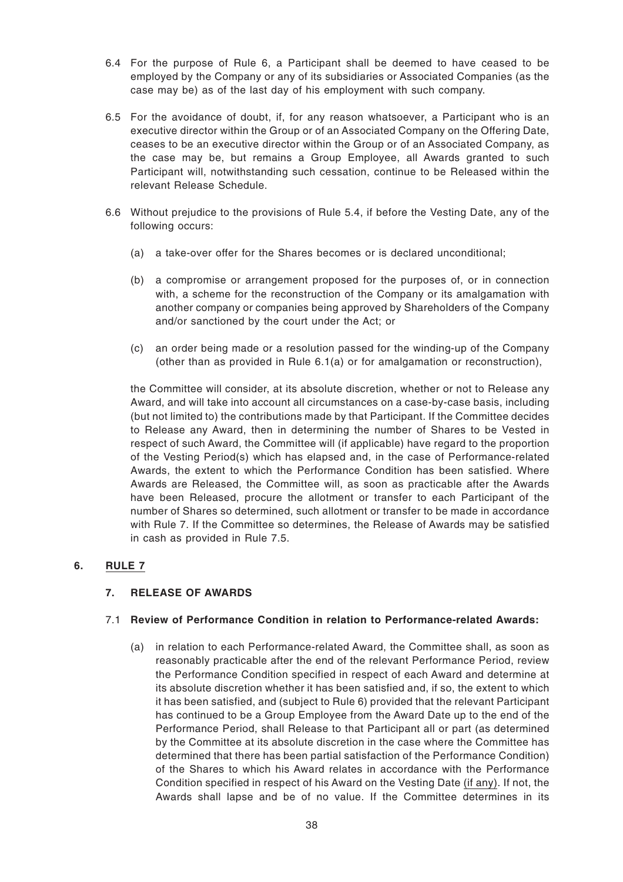6.4 For the purpose of Rule 6, a Participant shall be deemed to have ceased to be employed by the Company or any of its subsidiaries or Associated Companies (as the case may be) as of the last day of his employment with such company.

6.5 For the avoidance of doubt, if, for any reason whatsoever, a Participant who is an executive director within the Group or of an Associated Company on the Offering Date, ceases to be an executive director within the Group or of an Associated Company, as the case may be, but remains a Group Employee, all Awards granted to such Participant will, notwithstanding such cessation, continue to be Released within the relevant Release Schedule.

6.6 Without prejudice to the provisions of Rule 5.4, if before the Vesting Date, any of the following occurs:

(a) a take-over offer for the Shares becomes or is declared unconditional;

(b) a compromise or arrangement proposed for the purposes of, or in connection with, a scheme for the reconstruction of the Company or its amalgamation with another company or companies being approved by Shareholders of the Company and/or sanctioned by the court under the Act; or

(c) an order being made or a resolution passed for the winding-up of the Company (other than as provided in Rule 6.1(a) or for amalgamation or reconstruction),

the Committee will consider, at its absolute discretion, whether or not to Release any Award, and will take into account all circumstances on a case-by-case basis, including (but not limited to) the contributions made by that Participant. If the Committee decides to Release any Award, then in determining the number of Shares to be Vested in respect of such Award, the Committee will (if applicable) have regard to the proportion of the Vesting Period(s) which has elapsed and, in the case of Performance-related Awards, the extent to which the Performance Condition has been satisfied. Where Awards are Released, the Committee will, as soon as practicable after the Awards have been Released, procure the allotment or transfer to each Participant of the number of Shares so determined, such allotment or transfer to be made in accordance with Rule 7. If the Committee so determines, the Release of Awards may be satisfied in cash as provided in Rule 7.5.

## 6. RULE 7

### 7. RELEASE OF AWARDS

7.1 **Review of Performance Condition in relation to Performance-related Awards:**

(a) in relation to each Performance-related Award, the Committee shall, as soon as reasonably practicable after the end of the relevant Performance Period, review the Performance Condition specified in respect of each Award and determine at its absolute discretion whether it has been satisfied and, if so, the extent to which it has been satisfied, and (subject to Rule 6) provided that the relevant Participant has continued to be a Group Employee from the Award Date up to the end of the Performance Period, shall Release to that Participant all or part (as determined by the Committee at its absolute discretion in the case where the Committee has determined that there has been partial satisfaction of the Performance Condition) of the Shares to which his Award relates in accordance with the Performance Condition specified in respect of his Award on the Vesting Date (if any). If not, the Awards shall lapse and be of no value. If the Committee determines in its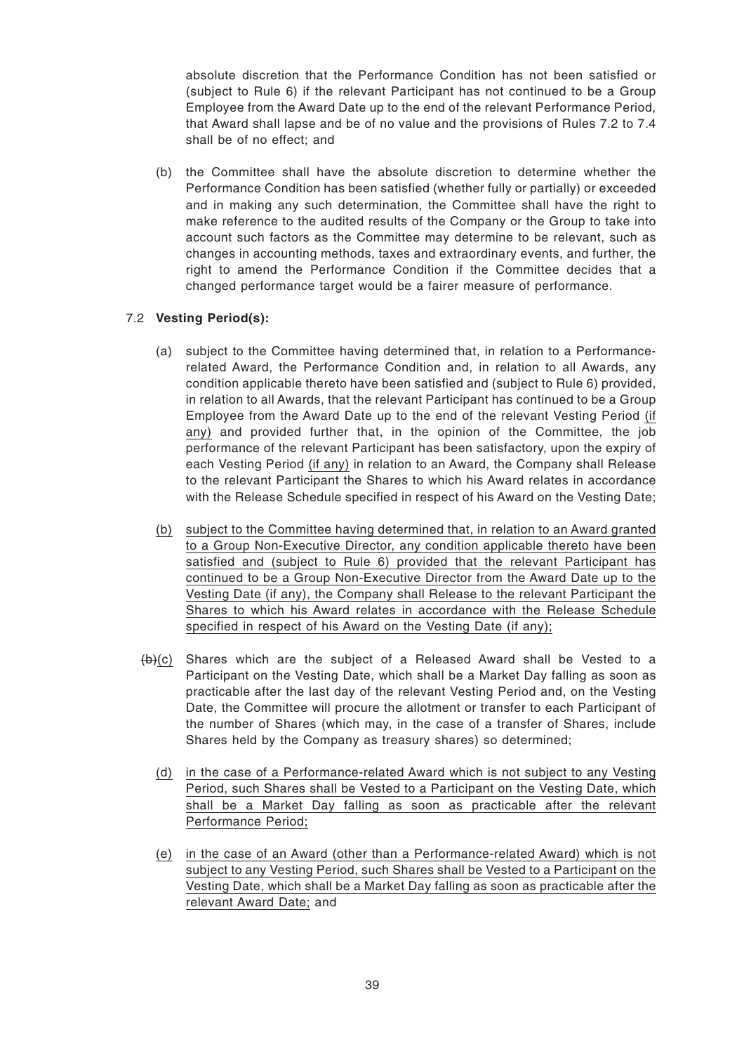absolute discretion that the Performance Condition has not been satisfied or (subject to Rule 6) if the relevant Participant has not continued to be a Group Employee from the Award Date up to the end of the relevant Performance Period, that Award shall lapse and be of no value and the provisions of Rules 7.2 to 7.4 shall be of no effect; and

(b) the Committee shall have the absolute discretion to determine whether the Performance Condition has been satisfied (whether fully or partially) or exceeded and in making any such determination, the Committee shall have the right to make reference to the audited results of the Company or the Group to take into account such factors as the Committee may determine to be relevant, such as changes in accounting methods, taxes and extraordinary events, and further, the right to amend the Performance Condition if the Committee decides that a changed performance target would be a fairer measure of performance.

7.2 **Vesting Period(s):**

(a) subject to the Committee having determined that, in relation to a Performance-related Award, the Performance Condition and, in relation to all Awards, any condition applicable thereto have been satisfied and (subject to Rule 6) provided, in relation to all Awards, that the relevant Participant has continued to be a Group Employee from the Award Date up to the end of the relevant Vesting Period (if any) and provided further that, in the opinion of the Committee, the job performance of the relevant Participant has been satisfactory, upon the expiry of each Vesting Period (if any) in relation to an Award, the Company shall Release to the relevant Participant the Shares to which his Award relates in accordance with the Release Schedule specified in respect of his Award on the Vesting Date;

(b) subject to the Committee having determined that, in relation to an Award granted to a Group Non-Executive Director, any condition applicable thereto have been satisfied and (subject to Rule 6) provided that the relevant Participant has continued to be a Group Non-Executive Director from the Award Date up to the Vesting Date (if any), the Company shall Release to the relevant Participant the Shares to which his Award relates in accordance with the Release Schedule specified in respect of his Award on the Vesting Date (if any);

~~(b)~~(c) Shares which are the subject of a Released Award shall be Vested to a Participant on the Vesting Date, which shall be a Market Day falling as soon as practicable after the last day of the relevant Vesting Period and, on the Vesting Date, the Committee will procure the allotment or transfer to each Participant of the number of Shares (which may, in the case of a transfer of Shares, include Shares held by the Company as treasury shares) so determined;

(d) in the case of a Performance-related Award which is not subject to any Vesting Period, such Shares shall be Vested to a Participant on the Vesting Date, which shall be a Market Day falling as soon as practicable after the relevant Performance Period;

(e) in the case of an Award (other than a Performance-related Award) which is not subject to any Vesting Period, such Shares shall be Vested to a Participant on the Vesting Date, which shall be a Market Day falling as soon as practicable after the relevant Award Date; and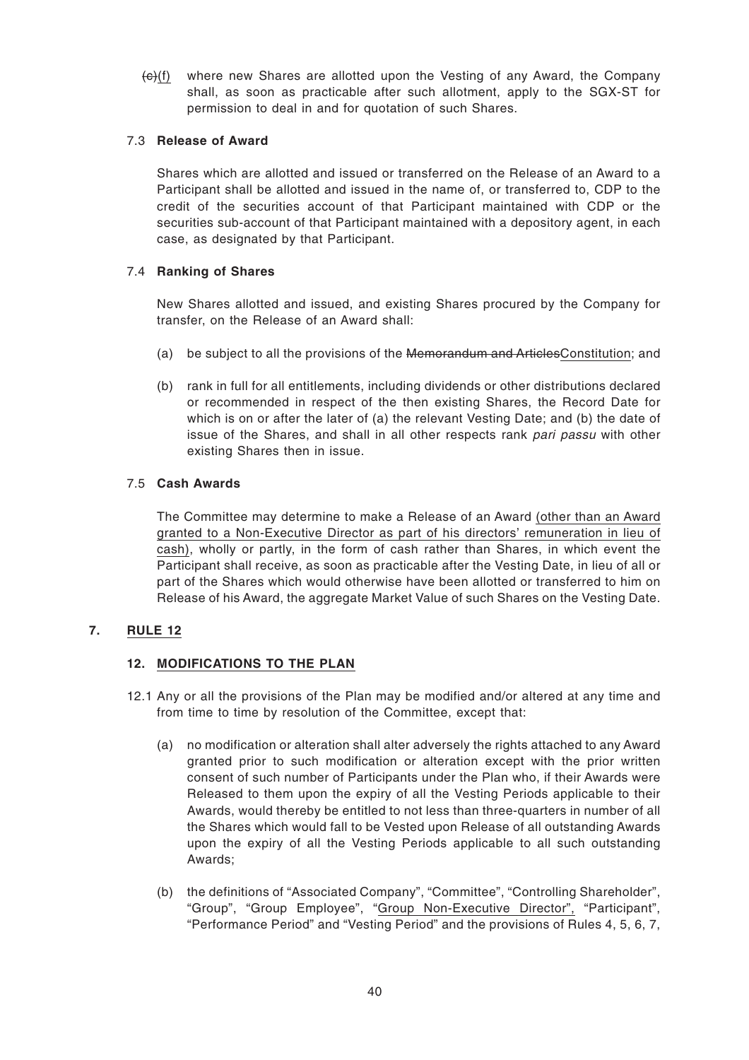~~(e)~~(f) where new Shares are allotted upon the Vesting of any Award, the Company shall, as soon as practicable after such allotment, apply to the SGX-ST for permission to deal in and for quotation of such Shares.

7.3 **Release of Award**

Shares which are allotted and issued or transferred on the Release of an Award to a Participant shall be allotted and issued in the name of, or transferred to, CDP to the credit of the securities account of that Participant maintained with CDP or the securities sub-account of that Participant maintained with a depository agent, in each case, as designated by that Participant.

7.4 **Ranking of Shares**

New Shares allotted and issued, and existing Shares procured by the Company for transfer, on the Release of an Award shall:

(a) be subject to all the provisions of the ~~Memorandum and Articles~~Constitution; and

(b) rank in full for all entitlements, including dividends or other distributions declared or recommended in respect of the then existing Shares, the Record Date for which is on or after the later of (a) the relevant Vesting Date; and (b) the date of issue of the Shares, and shall in all other respects rank *pari passu* with other existing Shares then in issue.

7.5 **Cash Awards**

The Committee may determine to make a Release of an Award <u>(other than an Award granted to a Non-Executive Director as part of his directors' remuneration in lieu of cash)</u>, wholly or partly, in the form of cash rather than Shares, in which event the Participant shall receive, as soon as practicable after the Vesting Date, in lieu of all or part of the Shares which would otherwise have been allotted or transferred to him on Release of his Award, the aggregate Market Value of such Shares on the Vesting Date.

## 7. <u>RULE 12</u>

### 12. <u>MODIFICATIONS TO THE PLAN</u>

12.1 Any or all the provisions of the Plan may be modified and/or altered at any time and from time to time by resolution of the Committee, except that:

(a) no modification or alteration shall alter adversely the rights attached to any Award granted prior to such modification or alteration except with the prior written consent of such number of Participants under the Plan who, if their Awards were Released to them upon the expiry of all the Vesting Periods applicable to their Awards, would thereby be entitled to not less than three-quarters in number of all the Shares which would fall to be Vested upon Release of all outstanding Awards upon the expiry of all the Vesting Periods applicable to all such outstanding Awards;

(b) the definitions of "Associated Company", "Committee", "Controlling Shareholder", "Group", "Group Employee", "<u>Group Non-Executive Director",</u> "Participant", "Performance Period" and "Vesting Period" and the provisions of Rules 4, 5, 6, 7,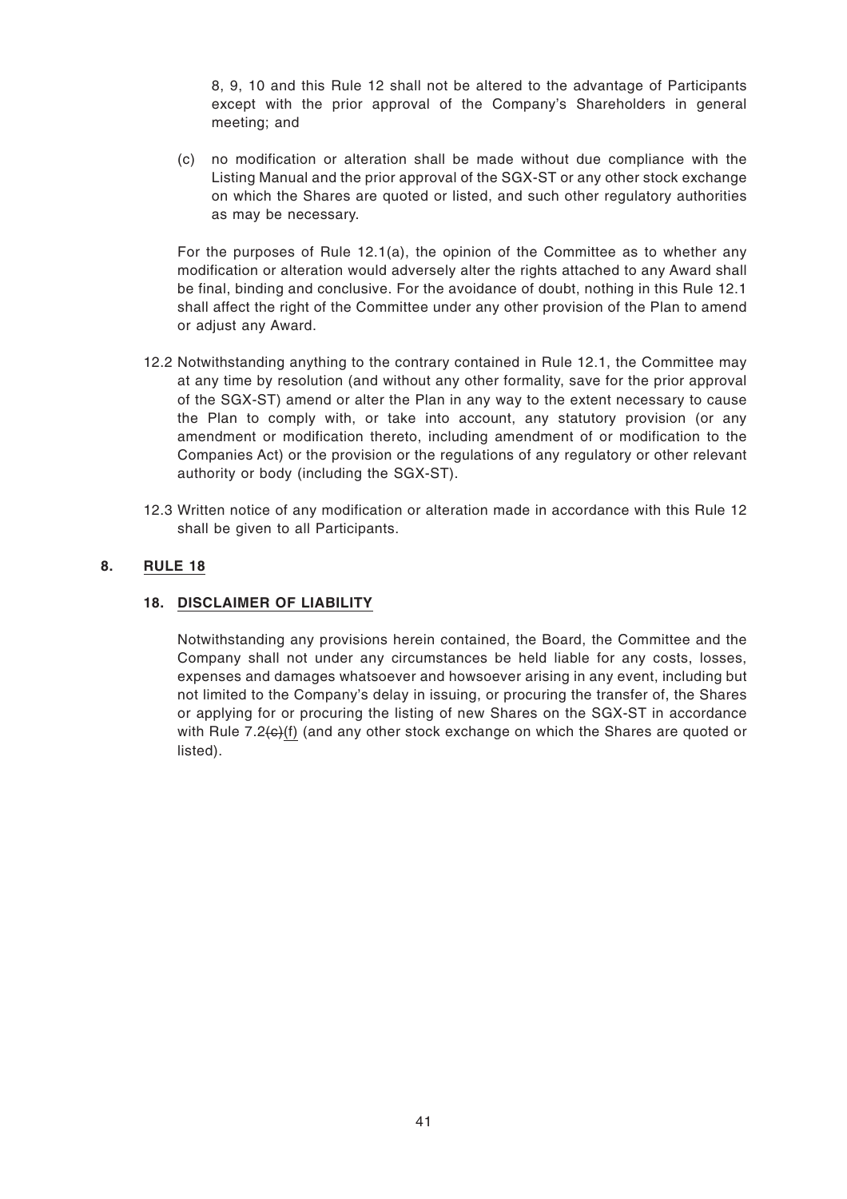8, 9, 10 and this Rule 12 shall not be altered to the advantage of Participants except with the prior approval of the Company's Shareholders in general meeting; and

(c) no modification or alteration shall be made without due compliance with the Listing Manual and the prior approval of the SGX-ST or any other stock exchange on which the Shares are quoted or listed, and such other regulatory authorities as may be necessary.

For the purposes of Rule 12.1(a), the opinion of the Committee as to whether any modification or alteration would adversely alter the rights attached to any Award shall be final, binding and conclusive. For the avoidance of doubt, nothing in this Rule 12.1 shall affect the right of the Committee under any other provision of the Plan to amend or adjust any Award.

12.2 Notwithstanding anything to the contrary contained in Rule 12.1, the Committee may at any time by resolution (and without any other formality, save for the prior approval of the SGX-ST) amend or alter the Plan in any way to the extent necessary to cause the Plan to comply with, or take into account, any statutory provision (or any amendment or modification thereto, including amendment of or modification to the Companies Act) or the provision or the regulations of any regulatory or other relevant authority or body (including the SGX-ST).

12.3 Written notice of any modification or alteration made in accordance with this Rule 12 shall be given to all Participants.

**8. <u>RULE 18</u>**

**18. <u>DISCLAIMER OF LIABILITY</u>**

Notwithstanding any provisions herein contained, the Board, the Committee and the Company shall not under any circumstances be held liable for any costs, losses, expenses and damages whatsoever and howsoever arising in any event, including but not limited to the Company's delay in issuing, or procuring the transfer of, the Shares or applying for or procuring the listing of new Shares on the SGX-ST in accordance with Rule 7.2~~(c)~~<u>(f)</u> (and any other stock exchange on which the Shares are quoted or listed).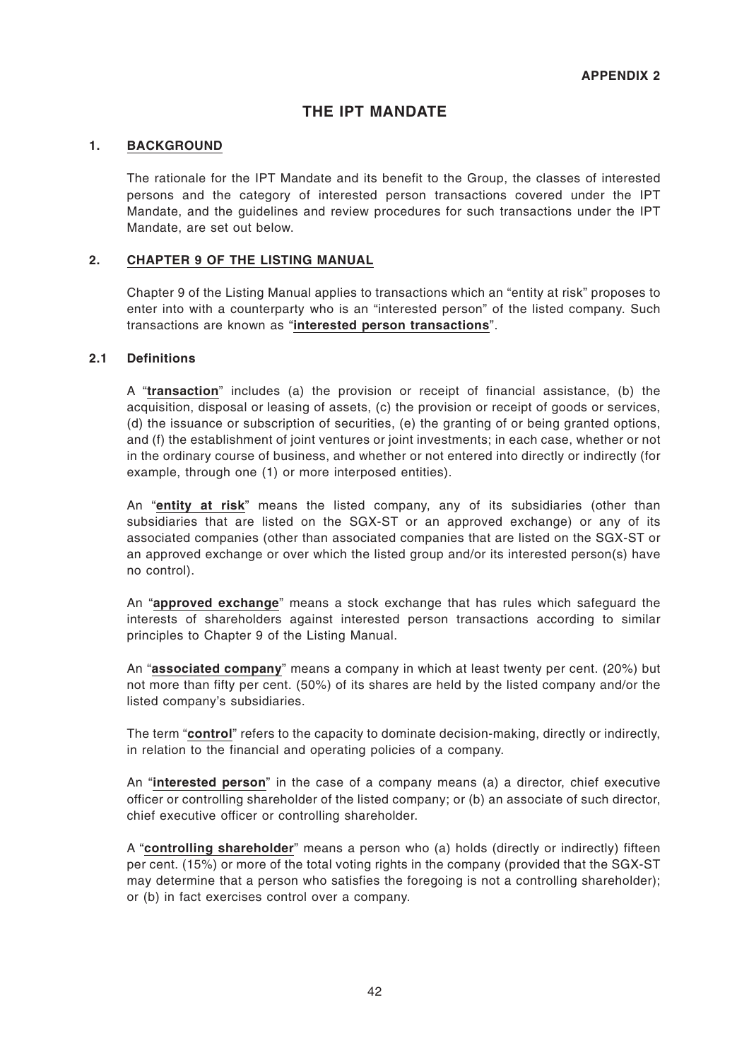**APPENDIX 2**

# THE IPT MANDATE

## 1. BACKGROUND

The rationale for the IPT Mandate and its benefit to the Group, the classes of interested persons and the category of interested person transactions covered under the IPT Mandate, and the guidelines and review procedures for such transactions under the IPT Mandate, are set out below.

## 2. CHAPTER 9 OF THE LISTING MANUAL

Chapter 9 of the Listing Manual applies to transactions which an "entity at risk" proposes to enter into with a counterparty who is an "interested person" of the listed company. Such transactions are known as "**interested person transactions**".

### 2.1 Definitions

A "**transaction**" includes (a) the provision or receipt of financial assistance, (b) the acquisition, disposal or leasing of assets, (c) the provision or receipt of goods or services, (d) the issuance or subscription of securities, (e) the granting of or being granted options, and (f) the establishment of joint ventures or joint investments; in each case, whether or not in the ordinary course of business, and whether or not entered into directly or indirectly (for example, through one (1) or more interposed entities).

An "**entity at risk**" means the listed company, any of its subsidiaries (other than subsidiaries that are listed on the SGX-ST or an approved exchange) or any of its associated companies (other than associated companies that are listed on the SGX-ST or an approved exchange or over which the listed group and/or its interested person(s) have no control).

An "**approved exchange**" means a stock exchange that has rules which safeguard the interests of shareholders against interested person transactions according to similar principles to Chapter 9 of the Listing Manual.

An "**associated company**" means a company in which at least twenty per cent. (20%) but not more than fifty per cent. (50%) of its shares are held by the listed company and/or the listed company's subsidiaries.

The term "**control**" refers to the capacity to dominate decision-making, directly or indirectly, in relation to the financial and operating policies of a company.

An "**interested person**" in the case of a company means (a) a director, chief executive officer or controlling shareholder of the listed company; or (b) an associate of such director, chief executive officer or controlling shareholder.

A "**controlling shareholder**" means a person who (a) holds (directly or indirectly) fifteen per cent. (15%) or more of the total voting rights in the company (provided that the SGX-ST may determine that a person who satisfies the foregoing is not a controlling shareholder); or (b) in fact exercises control over a company.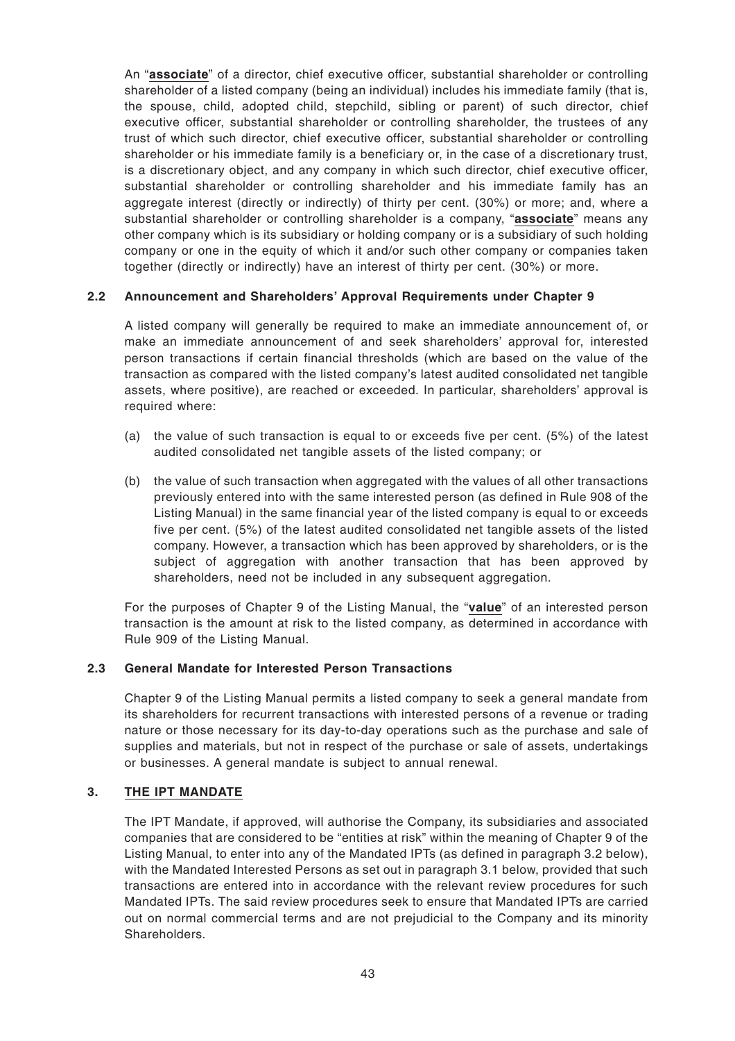An "**associate**" of a director, chief executive officer, substantial shareholder or controlling shareholder of a listed company (being an individual) includes his immediate family (that is, the spouse, child, adopted child, stepchild, sibling or parent) of such director, chief executive officer, substantial shareholder or controlling shareholder, the trustees of any trust of which such director, chief executive officer, substantial shareholder or controlling shareholder or his immediate family is a beneficiary or, in the case of a discretionary trust, is a discretionary object, and any company in which such director, chief executive officer, substantial shareholder or controlling shareholder and his immediate family has an aggregate interest (directly or indirectly) of thirty per cent. (30%) or more; and, where a substantial shareholder or controlling shareholder is a company, "**associate**" means any other company which is its subsidiary or holding company or is a subsidiary of such holding company or one in the equity of which it and/or such other company or companies taken together (directly or indirectly) have an interest of thirty per cent. (30%) or more.

### 2.2 Announcement and Shareholders' Approval Requirements under Chapter 9

A listed company will generally be required to make an immediate announcement of, or make an immediate announcement of and seek shareholders' approval for, interested person transactions if certain financial thresholds (which are based on the value of the transaction as compared with the listed company's latest audited consolidated net tangible assets, where positive), are reached or exceeded. In particular, shareholders' approval is required where:

(a) the value of such transaction is equal to or exceeds five per cent. (5%) of the latest audited consolidated net tangible assets of the listed company; or

(b) the value of such transaction when aggregated with the values of all other transactions previously entered into with the same interested person (as defined in Rule 908 of the Listing Manual) in the same financial year of the listed company is equal to or exceeds five per cent. (5%) of the latest audited consolidated net tangible assets of the listed company. However, a transaction which has been approved by shareholders, or is the subject of aggregation with another transaction that has been approved by shareholders, need not be included in any subsequent aggregation.

For the purposes of Chapter 9 of the Listing Manual, the "**value**" of an interested person transaction is the amount at risk to the listed company, as determined in accordance with Rule 909 of the Listing Manual.

### 2.3 General Mandate for Interested Person Transactions

Chapter 9 of the Listing Manual permits a listed company to seek a general mandate from its shareholders for recurrent transactions with interested persons of a revenue or trading nature or those necessary for its day-to-day operations such as the purchase and sale of supplies and materials, but not in respect of the purchase or sale of assets, undertakings or businesses. A general mandate is subject to annual renewal.

## 3. THE IPT MANDATE

The IPT Mandate, if approved, will authorise the Company, its subsidiaries and associated companies that are considered to be "entities at risk" within the meaning of Chapter 9 of the Listing Manual, to enter into any of the Mandated IPTs (as defined in paragraph 3.2 below), with the Mandated Interested Persons as set out in paragraph 3.1 below, provided that such transactions are entered into in accordance with the relevant review procedures for such Mandated IPTs. The said review procedures seek to ensure that Mandated IPTs are carried out on normal commercial terms and are not prejudicial to the Company and its minority Shareholders.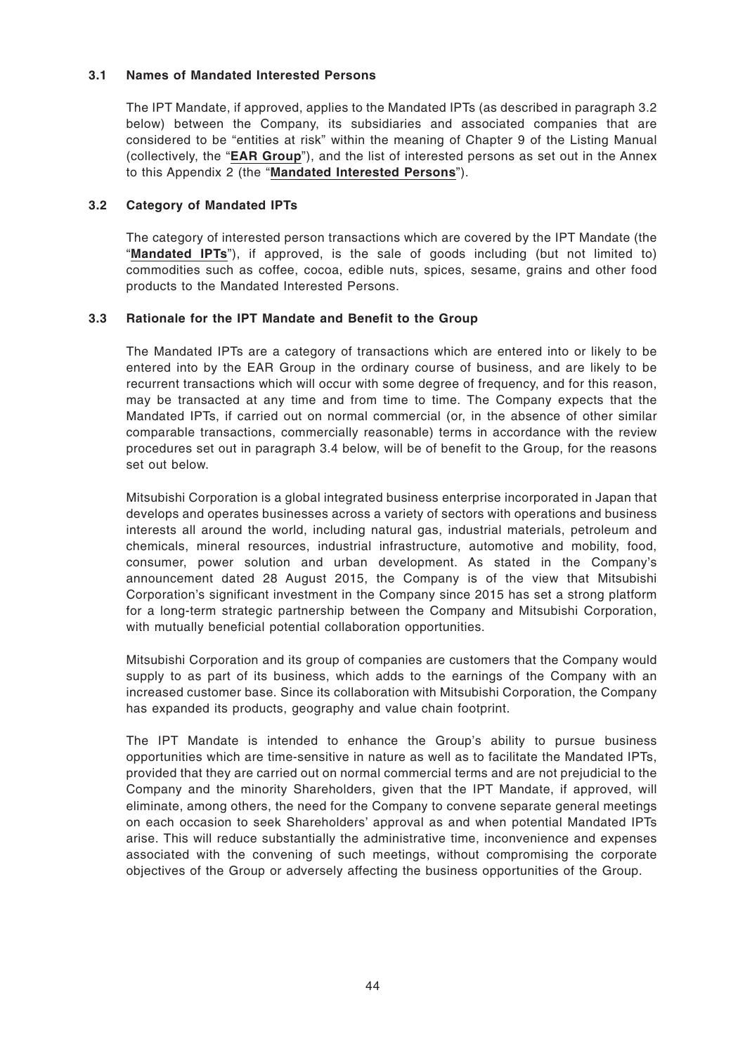### 3.1 Names of Mandated Interested Persons

The IPT Mandate, if approved, applies to the Mandated IPTs (as described in paragraph 3.2 below) between the Company, its subsidiaries and associated companies that are considered to be "entities at risk" within the meaning of Chapter 9 of the Listing Manual (collectively, the "**EAR Group**"), and the list of interested persons as set out in the Annex to this Appendix 2 (the "**Mandated Interested Persons**").

### 3.2 Category of Mandated IPTs

The category of interested person transactions which are covered by the IPT Mandate (the "**Mandated IPTs**"), if approved, is the sale of goods including (but not limited to) commodities such as coffee, cocoa, edible nuts, spices, sesame, grains and other food products to the Mandated Interested Persons.

### 3.3 Rationale for the IPT Mandate and Benefit to the Group

The Mandated IPTs are a category of transactions which are entered into or likely to be entered into by the EAR Group in the ordinary course of business, and are likely to be recurrent transactions which will occur with some degree of frequency, and for this reason, may be transacted at any time and from time to time. The Company expects that the Mandated IPTs, if carried out on normal commercial (or, in the absence of other similar comparable transactions, commercially reasonable) terms in accordance with the review procedures set out in paragraph 3.4 below, will be of benefit to the Group, for the reasons set out below.

Mitsubishi Corporation is a global integrated business enterprise incorporated in Japan that develops and operates businesses across a variety of sectors with operations and business interests all around the world, including natural gas, industrial materials, petroleum and chemicals, mineral resources, industrial infrastructure, automotive and mobility, food, consumer, power solution and urban development. As stated in the Company's announcement dated 28 August 2015, the Company is of the view that Mitsubishi Corporation's significant investment in the Company since 2015 has set a strong platform for a long-term strategic partnership between the Company and Mitsubishi Corporation, with mutually beneficial potential collaboration opportunities.

Mitsubishi Corporation and its group of companies are customers that the Company would supply to as part of its business, which adds to the earnings of the Company with an increased customer base. Since its collaboration with Mitsubishi Corporation, the Company has expanded its products, geography and value chain footprint.

The IPT Mandate is intended to enhance the Group's ability to pursue business opportunities which are time-sensitive in nature as well as to facilitate the Mandated IPTs, provided that they are carried out on normal commercial terms and are not prejudicial to the Company and the minority Shareholders, given that the IPT Mandate, if approved, will eliminate, among others, the need for the Company to convene separate general meetings on each occasion to seek Shareholders' approval as and when potential Mandated IPTs arise. This will reduce substantially the administrative time, inconvenience and expenses associated with the convening of such meetings, without compromising the corporate objectives of the Group or adversely affecting the business opportunities of the Group.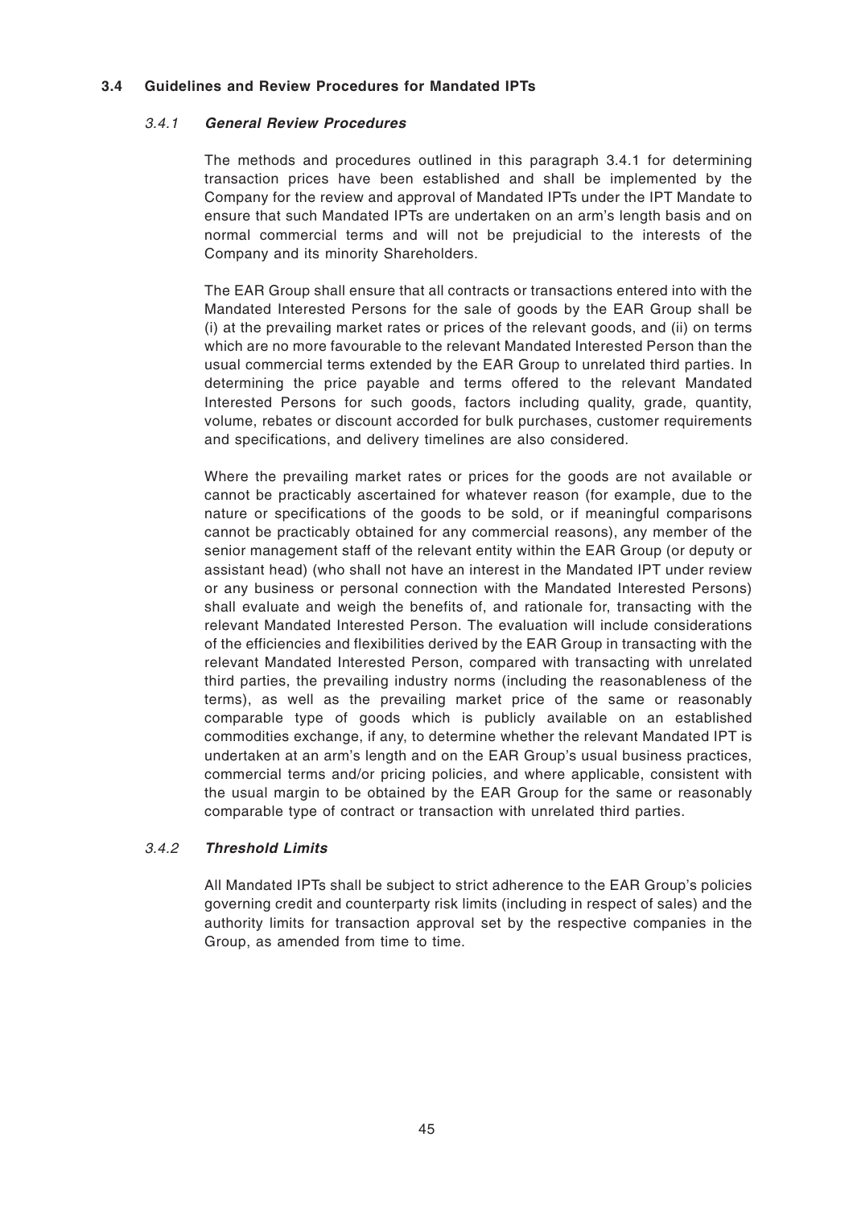### 3.4 Guidelines and Review Procedures for Mandated IPTs

#### 3.4.1 *General Review Procedures*

The methods and procedures outlined in this paragraph 3.4.1 for determining transaction prices have been established and shall be implemented by the Company for the review and approval of Mandated IPTs under the IPT Mandate to ensure that such Mandated IPTs are undertaken on an arm's length basis and on normal commercial terms and will not be prejudicial to the interests of the Company and its minority Shareholders.

The EAR Group shall ensure that all contracts or transactions entered into with the Mandated Interested Persons for the sale of goods by the EAR Group shall be (i) at the prevailing market rates or prices of the relevant goods, and (ii) on terms which are no more favourable to the relevant Mandated Interested Person than the usual commercial terms extended by the EAR Group to unrelated third parties. In determining the price payable and terms offered to the relevant Mandated Interested Persons for such goods, factors including quality, grade, quantity, volume, rebates or discount accorded for bulk purchases, customer requirements and specifications, and delivery timelines are also considered.

Where the prevailing market rates or prices for the goods are not available or cannot be practicably ascertained for whatever reason (for example, due to the nature or specifications of the goods to be sold, or if meaningful comparisons cannot be practicably obtained for any commercial reasons), any member of the senior management staff of the relevant entity within the EAR Group (or deputy or assistant head) (who shall not have an interest in the Mandated IPT under review or any business or personal connection with the Mandated Interested Persons) shall evaluate and weigh the benefits of, and rationale for, transacting with the relevant Mandated Interested Person. The evaluation will include considerations of the efficiencies and flexibilities derived by the EAR Group in transacting with the relevant Mandated Interested Person, compared with transacting with unrelated third parties, the prevailing industry norms (including the reasonableness of the terms), as well as the prevailing market price of the same or reasonably comparable type of goods which is publicly available on an established commodities exchange, if any, to determine whether the relevant Mandated IPT is undertaken at an arm's length and on the EAR Group's usual business practices, commercial terms and/or pricing policies, and where applicable, consistent with the usual margin to be obtained by the EAR Group for the same or reasonably comparable type of contract or transaction with unrelated third parties.

#### 3.4.2 *Threshold Limits*

All Mandated IPTs shall be subject to strict adherence to the EAR Group's policies governing credit and counterparty risk limits (including in respect of sales) and the authority limits for transaction approval set by the respective companies in the Group, as amended from time to time.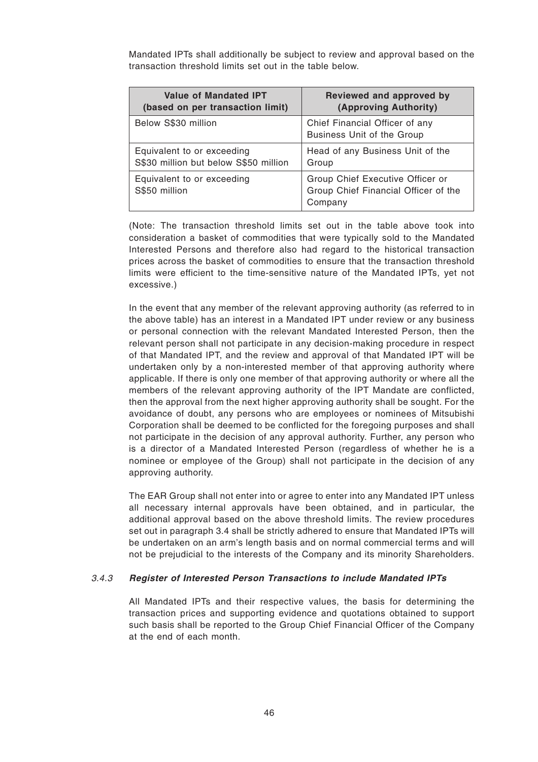Mandated IPTs shall additionally be subject to review and approval based on the transaction threshold limits set out in the table below.

| **Value of Mandated IPT (based on per transaction limit)** | **Reviewed and approved by (Approving Authority)** |
|---|---|
| Below S$30 million | Chief Financial Officer of any Business Unit of the Group |
| Equivalent to or exceeding S$30 million but below S$50 million | Head of any Business Unit of the Group |
| Equivalent to or exceeding S$50 million | Group Chief Executive Officer or Group Chief Financial Officer of the Company |

(Note: The transaction threshold limits set out in the table above took into consideration a basket of commodities that were typically sold to the Mandated Interested Persons and therefore also had regard to the historical transaction prices across the basket of commodities to ensure that the transaction threshold limits were efficient to the time-sensitive nature of the Mandated IPTs, yet not excessive.)

In the event that any member of the relevant approving authority (as referred to in the above table) has an interest in a Mandated IPT under review or any business or personal connection with the relevant Mandated Interested Person, then the relevant person shall not participate in any decision-making procedure in respect of that Mandated IPT, and the review and approval of that Mandated IPT will be undertaken only by a non-interested member of that approving authority where applicable. If there is only one member of that approving authority or where all the members of the relevant approving authority of the IPT Mandate are conflicted, then the approval from the next higher approving authority shall be sought. For the avoidance of doubt, any persons who are employees or nominees of Mitsubishi Corporation shall be deemed to be conflicted for the foregoing purposes and shall not participate in the decision of any approval authority. Further, any person who is a director of a Mandated Interested Person (regardless of whether he is a nominee or employee of the Group) shall not participate in the decision of any approving authority.

The EAR Group shall not enter into or agree to enter into any Mandated IPT unless all necessary internal approvals have been obtained, and in particular, the additional approval based on the above threshold limits. The review procedures set out in paragraph 3.4 shall be strictly adhered to ensure that Mandated IPTs will be undertaken on an arm's length basis and on normal commercial terms and will not be prejudicial to the interests of the Company and its minority Shareholders.

### *3.4.3* ***Register of Interested Person Transactions to include Mandated IPTs***

All Mandated IPTs and their respective values, the basis for determining the transaction prices and supporting evidence and quotations obtained to support such basis shall be reported to the Group Chief Financial Officer of the Company at the end of each month.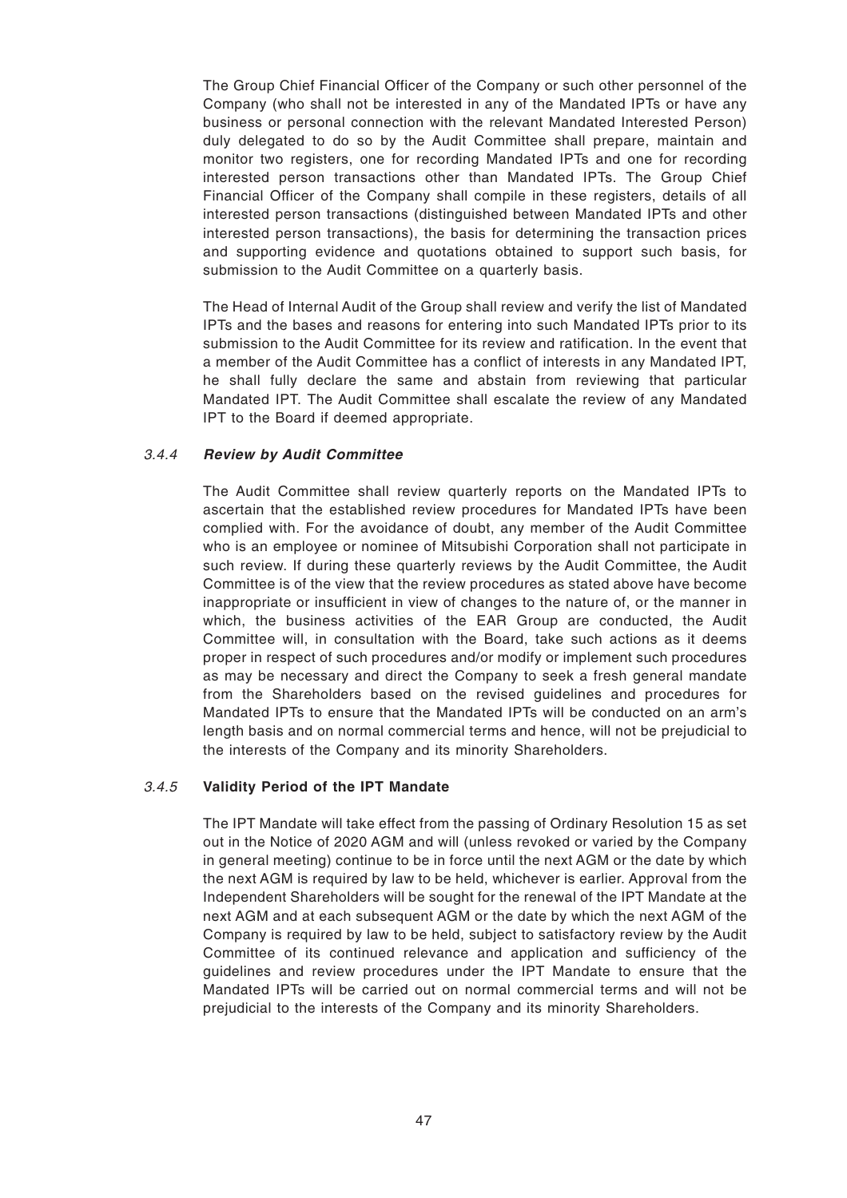The Group Chief Financial Officer of the Company or such other personnel of the Company (who shall not be interested in any of the Mandated IPTs or have any business or personal connection with the relevant Mandated Interested Person) duly delegated to do so by the Audit Committee shall prepare, maintain and monitor two registers, one for recording Mandated IPTs and one for recording interested person transactions other than Mandated IPTs. The Group Chief Financial Officer of the Company shall compile in these registers, details of all interested person transactions (distinguished between Mandated IPTs and other interested person transactions), the basis for determining the transaction prices and supporting evidence and quotations obtained to support such basis, for submission to the Audit Committee on a quarterly basis.

The Head of Internal Audit of the Group shall review and verify the list of Mandated IPTs and the bases and reasons for entering into such Mandated IPTs prior to its submission to the Audit Committee for its review and ratification. In the event that a member of the Audit Committee has a conflict of interests in any Mandated IPT, he shall fully declare the same and abstain from reviewing that particular Mandated IPT. The Audit Committee shall escalate the review of any Mandated IPT to the Board if deemed appropriate.

#### *3.4.4* ***Review by Audit Committee***

The Audit Committee shall review quarterly reports on the Mandated IPTs to ascertain that the established review procedures for Mandated IPTs have been complied with. For the avoidance of doubt, any member of the Audit Committee who is an employee or nominee of Mitsubishi Corporation shall not participate in such review. If during these quarterly reviews by the Audit Committee, the Audit Committee is of the view that the review procedures as stated above have become inappropriate or insufficient in view of changes to the nature of, or the manner in which, the business activities of the EAR Group are conducted, the Audit Committee will, in consultation with the Board, take such actions as it deems proper in respect of such procedures and/or modify or implement such procedures as may be necessary and direct the Company to seek a fresh general mandate from the Shareholders based on the revised guidelines and procedures for Mandated IPTs to ensure that the Mandated IPTs will be conducted on an arm's length basis and on normal commercial terms and hence, will not be prejudicial to the interests of the Company and its minority Shareholders.

#### *3.4.5* **Validity Period of the IPT Mandate**

The IPT Mandate will take effect from the passing of Ordinary Resolution 15 as set out in the Notice of 2020 AGM and will (unless revoked or varied by the Company in general meeting) continue to be in force until the next AGM or the date by which the next AGM is required by law to be held, whichever is earlier. Approval from the Independent Shareholders will be sought for the renewal of the IPT Mandate at the next AGM and at each subsequent AGM or the date by which the next AGM of the Company is required by law to be held, subject to satisfactory review by the Audit Committee of its continued relevance and application and sufficiency of the guidelines and review procedures under the IPT Mandate to ensure that the Mandated IPTs will be carried out on normal commercial terms and will not be prejudicial to the interests of the Company and its minority Shareholders.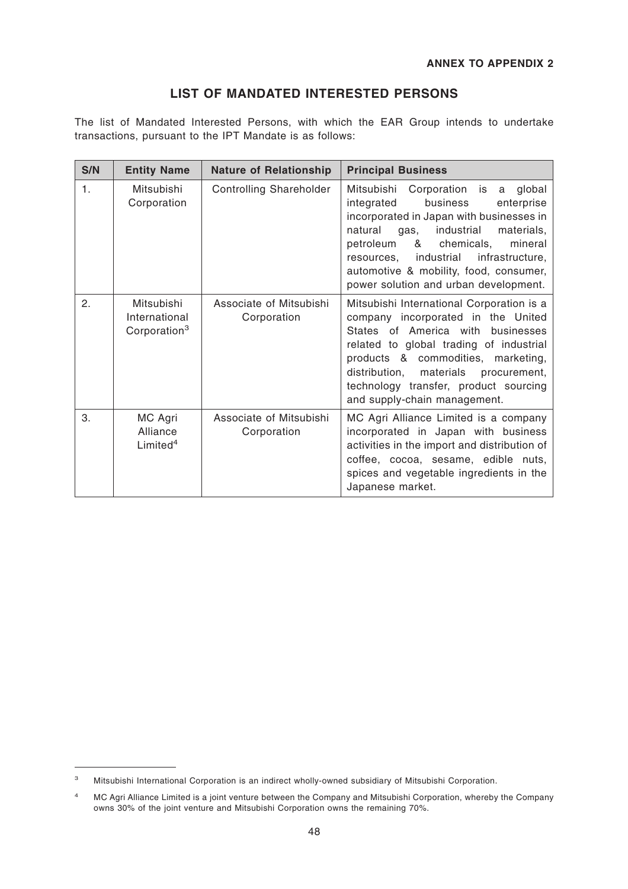**ANNEX TO APPENDIX 2**

## LIST OF MANDATED INTERESTED PERSONS

The list of Mandated Interested Persons, with which the EAR Group intends to undertake transactions, pursuant to the IPT Mandate is as follows:

| S/N | Entity Name | Nature of Relationship | Principal Business |
|---|---|---|---|
| 1. | Mitsubishi Corporation | Controlling Shareholder | Mitsubishi Corporation is a global integrated business enterprise incorporated in Japan with businesses in natural gas, industrial materials, petroleum & chemicals, mineral resources, industrial infrastructure, automotive & mobility, food, consumer, power solution and urban development. |
| 2. | Mitsubishi International Corporation[3] | Associate of Mitsubishi Corporation | Mitsubishi International Corporation is a company incorporated in the United States of America with businesses related to global trading of industrial products & commodities, marketing, distribution, materials procurement, technology transfer, product sourcing and supply-chain management. |
| 3. | MC Agri Alliance Limited[4] | Associate of Mitsubishi Corporation | MC Agri Alliance Limited is a company incorporated in Japan with business activities in the import and distribution of coffee, cocoa, sesame, edible nuts, spices and vegetable ingredients in the Japanese market. |

[3] Mitsubishi International Corporation is an indirect wholly-owned subsidiary of Mitsubishi Corporation.

[4] MC Agri Alliance Limited is a joint venture between the Company and Mitsubishi Corporation, whereby the Company owns 30% of the joint venture and Mitsubishi Corporation owns the remaining 70%.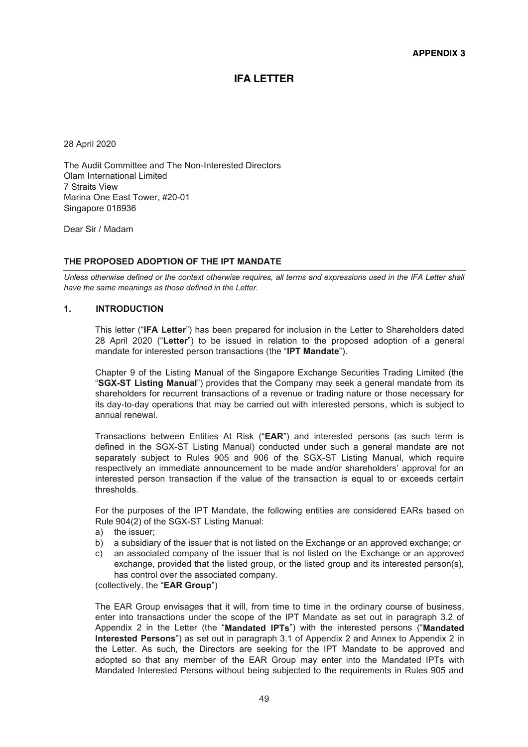**APPENDIX 3**

# IFA LETTER

28 April 2020

The Audit Committee and The Non-Interested Directors
Olam International Limited
7 Straits View
Marina One East Tower, #20-01
Singapore 018936

Dear Sir / Madam

**THE PROPOSED ADOPTION OF THE IPT MANDATE**

*Unless otherwise defined or the context otherwise requires, all terms and expressions used in the IFA Letter shall have the same meanings as those defined in the Letter.*

## 1. INTRODUCTION

This letter ("**IFA Letter**") has been prepared for inclusion in the Letter to Shareholders dated 28 April 2020 ("**Letter**") to be issued in relation to the proposed adoption of a general mandate for interested person transactions (the "**IPT Mandate**").

Chapter 9 of the Listing Manual of the Singapore Exchange Securities Trading Limited (the "**SGX-ST Listing Manual**") provides that the Company may seek a general mandate from its shareholders for recurrent transactions of a revenue or trading nature or those necessary for its day-to-day operations that may be carried out with interested persons, which is subject to annual renewal.

Transactions between Entities At Risk ("**EAR**") and interested persons (as such term is defined in the SGX-ST Listing Manual) conducted under such a general mandate are not separately subject to Rules 905 and 906 of the SGX-ST Listing Manual, which require respectively an immediate announcement to be made and/or shareholders' approval for an interested person transaction if the value of the transaction is equal to or exceeds certain thresholds.

For the purposes of the IPT Mandate, the following entities are considered EARs based on Rule 904(2) of the SGX-ST Listing Manual:

a) the issuer;
b) a subsidiary of the issuer that is not listed on the Exchange or an approved exchange; or
c) an associated company of the issuer that is not listed on the Exchange or an approved exchange, provided that the listed group, or the listed group and its interested person(s), has control over the associated company.

(collectively, the "**EAR Group**")

The EAR Group envisages that it will, from time to time in the ordinary course of business, enter into transactions under the scope of the IPT Mandate as set out in paragraph 3.2 of Appendix 2 in the Letter (the "**Mandated IPTs**") with the interested persons ("**Mandated Interested Persons**") as set out in paragraph 3.1 of Appendix 2 and Annex to Appendix 2 in the Letter. As such, the Directors are seeking for the IPT Mandate to be approved and adopted so that any member of the EAR Group may enter into the Mandated IPTs with Mandated Interested Persons without being subjected to the requirements in Rules 905 and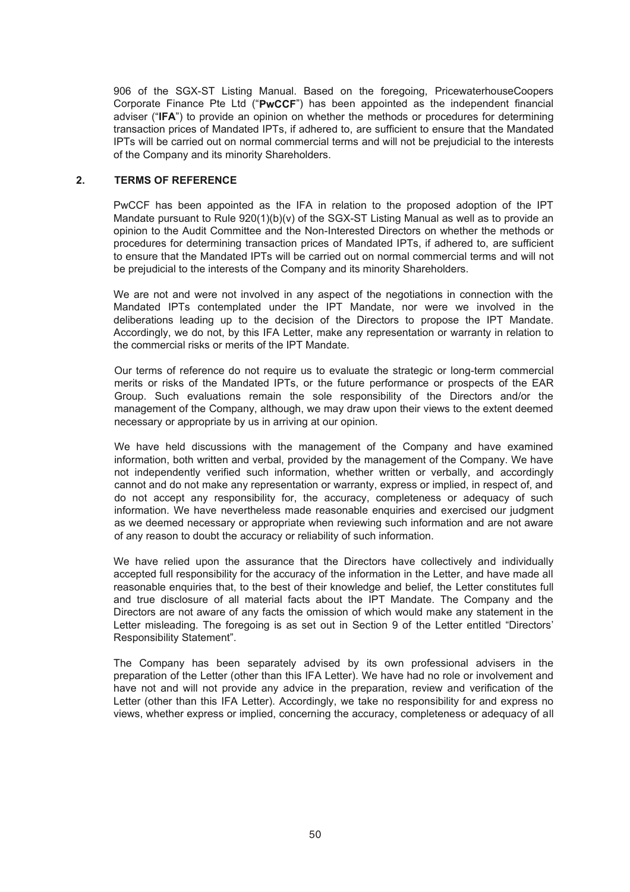906 of the SGX-ST Listing Manual. Based on the foregoing, PricewaterhouseCoopers Corporate Finance Pte Ltd ("**PwCCF**") has been appointed as the independent financial adviser ("**IFA**") to provide an opinion on whether the methods or procedures for determining transaction prices of Mandated IPTs, if adhered to, are sufficient to ensure that the Mandated IPTs will be carried out on normal commercial terms and will not be prejudicial to the interests of the Company and its minority Shareholders.

## 2. TERMS OF REFERENCE

PwCCF has been appointed as the IFA in relation to the proposed adoption of the IPT Mandate pursuant to Rule 920(1)(b)(v) of the SGX-ST Listing Manual as well as to provide an opinion to the Audit Committee and the Non-Interested Directors on whether the methods or procedures for determining transaction prices of Mandated IPTs, if adhered to, are sufficient to ensure that the Mandated IPTs will be carried out on normal commercial terms and will not be prejudicial to the interests of the Company and its minority Shareholders.

We are not and were not involved in any aspect of the negotiations in connection with the Mandated IPTs contemplated under the IPT Mandate, nor were we involved in the deliberations leading up to the decision of the Directors to propose the IPT Mandate. Accordingly, we do not, by this IFA Letter, make any representation or warranty in relation to the commercial risks or merits of the IPT Mandate.

Our terms of reference do not require us to evaluate the strategic or long-term commercial merits or risks of the Mandated IPTs, or the future performance or prospects of the EAR Group. Such evaluations remain the sole responsibility of the Directors and/or the management of the Company, although, we may draw upon their views to the extent deemed necessary or appropriate by us in arriving at our opinion.

We have held discussions with the management of the Company and have examined information, both written and verbal, provided by the management of the Company. We have not independently verified such information, whether written or verbally, and accordingly cannot and do not make any representation or warranty, express or implied, in respect of, and do not accept any responsibility for, the accuracy, completeness or adequacy of such information. We have nevertheless made reasonable enquiries and exercised our judgment as we deemed necessary or appropriate when reviewing such information and are not aware of any reason to doubt the accuracy or reliability of such information.

We have relied upon the assurance that the Directors have collectively and individually accepted full responsibility for the accuracy of the information in the Letter, and have made all reasonable enquiries that, to the best of their knowledge and belief, the Letter constitutes full and true disclosure of all material facts about the IPT Mandate. The Company and the Directors are not aware of any facts the omission of which would make any statement in the Letter misleading. The foregoing is as set out in Section 9 of the Letter entitled "Directors' Responsibility Statement".

The Company has been separately advised by its own professional advisers in the preparation of the Letter (other than this IFA Letter). We have had no role or involvement and have not and will not provide any advice in the preparation, review and verification of the Letter (other than this IFA Letter). Accordingly, we take no responsibility for and express no views, whether express or implied, concerning the accuracy, completeness or adequacy of all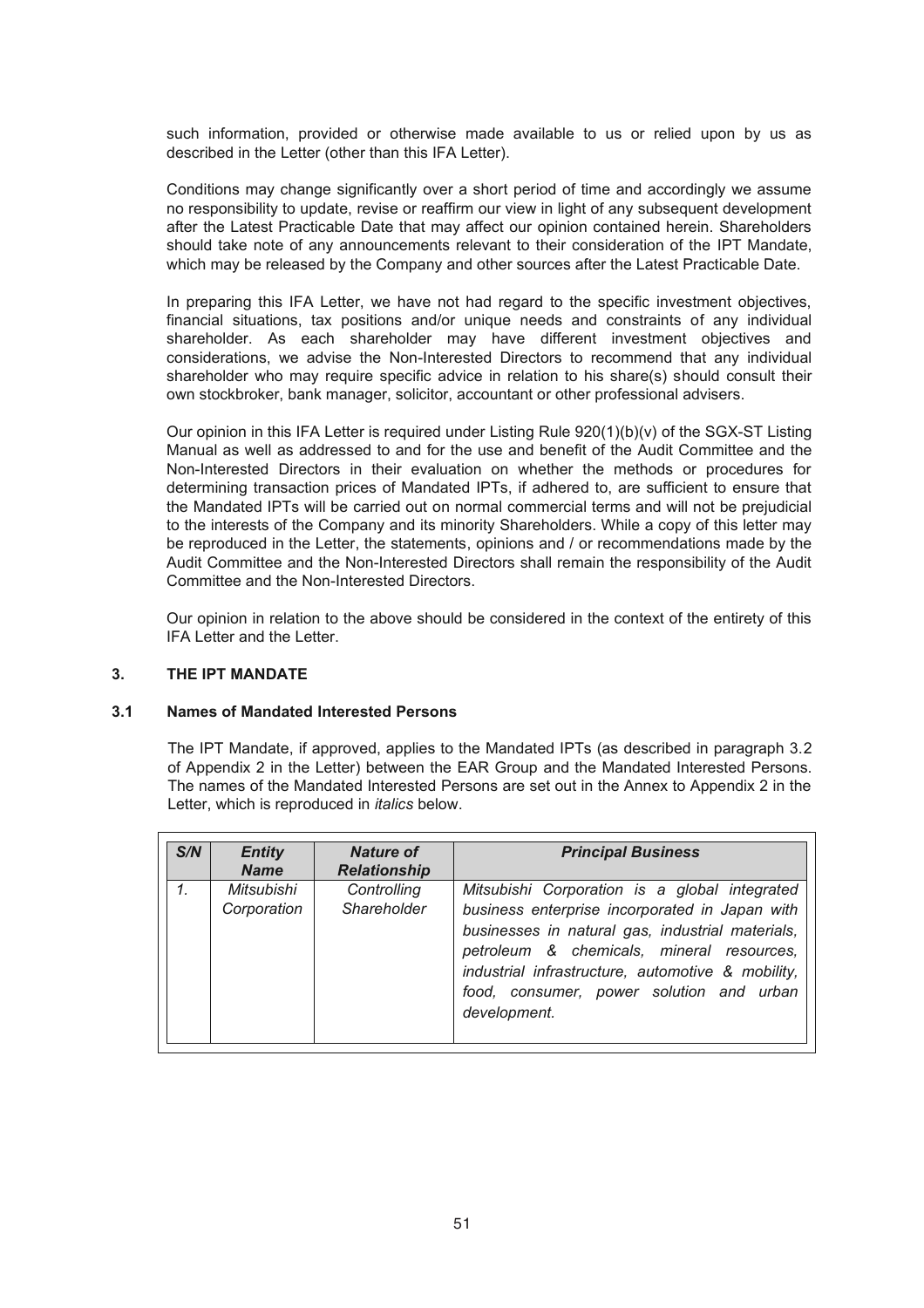such information, provided or otherwise made available to us or relied upon by us as described in the Letter (other than this IFA Letter).

Conditions may change significantly over a short period of time and accordingly we assume no responsibility to update, revise or reaffirm our view in light of any subsequent development after the Latest Practicable Date that may affect our opinion contained herein. Shareholders should take note of any announcements relevant to their consideration of the IPT Mandate, which may be released by the Company and other sources after the Latest Practicable Date.

In preparing this IFA Letter, we have not had regard to the specific investment objectives, financial situations, tax positions and/or unique needs and constraints of any individual shareholder. As each shareholder may have different investment objectives and considerations, we advise the Non-Interested Directors to recommend that any individual shareholder who may require specific advice in relation to his share(s) should consult their own stockbroker, bank manager, solicitor, accountant or other professional advisers.

Our opinion in this IFA Letter is required under Listing Rule 920(1)(b)(v) of the SGX-ST Listing Manual as well as addressed to and for the use and benefit of the Audit Committee and the Non-Interested Directors in their evaluation on whether the methods or procedures for determining transaction prices of Mandated IPTs, if adhered to, are sufficient to ensure that the Mandated IPTs will be carried out on normal commercial terms and will not be prejudicial to the interests of the Company and its minority Shareholders. While a copy of this letter may be reproduced in the Letter, the statements, opinions and / or recommendations made by the Audit Committee and the Non-Interested Directors shall remain the responsibility of the Audit Committee and the Non-Interested Directors.

Our opinion in relation to the above should be considered in the context of the entirety of this IFA Letter and the Letter.

## 3. THE IPT MANDATE

### 3.1 Names of Mandated Interested Persons

The IPT Mandate, if approved, applies to the Mandated IPTs (as described in paragraph 3.2 of Appendix 2 in the Letter) between the EAR Group and the Mandated Interested Persons. The names of the Mandated Interested Persons are set out in the Annex to Appendix 2 in the Letter, which is reproduced in *italics* below.

| ***S/N*** | ***Entity Name*** | ***Nature of Relationship*** | ***Principal Business*** |
|---|---|---|---|
| *1.* | *Mitsubishi Corporation* | *Controlling Shareholder* | *Mitsubishi Corporation is a global integrated business enterprise incorporated in Japan with businesses in natural gas, industrial materials, petroleum & chemicals, mineral resources, industrial infrastructure, automotive & mobility, food, consumer, power solution and urban development.* |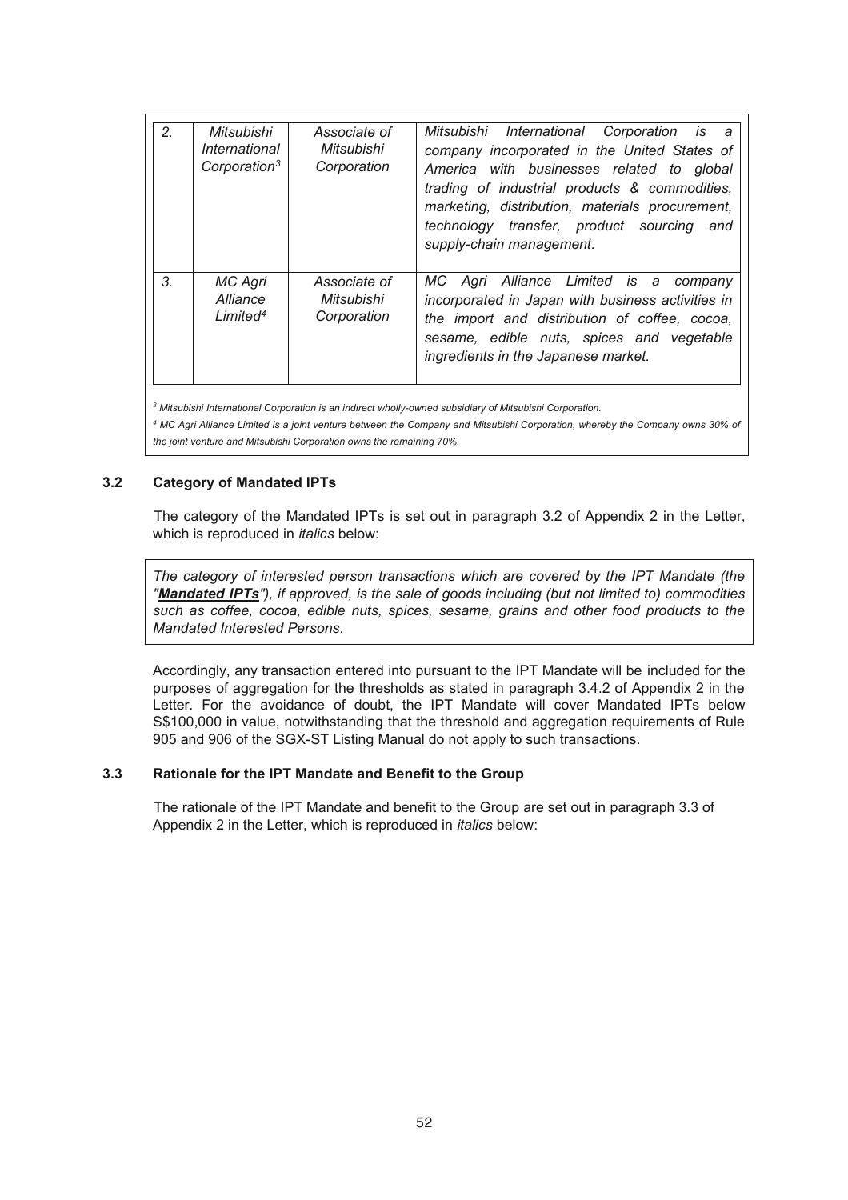| 2. | *Mitsubishi International Corporation*[3] | *Associate of Mitsubishi Corporation* | *Mitsubishi International Corporation is a company incorporated in the United States of America with businesses related to global trading of industrial products & commodities, marketing, distribution, materials procurement, technology transfer, product sourcing and supply-chain management.* |
|---|---|---|---|
| 3. | *MC Agri Alliance Limited*[4] | *Associate of Mitsubishi Corporation* | *MC Agri Alliance Limited is a company incorporated in Japan with business activities in the import and distribution of coffee, cocoa, sesame, edible nuts, spices and vegetable ingredients in the Japanese market.* |

*[3] Mitsubishi International Corporation is an indirect wholly-owned subsidiary of Mitsubishi Corporation.*

*[4] MC Agri Alliance Limited is a joint venture between the Company and Mitsubishi Corporation, whereby the Company owns 30% of the joint venture and Mitsubishi Corporation owns the remaining 70%.*

### 3.2 Category of Mandated IPTs

The category of the Mandated IPTs is set out in paragraph 3.2 of Appendix 2 in the Letter, which is reproduced in *italics* below:

*The category of interested person transactions which are covered by the IPT Mandate (the "**Mandated IPTs**"), if approved, is the sale of goods including (but not limited to) commodities such as coffee, cocoa, edible nuts, spices, sesame, grains and other food products to the Mandated Interested Persons.*

Accordingly, any transaction entered into pursuant to the IPT Mandate will be included for the purposes of aggregation for the thresholds as stated in paragraph 3.4.2 of Appendix 2 in the Letter. For the avoidance of doubt, the IPT Mandate will cover Mandated IPTs below S$100,000 in value, notwithstanding that the threshold and aggregation requirements of Rule 905 and 906 of the SGX-ST Listing Manual do not apply to such transactions.

### 3.3 Rationale for the IPT Mandate and Benefit to the Group

The rationale of the IPT Mandate and benefit to the Group are set out in paragraph 3.3 of Appendix 2 in the Letter, which is reproduced in *italics* below: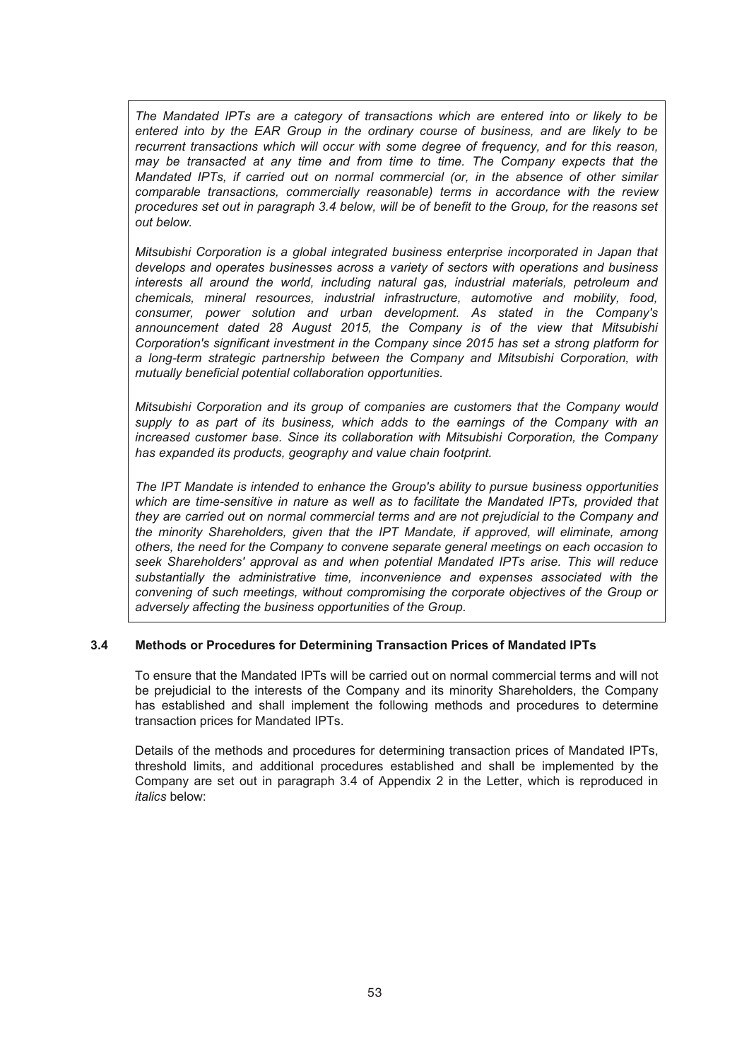*The Mandated IPTs are a category of transactions which are entered into or likely to be entered into by the EAR Group in the ordinary course of business, and are likely to be recurrent transactions which will occur with some degree of frequency, and for this reason, may be transacted at any time and from time to time. The Company expects that the Mandated IPTs, if carried out on normal commercial (or, in the absence of other similar comparable transactions, commercially reasonable) terms in accordance with the review procedures set out in paragraph 3.4 below, will be of benefit to the Group, for the reasons set out below.*

*Mitsubishi Corporation is a global integrated business enterprise incorporated in Japan that develops and operates businesses across a variety of sectors with operations and business interests all around the world, including natural gas, industrial materials, petroleum and chemicals, mineral resources, industrial infrastructure, automotive and mobility, food, consumer, power solution and urban development. As stated in the Company's announcement dated 28 August 2015, the Company is of the view that Mitsubishi Corporation's significant investment in the Company since 2015 has set a strong platform for a long-term strategic partnership between the Company and Mitsubishi Corporation, with mutually beneficial potential collaboration opportunities.*

*Mitsubishi Corporation and its group of companies are customers that the Company would supply to as part of its business, which adds to the earnings of the Company with an increased customer base. Since its collaboration with Mitsubishi Corporation, the Company has expanded its products, geography and value chain footprint.*

*The IPT Mandate is intended to enhance the Group's ability to pursue business opportunities which are time-sensitive in nature as well as to facilitate the Mandated IPTs, provided that they are carried out on normal commercial terms and are not prejudicial to the Company and the minority Shareholders, given that the IPT Mandate, if approved, will eliminate, among others, the need for the Company to convene separate general meetings on each occasion to seek Shareholders' approval as and when potential Mandated IPTs arise. This will reduce substantially the administrative time, inconvenience and expenses associated with the convening of such meetings, without compromising the corporate objectives of the Group or adversely affecting the business opportunities of the Group.*

### 3.4 Methods or Procedures for Determining Transaction Prices of Mandated IPTs

To ensure that the Mandated IPTs will be carried out on normal commercial terms and will not be prejudicial to the interests of the Company and its minority Shareholders, the Company has established and shall implement the following methods and procedures to determine transaction prices for Mandated IPTs.

Details of the methods and procedures for determining transaction prices of Mandated IPTs, threshold limits, and additional procedures established and shall be implemented by the Company are set out in paragraph 3.4 of Appendix 2 in the Letter, which is reproduced in *italics* below: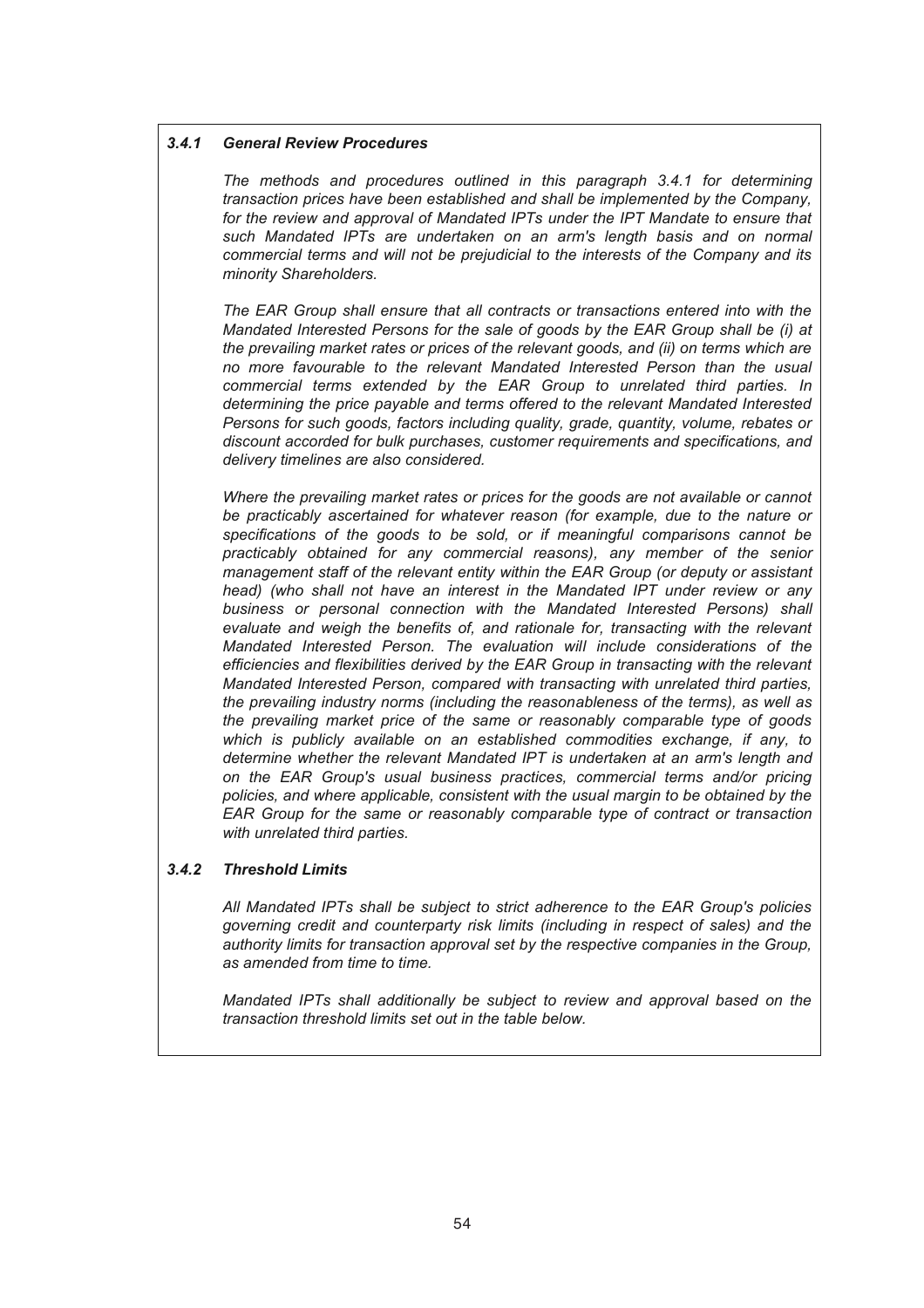### *3.4.1 General Review Procedures*

*The methods and procedures outlined in this paragraph 3.4.1 for determining transaction prices have been established and shall be implemented by the Company, for the review and approval of Mandated IPTs under the IPT Mandate to ensure that such Mandated IPTs are undertaken on an arm's length basis and on normal commercial terms and will not be prejudicial to the interests of the Company and its minority Shareholders.*

*The EAR Group shall ensure that all contracts or transactions entered into with the Mandated Interested Persons for the sale of goods by the EAR Group shall be (i) at the prevailing market rates or prices of the relevant goods, and (ii) on terms which are no more favourable to the relevant Mandated Interested Person than the usual commercial terms extended by the EAR Group to unrelated third parties. In determining the price payable and terms offered to the relevant Mandated Interested Persons for such goods, factors including quality, grade, quantity, volume, rebates or discount accorded for bulk purchases, customer requirements and specifications, and delivery timelines are also considered.*

*Where the prevailing market rates or prices for the goods are not available or cannot be practicably ascertained for whatever reason (for example, due to the nature or specifications of the goods to be sold, or if meaningful comparisons cannot be practicably obtained for any commercial reasons), any member of the senior management staff of the relevant entity within the EAR Group (or deputy or assistant head) (who shall not have an interest in the Mandated IPT under review or any business or personal connection with the Mandated Interested Persons) shall evaluate and weigh the benefits of, and rationale for, transacting with the relevant Mandated Interested Person. The evaluation will include considerations of the efficiencies and flexibilities derived by the EAR Group in transacting with the relevant Mandated Interested Person, compared with transacting with unrelated third parties, the prevailing industry norms (including the reasonableness of the terms), as well as the prevailing market price of the same or reasonably comparable type of goods which is publicly available on an established commodities exchange, if any, to determine whether the relevant Mandated IPT is undertaken at an arm's length and on the EAR Group's usual business practices, commercial terms and/or pricing policies, and where applicable, consistent with the usual margin to be obtained by the EAR Group for the same or reasonably comparable type of contract or transaction with unrelated third parties.*

### *3.4.2 Threshold Limits*

*All Mandated IPTs shall be subject to strict adherence to the EAR Group's policies governing credit and counterparty risk limits (including in respect of sales) and the authority limits for transaction approval set by the respective companies in the Group, as amended from time to time.*

*Mandated IPTs shall additionally be subject to review and approval based on the transaction threshold limits set out in the table below.*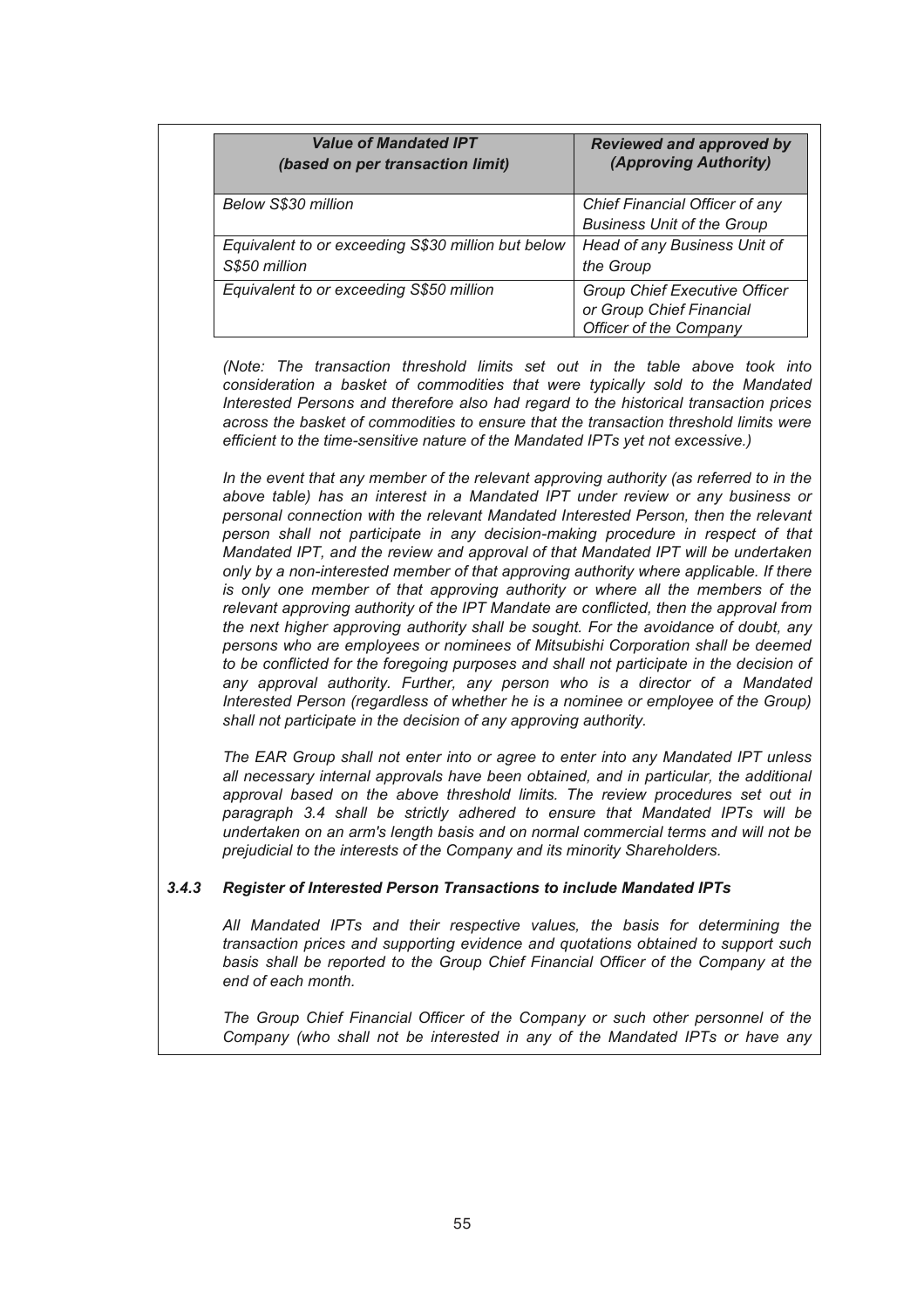| *Value of Mandated IPT (based on per transaction limit)* | *Reviewed and approved by (Approving Authority)* |
|---|---|
| *Below S$30 million* | *Chief Financial Officer of any Business Unit of the Group* |
| *Equivalent to or exceeding S$30 million but below S$50 million* | *Head of any Business Unit of the Group* |
| *Equivalent to or exceeding S$50 million* | *Group Chief Executive Officer or Group Chief Financial Officer of the Company* |

*(Note: The transaction threshold limits set out in the table above took into consideration a basket of commodities that were typically sold to the Mandated Interested Persons and therefore also had regard to the historical transaction prices across the basket of commodities to ensure that the transaction threshold limits were efficient to the time-sensitive nature of the Mandated IPTs yet not excessive.)*

*In the event that any member of the relevant approving authority (as referred to in the above table) has an interest in a Mandated IPT under review or any business or personal connection with the relevant Mandated Interested Person, then the relevant person shall not participate in any decision-making procedure in respect of that Mandated IPT, and the review and approval of that Mandated IPT will be undertaken only by a non-interested member of that approving authority where applicable. If there is only one member of that approving authority or where all the members of the relevant approving authority of the IPT Mandate are conflicted, then the approval from the next higher approving authority shall be sought. For the avoidance of doubt, any persons who are employees or nominees of Mitsubishi Corporation shall be deemed to be conflicted for the foregoing purposes and shall not participate in the decision of any approval authority. Further, any person who is a director of a Mandated Interested Person (regardless of whether he is a nominee or employee of the Group) shall not participate in the decision of any approving authority.*

*The EAR Group shall not enter into or agree to enter into any Mandated IPT unless all necessary internal approvals have been obtained, and in particular, the additional approval based on the above threshold limits. The review procedures set out in paragraph 3.4 shall be strictly adhered to ensure that Mandated IPTs will be undertaken on an arm's length basis and on normal commercial terms and will not be prejudicial to the interests of the Company and its minority Shareholders.*

### *3.4.3 Register of Interested Person Transactions to include Mandated IPTs*

*All Mandated IPTs and their respective values, the basis for determining the transaction prices and supporting evidence and quotations obtained to support such basis shall be reported to the Group Chief Financial Officer of the Company at the end of each month.*

*The Group Chief Financial Officer of the Company or such other personnel of the Company (who shall not be interested in any of the Mandated IPTs or have any*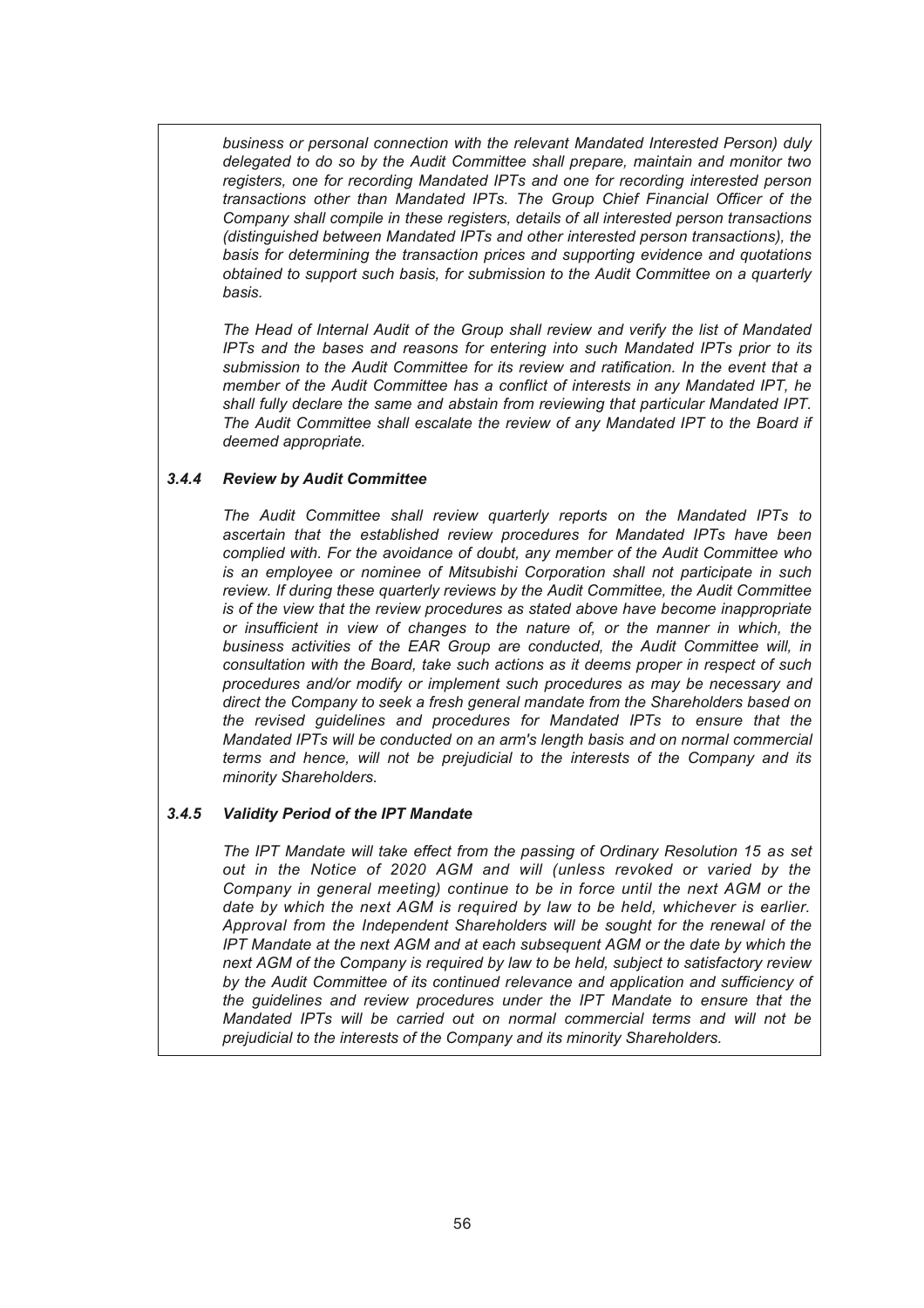*business or personal connection with the relevant Mandated Interested Person) duly delegated to do so by the Audit Committee shall prepare, maintain and monitor two registers, one for recording Mandated IPTs and one for recording interested person transactions other than Mandated IPTs. The Group Chief Financial Officer of the Company shall compile in these registers, details of all interested person transactions (distinguished between Mandated IPTs and other interested person transactions), the basis for determining the transaction prices and supporting evidence and quotations obtained to support such basis, for submission to the Audit Committee on a quarterly basis.*

*The Head of Internal Audit of the Group shall review and verify the list of Mandated IPTs and the bases and reasons for entering into such Mandated IPTs prior to its submission to the Audit Committee for its review and ratification. In the event that a member of the Audit Committee has a conflict of interests in any Mandated IPT, he shall fully declare the same and abstain from reviewing that particular Mandated IPT. The Audit Committee shall escalate the review of any Mandated IPT to the Board if deemed appropriate.*

### *3.4.4 Review by Audit Committee*

*The Audit Committee shall review quarterly reports on the Mandated IPTs to ascertain that the established review procedures for Mandated IPTs have been complied with. For the avoidance of doubt, any member of the Audit Committee who is an employee or nominee of Mitsubishi Corporation shall not participate in such review. If during these quarterly reviews by the Audit Committee, the Audit Committee is of the view that the review procedures as stated above have become inappropriate or insufficient in view of changes to the nature of, or the manner in which, the business activities of the EAR Group are conducted, the Audit Committee will, in consultation with the Board, take such actions as it deems proper in respect of such procedures and/or modify or implement such procedures as may be necessary and direct the Company to seek a fresh general mandate from the Shareholders based on the revised guidelines and procedures for Mandated IPTs to ensure that the Mandated IPTs will be conducted on an arm's length basis and on normal commercial terms and hence, will not be prejudicial to the interests of the Company and its minority Shareholders.*

### *3.4.5 Validity Period of the IPT Mandate*

*The IPT Mandate will take effect from the passing of Ordinary Resolution 15 as set out in the Notice of 2020 AGM and will (unless revoked or varied by the Company in general meeting) continue to be in force until the next AGM or the date by which the next AGM is required by law to be held, whichever is earlier. Approval from the Independent Shareholders will be sought for the renewal of the IPT Mandate at the next AGM and at each subsequent AGM or the date by which the next AGM of the Company is required by law to be held, subject to satisfactory review by the Audit Committee of its continued relevance and application and sufficiency of the guidelines and review procedures under the IPT Mandate to ensure that the Mandated IPTs will be carried out on normal commercial terms and will not be prejudicial to the interests of the Company and its minority Shareholders.*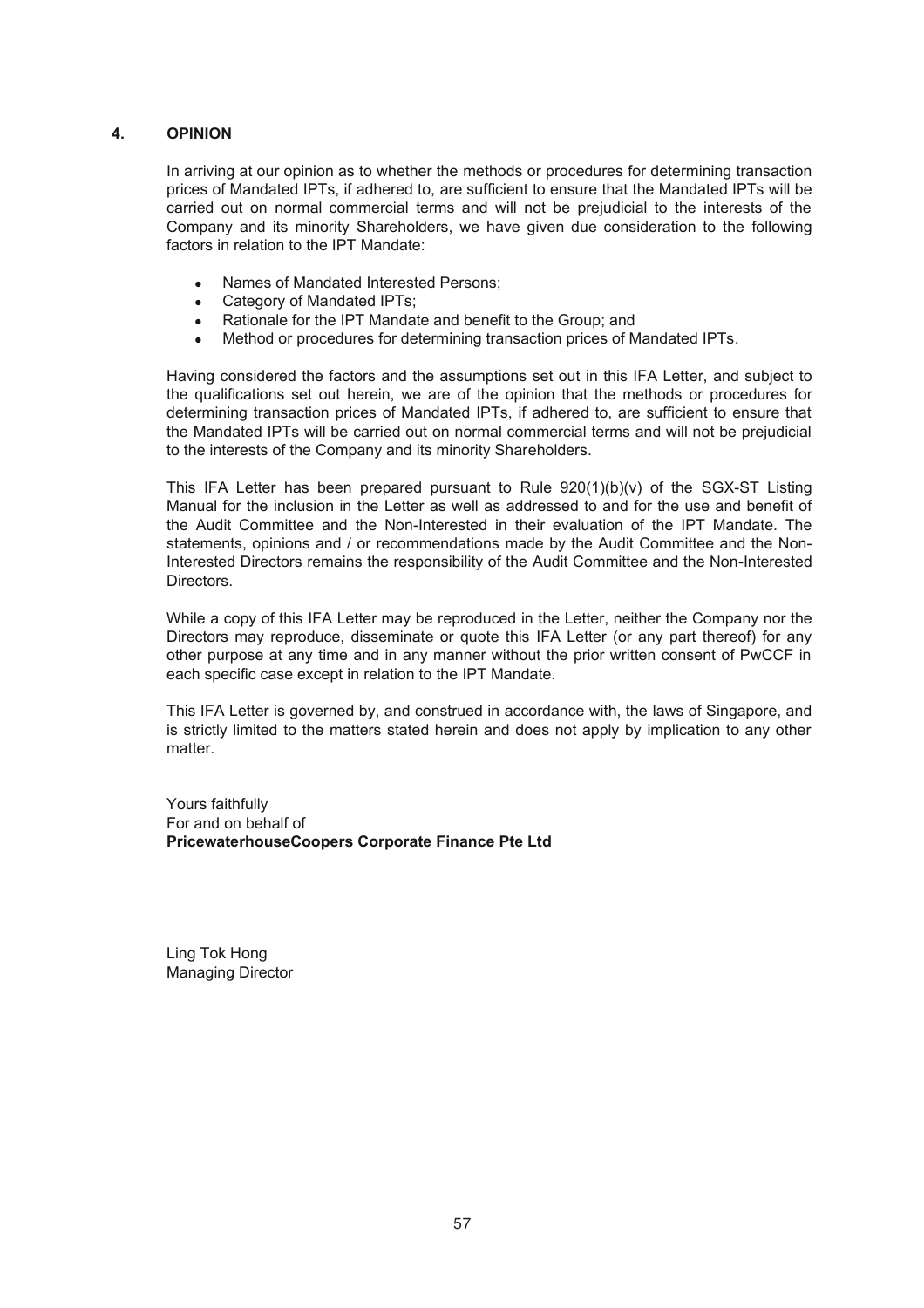## 4. OPINION

In arriving at our opinion as to whether the methods or procedures for determining transaction prices of Mandated IPTs, if adhered to, are sufficient to ensure that the Mandated IPTs will be carried out on normal commercial terms and will not be prejudicial to the interests of the Company and its minority Shareholders, we have given due consideration to the following factors in relation to the IPT Mandate:

- Names of Mandated Interested Persons;
- Category of Mandated IPTs;
- Rationale for the IPT Mandate and benefit to the Group; and
- Method or procedures for determining transaction prices of Mandated IPTs.

Having considered the factors and the assumptions set out in this IFA Letter, and subject to the qualifications set out herein, we are of the opinion that the methods or procedures for determining transaction prices of Mandated IPTs, if adhered to, are sufficient to ensure that the Mandated IPTs will be carried out on normal commercial terms and will not be prejudicial to the interests of the Company and its minority Shareholders.

This IFA Letter has been prepared pursuant to Rule 920(1)(b)(v) of the SGX-ST Listing Manual for the inclusion in the Letter as well as addressed to and for the use and benefit of the Audit Committee and the Non-Interested in their evaluation of the IPT Mandate. The statements, opinions and / or recommendations made by the Audit Committee and the Non-Interested Directors remains the responsibility of the Audit Committee and the Non-Interested Directors.

While a copy of this IFA Letter may be reproduced in the Letter, neither the Company nor the Directors may reproduce, disseminate or quote this IFA Letter (or any part thereof) for any other purpose at any time and in any manner without the prior written consent of PwCCF in each specific case except in relation to the IPT Mandate.

This IFA Letter is governed by, and construed in accordance with, the laws of Singapore, and is strictly limited to the matters stated herein and does not apply by implication to any other matter.

Yours faithfully
For and on behalf of
**PricewaterhouseCoopers Corporate Finance Pte Ltd**

Ling Tok Hong
Managing Director